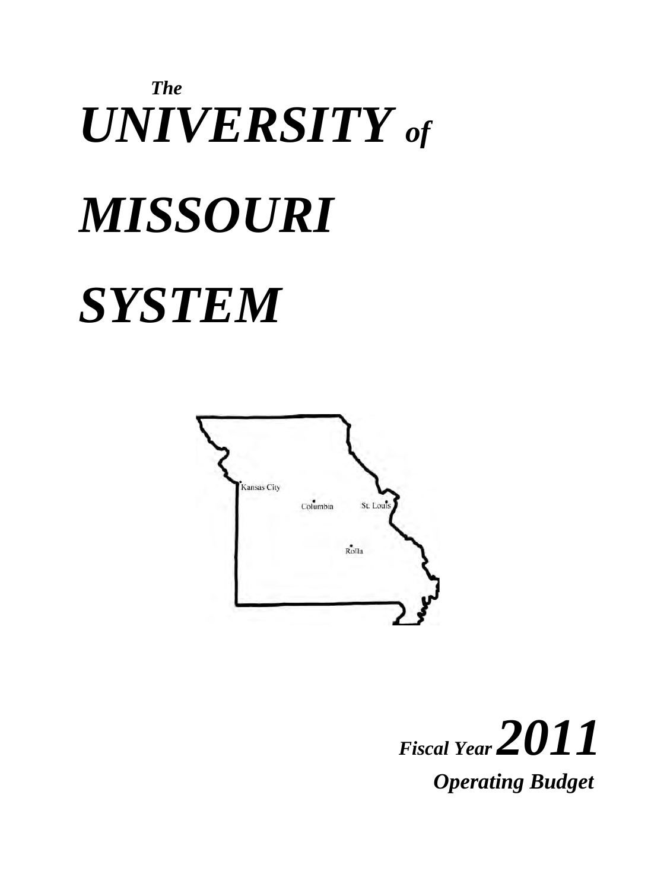*The*

# *UNIVERSITY of MISSOURI SYSTEM*

Kansas City

Columbia

St. Louis

Rolla

***Fiscal Year 2011***

***Operating Budget***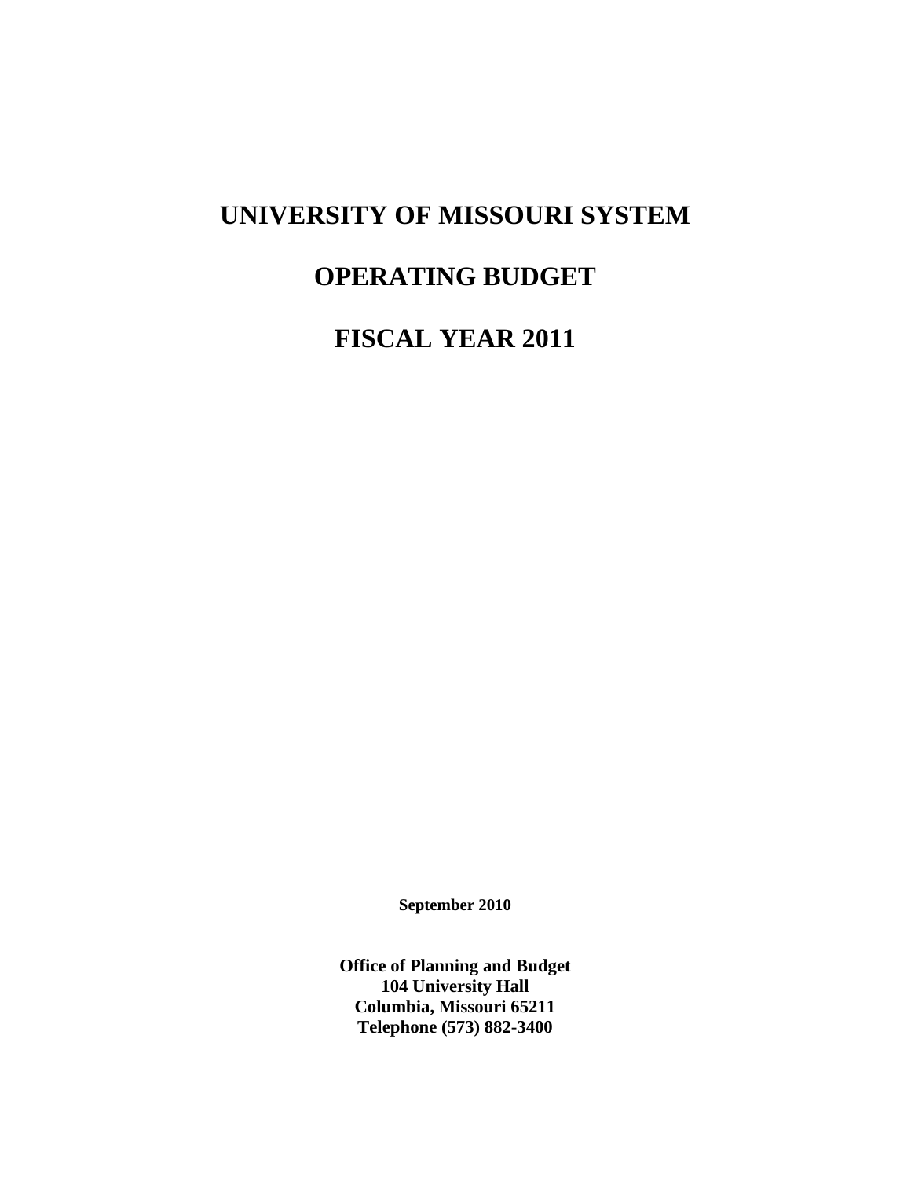# UNIVERSITY OF MISSOURI SYSTEM

# OPERATING BUDGET

# FISCAL YEAR 2011

**September 2010**

**Office of Planning and Budget**
**104 University Hall**
**Columbia, Missouri 65211**
**Telephone (573) 882-3400**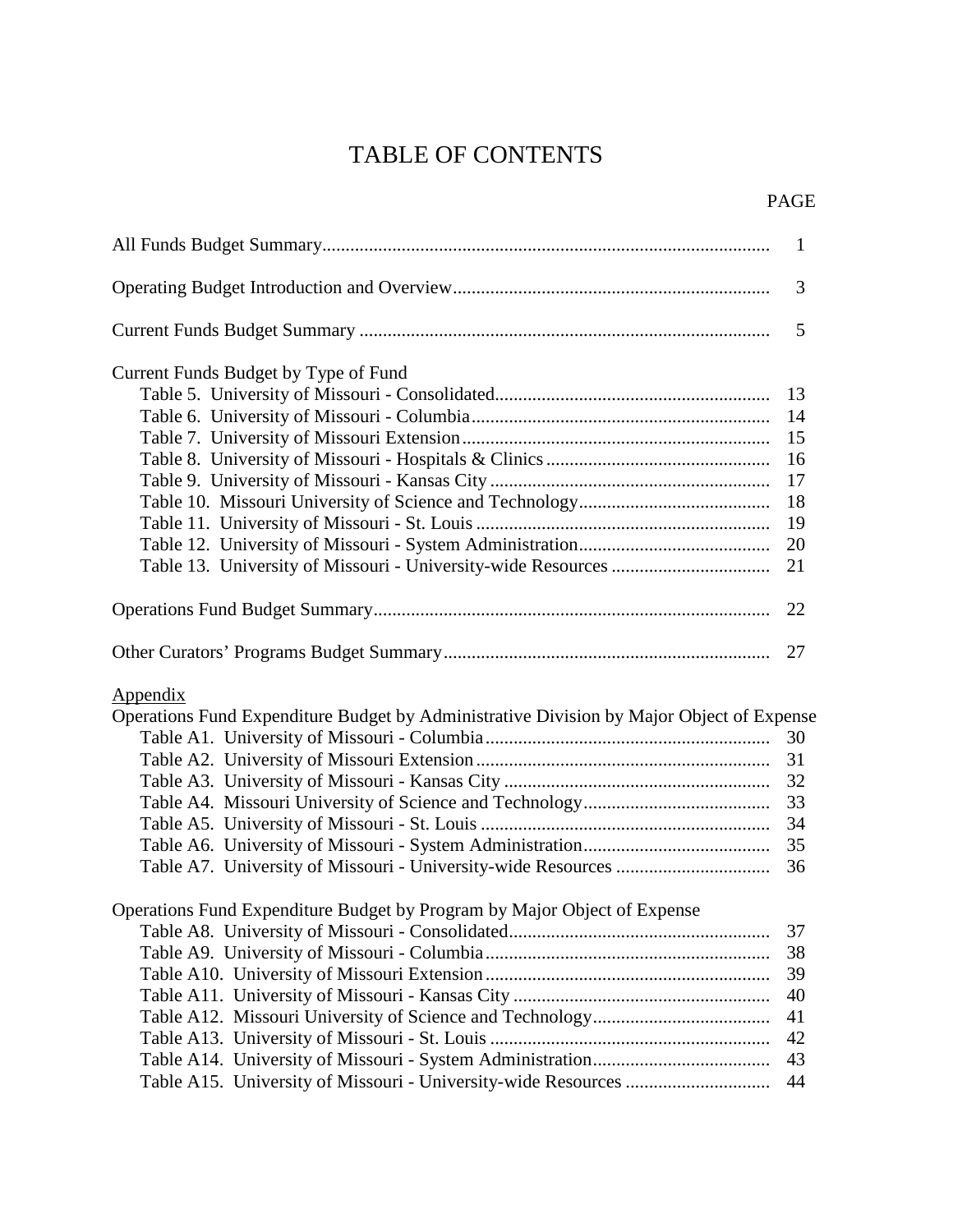# TABLE OF CONTENTS

| | PAGE |
|---|---|
| All Funds Budget Summary | 1 |
| Operating Budget Introduction and Overview | 3 |
| Current Funds Budget Summary | 5 |
| **Current Funds Budget by Type of Fund** | |
| Table 5. University of Missouri - Consolidated | 13 |
| Table 6. University of Missouri - Columbia | 14 |
| Table 7. University of Missouri Extension | 15 |
| Table 8. University of Missouri - Hospitals & Clinics | 16 |
| Table 9. University of Missouri - Kansas City | 17 |
| Table 10. Missouri University of Science and Technology | 18 |
| Table 11. University of Missouri - St. Louis | 19 |
| Table 12. University of Missouri - System Administration | 20 |
| Table 13. University of Missouri - University-wide Resources | 21 |
| Operations Fund Budget Summary | 22 |
| Other Curators' Programs Budget Summary | 27 |
| <u>Appendix</u> | |
| **Operations Fund Expenditure Budget by Administrative Division by Major Object of Expense** | |
| Table A1. University of Missouri - Columbia | 30 |
| Table A2. University of Missouri Extension | 31 |
| Table A3. University of Missouri - Kansas City | 32 |
| Table A4. Missouri University of Science and Technology | 33 |
| Table A5. University of Missouri - St. Louis | 34 |
| Table A6. University of Missouri - System Administration | 35 |
| Table A7. University of Missouri - University-wide Resources | 36 |
| **Operations Fund Expenditure Budget by Program by Major Object of Expense** | |
| Table A8. University of Missouri - Consolidated | 37 |
| Table A9. University of Missouri - Columbia | 38 |
| Table A10. University of Missouri Extension | 39 |
| Table A11. University of Missouri - Kansas City | 40 |
| Table A12. Missouri University of Science and Technology | 41 |
| Table A13. University of Missouri - St. Louis | 42 |
| Table A14. University of Missouri - System Administration | 43 |
| Table A15. University of Missouri - University-wide Resources | 44 |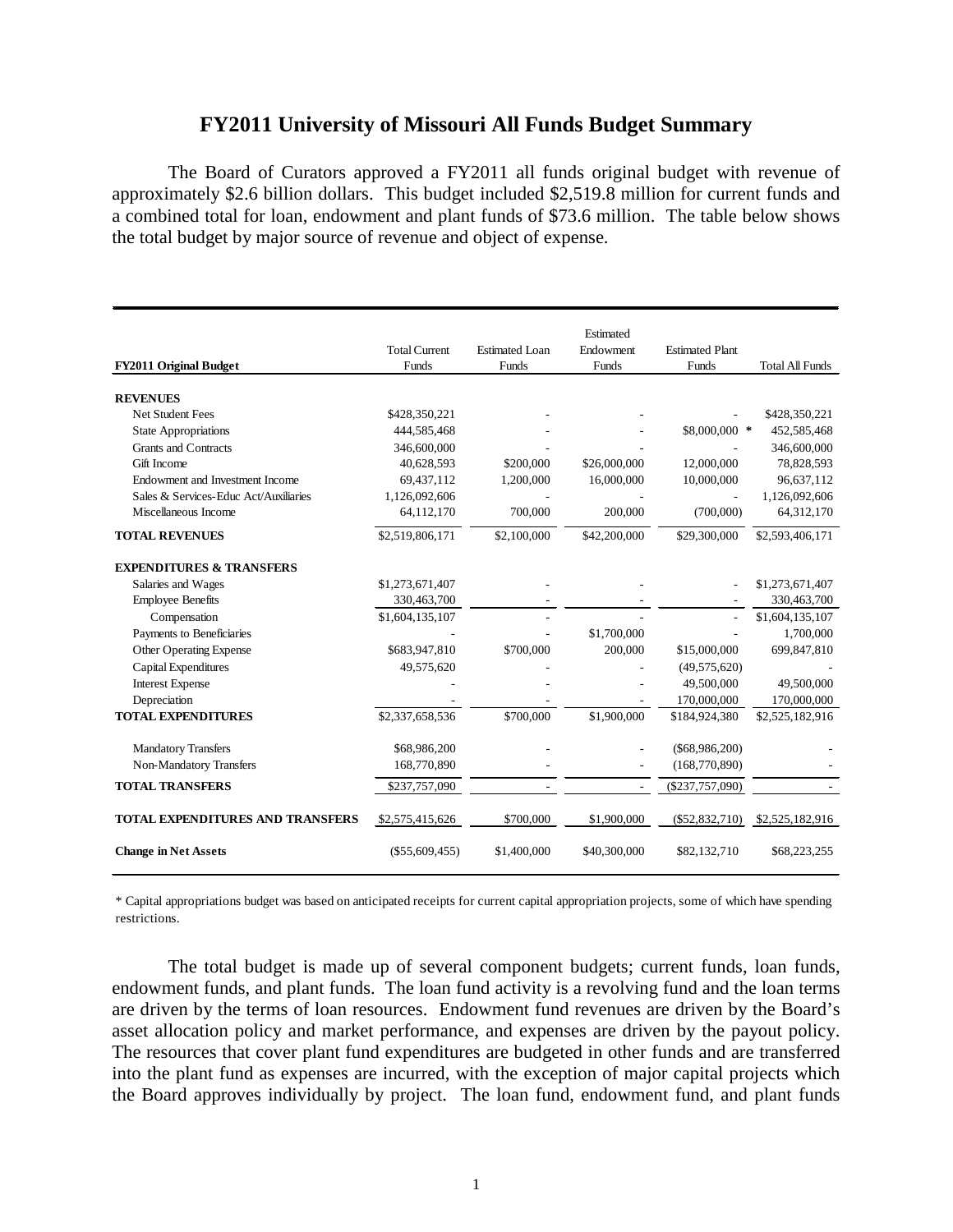## FY2011 University of Missouri All Funds Budget Summary

The Board of Curators approved a FY2011 all funds original budget with revenue of approximately $2.6 billion dollars. This budget included $2,519.8 million for current funds and a combined total for loan, endowment and plant funds of $73.6 million. The table below shows the total budget by major source of revenue and object of expense.

| FY2011 Original Budget | Total Current Funds | Estimated Loan Funds | Estimated Endowment Funds | Estimated Plant Funds | Total All Funds |
|---|---|---|---|---|---|
| **REVENUES** | | | | | |
| Net Student Fees | $428,350,221 | - | - | - | $428,350,221 |
| State Appropriations | 444,585,468 | - | - | $8,000,000 * | 452,585,468 |
| Grants and Contracts | 346,600,000 | - | - | - | 346,600,000 |
| Gift Income | 40,628,593 | $200,000 | $26,000,000 | 12,000,000 | 78,828,593 |
| Endowment and Investment Income | 69,437,112 | 1,200,000 | 16,000,000 | 10,000,000 | 96,637,112 |
| Sales & Services-Educ Act/Auxiliaries | 1,126,092,606 | - | - | - | 1,126,092,606 |
| Miscellaneous Income | 64,112,170 | 700,000 | 200,000 | (700,000) | 64,312,170 |
| **TOTAL REVENUES** | $2,519,806,171 | $2,100,000 | $42,200,000 | $29,300,000 | $2,593,406,171 |
| **EXPENDITURES & TRANSFERS** | | | | | |
| Salaries and Wages | $1,273,671,407 | - | - | - | $1,273,671,407 |
| Employee Benefits | 330,463,700 | - | - | - | 330,463,700 |
| Compensation | $1,604,135,107 | - | - | - | $1,604,135,107 |
| Payments to Beneficiaries | - | - | $1,700,000 | - | 1,700,000 |
| Other Operating Expense | $683,947,810 | $700,000 | 200,000 | $15,000,000 | 699,847,810 |
| Capital Expenditures | 49,575,620 | - | - | (49,575,620) | - |
| Interest Expense | - | - | - | 49,500,000 | 49,500,000 |
| Depreciation | - | - | - | 170,000,000 | 170,000,000 |
| **TOTAL EXPENDITURES** | $2,337,658,536 | $700,000 | $1,900,000 | $184,924,380 | $2,525,182,916 |
| Mandatory Transfers | $68,986,200 | - | - | ($68,986,200) | - |
| Non-Mandatory Transfers | 168,770,890 | - | - | (168,770,890) | - |
| **TOTAL TRANSFERS** | $237,757,090 | - | - | ($237,757,090) | - |
| **TOTAL EXPENDITURES AND TRANSFERS** | $2,575,415,626 | $700,000 | $1,900,000 | ($52,832,710) | $2,525,182,916 |
| **Change in Net Assets** | ($55,609,455) | $1,400,000 | $40,300,000 | $82,132,710 | $68,223,255 |

* Capital appropriations budget was based on anticipated receipts for current capital appropriation projects, some of which have spending restrictions.

The total budget is made up of several component budgets; current funds, loan funds, endowment funds, and plant funds. The loan fund activity is a revolving fund and the loan terms are driven by the terms of loan resources. Endowment fund revenues are driven by the Board's asset allocation policy and market performance, and expenses are driven by the payout policy. The resources that cover plant fund expenditures are budgeted in other funds and are transferred into the plant fund as expenses are incurred, with the exception of major capital projects which the Board approves individually by project. The loan fund, endowment fund, and plant funds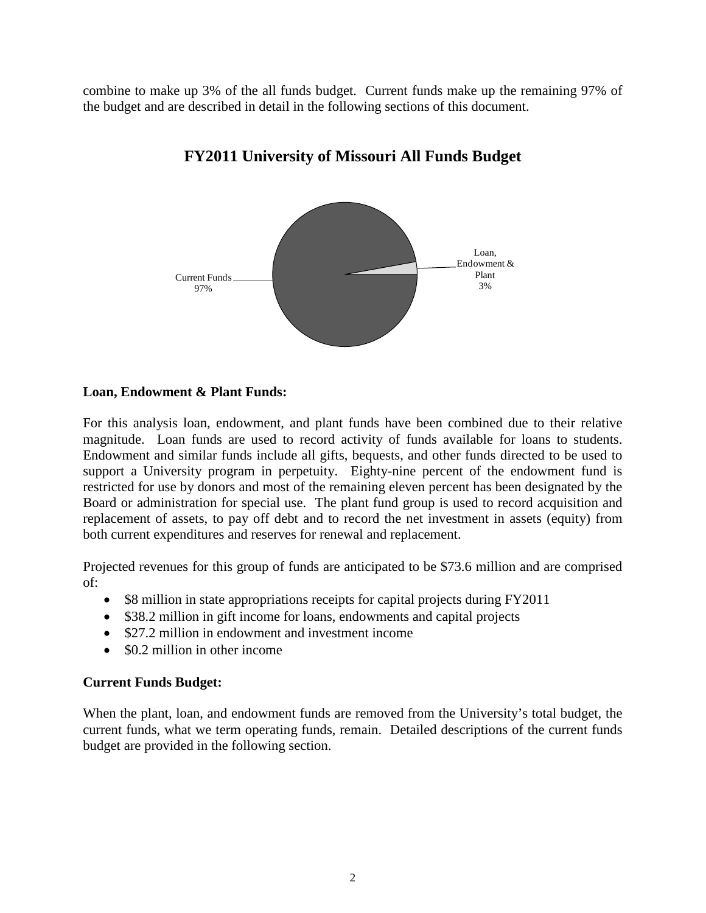combine to make up 3% of the all funds budget. Current funds make up the remaining 97% of the budget and are described in detail in the following sections of this document.

## FY2011 University of Missouri All Funds Budget

Current Funds 97%

Loan, Endowment & Plant 3%

**Loan, Endowment & Plant Funds:**

For this analysis loan, endowment, and plant funds have been combined due to their relative magnitude. Loan funds are used to record activity of funds available for loans to students. Endowment and similar funds include all gifts, bequests, and other funds directed to be used to support a University program in perpetuity. Eighty-nine percent of the endowment fund is restricted for use by donors and most of the remaining eleven percent has been designated by the Board or administration for special use. The plant fund group is used to record acquisition and replacement of assets, to pay off debt and to record the net investment in assets (equity) from both current expenditures and reserves for renewal and replacement.

Projected revenues for this group of funds are anticipated to be $73.6 million and are comprised of:

- $8 million in state appropriations receipts for capital projects during FY2011
- $38.2 million in gift income for loans, endowments and capital projects
- $27.2 million in endowment and investment income
- $0.2 million in other income

**Current Funds Budget:**

When the plant, loan, and endowment funds are removed from the University's total budget, the current funds, what we term operating funds, remain. Detailed descriptions of the current funds budget are provided in the following section.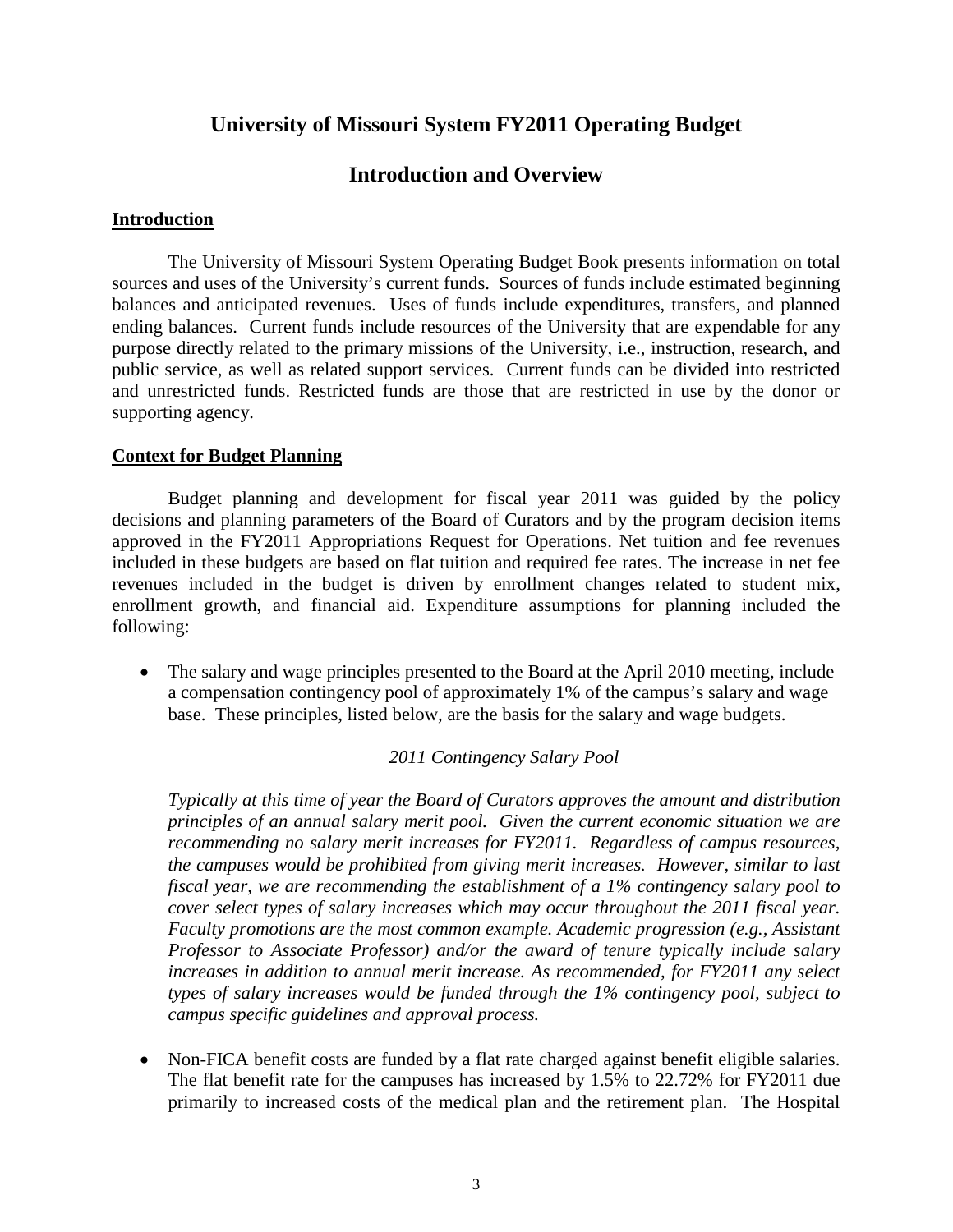# University of Missouri System FY2011 Operating Budget

## Introduction and Overview

**Introduction**

The University of Missouri System Operating Budget Book presents information on total sources and uses of the University's current funds. Sources of funds include estimated beginning balances and anticipated revenues. Uses of funds include expenditures, transfers, and planned ending balances. Current funds include resources of the University that are expendable for any purpose directly related to the primary missions of the University, i.e., instruction, research, and public service, as well as related support services. Current funds can be divided into restricted and unrestricted funds. Restricted funds are those that are restricted in use by the donor or supporting agency.

**Context for Budget Planning**

Budget planning and development for fiscal year 2011 was guided by the policy decisions and planning parameters of the Board of Curators and by the program decision items approved in the FY2011 Appropriations Request for Operations. Net tuition and fee revenues included in these budgets are based on flat tuition and required fee rates. The increase in net fee revenues included in the budget is driven by enrollment changes related to student mix, enrollment growth, and financial aid. Expenditure assumptions for planning included the following:

- The salary and wage principles presented to the Board at the April 2010 meeting, include a compensation contingency pool of approximately 1% of the campus's salary and wage base. These principles, listed below, are the basis for the salary and wage budgets.

  *2011 Contingency Salary Pool*

  *Typically at this time of year the Board of Curators approves the amount and distribution principles of an annual salary merit pool. Given the current economic situation we are recommending no salary merit increases for FY2011. Regardless of campus resources, the campuses would be prohibited from giving merit increases. However, similar to last fiscal year, we are recommending the establishment of a 1% contingency salary pool to cover select types of salary increases which may occur throughout the 2011 fiscal year. Faculty promotions are the most common example. Academic progression (e.g., Assistant Professor to Associate Professor) and/or the award of tenure typically include salary increases in addition to annual merit increase. As recommended, for FY2011 any select types of salary increases would be funded through the 1% contingency pool, subject to campus specific guidelines and approval process.*

- Non-FICA benefit costs are funded by a flat rate charged against benefit eligible salaries. The flat benefit rate for the campuses has increased by 1.5% to 22.72% for FY2011 due primarily to increased costs of the medical plan and the retirement plan. The Hospital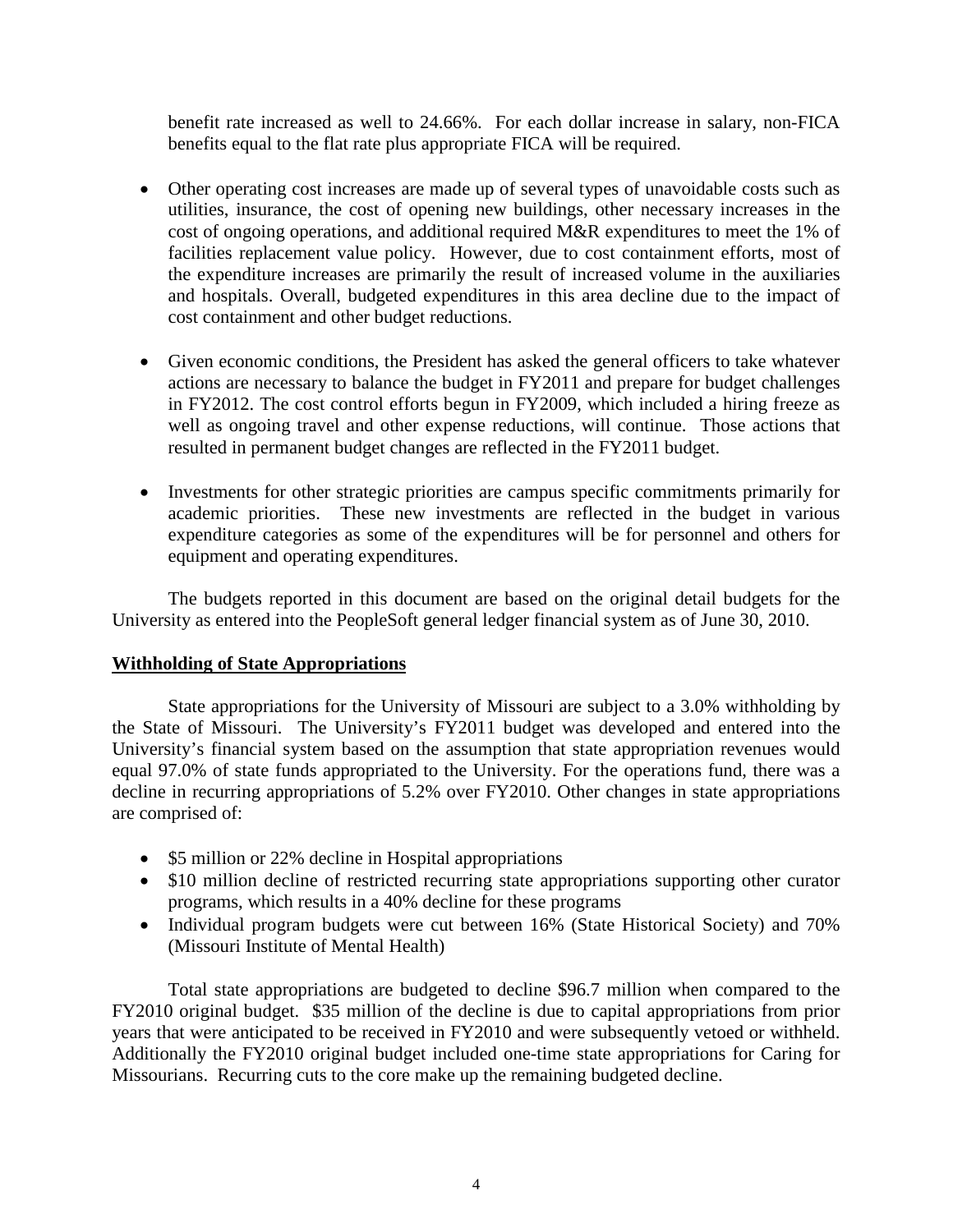benefit rate increased as well to 24.66%. For each dollar increase in salary, non-FICA benefits equal to the flat rate plus appropriate FICA will be required.

- Other operating cost increases are made up of several types of unavoidable costs such as utilities, insurance, the cost of opening new buildings, other necessary increases in the cost of ongoing operations, and additional required M&R expenditures to meet the 1% of facilities replacement value policy. However, due to cost containment efforts, most of the expenditure increases are primarily the result of increased volume in the auxiliaries and hospitals. Overall, budgeted expenditures in this area decline due to the impact of cost containment and other budget reductions.

- Given economic conditions, the President has asked the general officers to take whatever actions are necessary to balance the budget in FY2011 and prepare for budget challenges in FY2012. The cost control efforts begun in FY2009, which included a hiring freeze as well as ongoing travel and other expense reductions, will continue. Those actions that resulted in permanent budget changes are reflected in the FY2011 budget.

- Investments for other strategic priorities are campus specific commitments primarily for academic priorities. These new investments are reflected in the budget in various expenditure categories as some of the expenditures will be for personnel and others for equipment and operating expenditures.

The budgets reported in this document are based on the original detail budgets for the University as entered into the PeopleSoft general ledger financial system as of June 30, 2010.

## Withholding of State Appropriations

State appropriations for the University of Missouri are subject to a 3.0% withholding by the State of Missouri. The University's FY2011 budget was developed and entered into the University's financial system based on the assumption that state appropriation revenues would equal 97.0% of state funds appropriated to the University. For the operations fund, there was a decline in recurring appropriations of 5.2% over FY2010. Other changes in state appropriations are comprised of:

- $5 million or 22% decline in Hospital appropriations
- $10 million decline of restricted recurring state appropriations supporting other curator programs, which results in a 40% decline for these programs
- Individual program budgets were cut between 16% (State Historical Society) and 70% (Missouri Institute of Mental Health)

Total state appropriations are budgeted to decline $96.7 million when compared to the FY2010 original budget. $35 million of the decline is due to capital appropriations from prior years that were anticipated to be received in FY2010 and were subsequently vetoed or withheld. Additionally the FY2010 original budget included one-time state appropriations for Caring for Missourians. Recurring cuts to the core make up the remaining budgeted decline.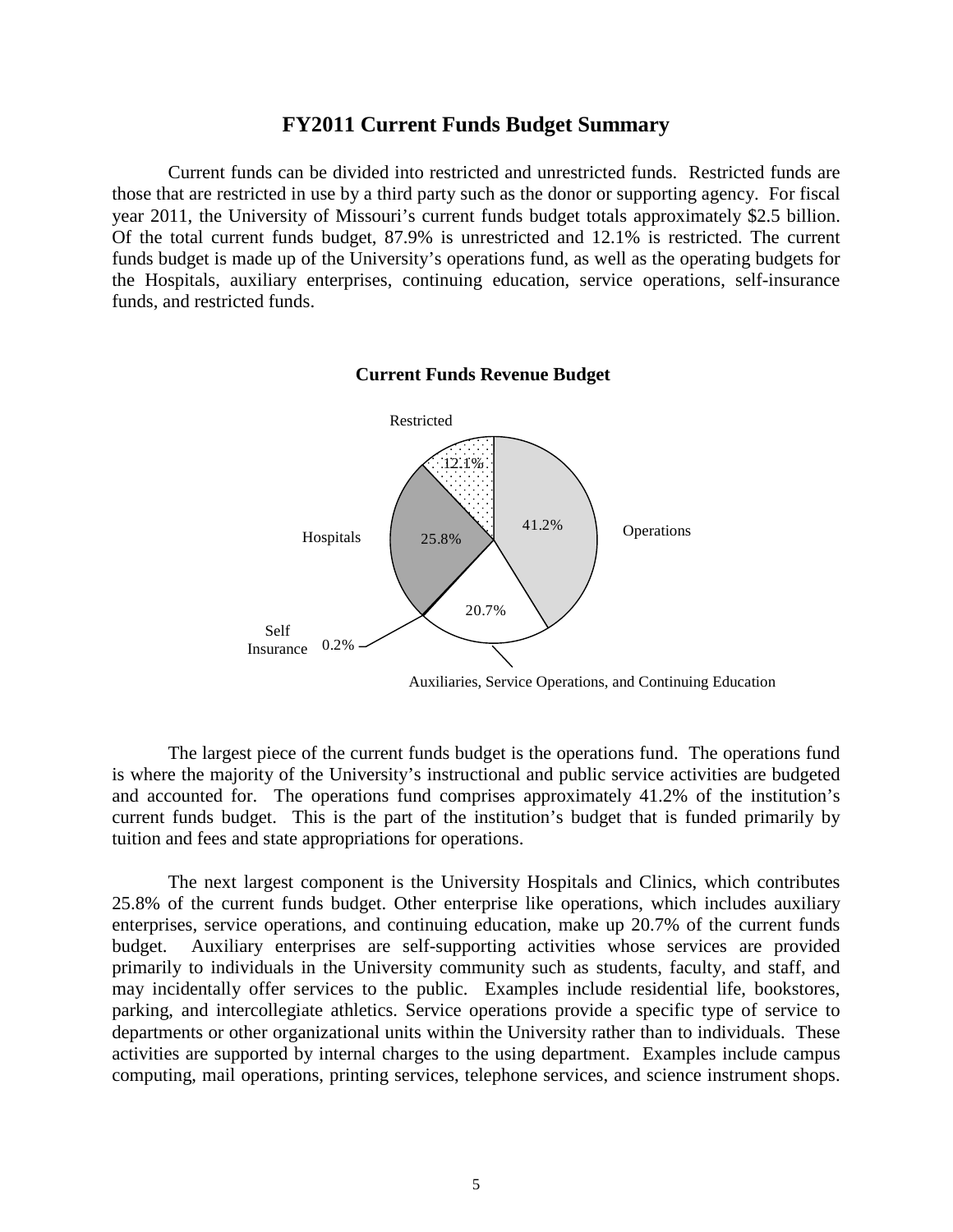# FY2011 Current Funds Budget Summary

Current funds can be divided into restricted and unrestricted funds. Restricted funds are those that are restricted in use by a third party such as the donor or supporting agency. For fiscal year 2011, the University of Missouri's current funds budget totals approximately \$2.5 billion. Of the total current funds budget, 87.9% is unrestricted and 12.1% is restricted. The current funds budget is made up of the University's operations fund, as well as the operating budgets for the Hospitals, auxiliary enterprises, continuing education, service operations, self-insurance funds, and restricted funds.

**Current Funds Revenue Budget**

| Category | Percent |
|---|---|
| Operations | 41.2% |
| Hospitals | 25.8% |
| Auxiliaries, Service Operations, and Continuing Education | 20.7% |
| Restricted | 12.1% |
| Self Insurance | 0.2% |

The largest piece of the current funds budget is the operations fund. The operations fund is where the majority of the University's instructional and public service activities are budgeted and accounted for. The operations fund comprises approximately 41.2% of the institution's current funds budget. This is the part of the institution's budget that is funded primarily by tuition and fees and state appropriations for operations.

The next largest component is the University Hospitals and Clinics, which contributes 25.8% of the current funds budget. Other enterprise like operations, which includes auxiliary enterprises, service operations, and continuing education, make up 20.7% of the current funds budget. Auxiliary enterprises are self-supporting activities whose services are provided primarily to individuals in the University community such as students, faculty, and staff, and may incidentally offer services to the public. Examples include residential life, bookstores, parking, and intercollegiate athletics. Service operations provide a specific type of service to departments or other organizational units within the University rather than to individuals. These activities are supported by internal charges to the using department. Examples include campus computing, mail operations, printing services, telephone services, and science instrument shops.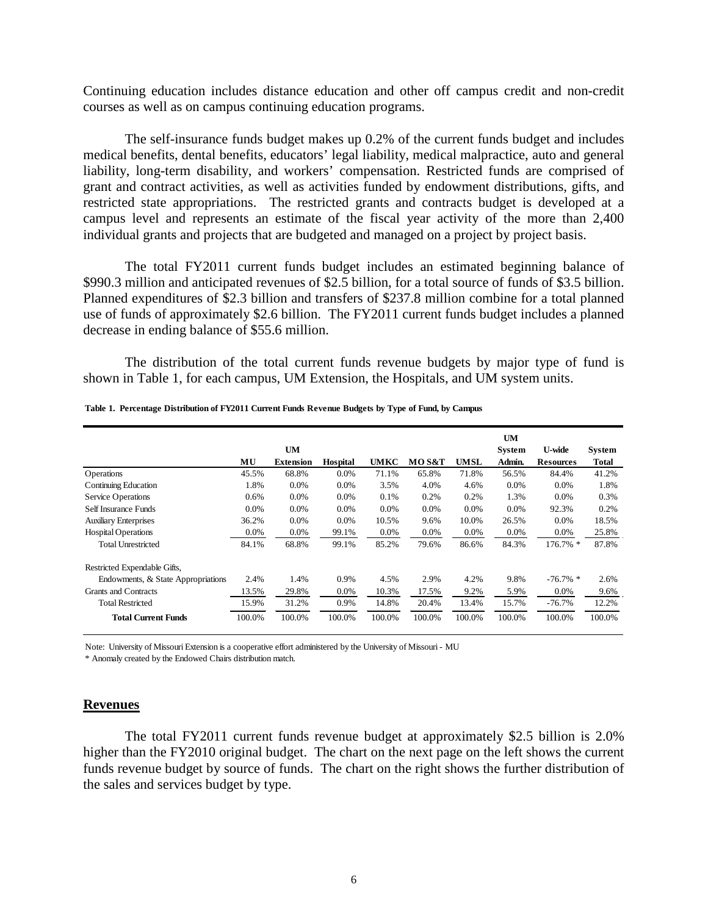Continuing education includes distance education and other off campus credit and non-credit courses as well as on campus continuing education programs.

The self-insurance funds budget makes up 0.2% of the current funds budget and includes medical benefits, dental benefits, educators' legal liability, medical malpractice, auto and general liability, long-term disability, and workers' compensation. Restricted funds are comprised of grant and contract activities, as well as activities funded by endowment distributions, gifts, and restricted state appropriations. The restricted grants and contracts budget is developed at a campus level and represents an estimate of the fiscal year activity of the more than 2,400 individual grants and projects that are budgeted and managed on a project by project basis.

The total FY2011 current funds budget includes an estimated beginning balance of $990.3 million and anticipated revenues of $2.5 billion, for a total source of funds of $3.5 billion. Planned expenditures of $2.3 billion and transfers of $237.8 million combine for a total planned use of funds of approximately $2.6 billion. The FY2011 current funds budget includes a planned decrease in ending balance of $55.6 million.

The distribution of the total current funds revenue budgets by major type of fund is shown in Table 1, for each campus, UM Extension, the Hospitals, and UM system units.

**Table 1. Percentage Distribution of FY2011 Current Funds Revenue Budgets by Type of Fund, by Campus**

| | MU | UM Extension | Hospital | UMKC | MO S&T | UMSL | UM System Admin. | U-wide Resources | System Total |
|---|---|---|---|---|---|---|---|---|---|
| Operations | 45.5% | 68.8% | 0.0% | 71.1% | 65.8% | 71.8% | 56.5% | 84.4% | 41.2% |
| Continuing Education | 1.8% | 0.0% | 0.0% | 3.5% | 4.0% | 4.6% | 0.0% | 0.0% | 1.8% |
| Service Operations | 0.6% | 0.0% | 0.0% | 0.1% | 0.2% | 0.2% | 1.3% | 0.0% | 0.3% |
| Self Insurance Funds | 0.0% | 0.0% | 0.0% | 0.0% | 0.0% | 0.0% | 0.0% | 92.3% | 0.2% |
| Auxiliary Enterprises | 36.2% | 0.0% | 0.0% | 10.5% | 9.6% | 10.0% | 26.5% | 0.0% | 18.5% |
| Hospital Operations | 0.0% | 0.0% | 99.1% | 0.0% | 0.0% | 0.0% | 0.0% | 0.0% | 25.8% |
| Total Unrestricted | 84.1% | 68.8% | 99.1% | 85.2% | 79.6% | 86.6% | 84.3% | 176.7% * | 87.8% |
| Restricted Expendable Gifts, Endowments, & State Appropriations | 2.4% | 1.4% | 0.9% | 4.5% | 2.9% | 4.2% | 9.8% | -76.7% * | 2.6% |
| Grants and Contracts | 13.5% | 29.8% | 0.0% | 10.3% | 17.5% | 9.2% | 5.9% | 0.0% | 9.6% |
| Total Restricted | 15.9% | 31.2% | 0.9% | 14.8% | 20.4% | 13.4% | 15.7% | -76.7% | 12.2% |
| **Total Current Funds** | 100.0% | 100.0% | 100.0% | 100.0% | 100.0% | 100.0% | 100.0% | 100.0% | 100.0% |

Note: University of Missouri Extension is a cooperative effort administered by the University of Missouri - MU

\* Anomaly created by the Endowed Chairs distribution match.

## Revenues

The total FY2011 current funds revenue budget at approximately $2.5 billion is 2.0% higher than the FY2010 original budget. The chart on the next page on the left shows the current funds revenue budget by source of funds. The chart on the right shows the further distribution of the sales and services budget by type.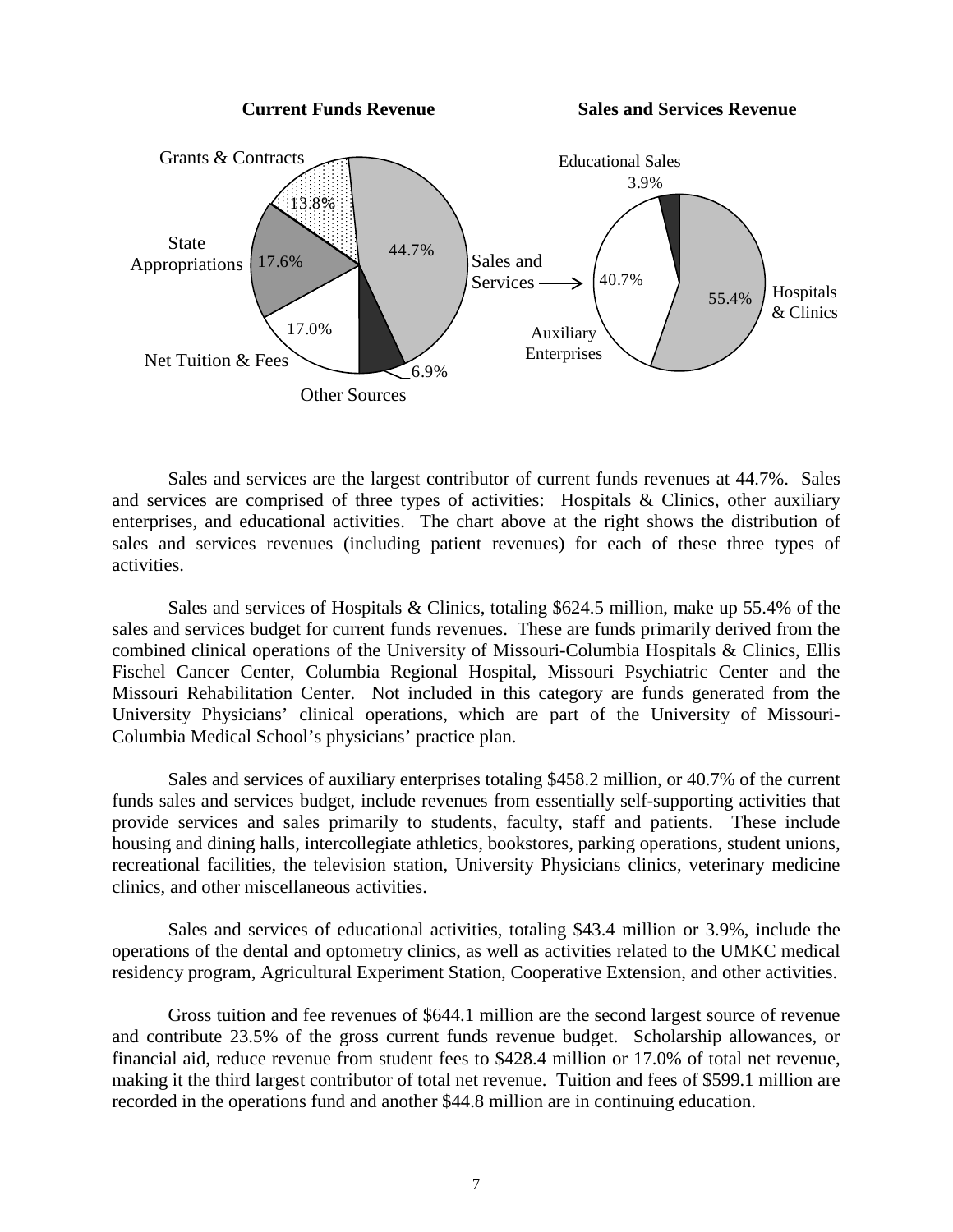**Current Funds Revenue**

**Sales and Services Revenue**

Grants & Contracts 13.8%

State Appropriations 17.6%

Sales and Services 44.7%

Net Tuition & Fees 17.0%

Other Sources 6.9%

Educational Sales 3.9%

Auxiliary Enterprises 40.7%

Hospitals & Clinics 55.4%

Sales and services are the largest contributor of current funds revenues at 44.7%. Sales and services are comprised of three types of activities: Hospitals & Clinics, other auxiliary enterprises, and educational activities. The chart above at the right shows the distribution of sales and services revenues (including patient revenues) for each of these three types of activities.

Sales and services of Hospitals & Clinics, totaling $624.5 million, make up 55.4% of the sales and services budget for current funds revenues. These are funds primarily derived from the combined clinical operations of the University of Missouri-Columbia Hospitals & Clinics, Ellis Fischel Cancer Center, Columbia Regional Hospital, Missouri Psychiatric Center and the Missouri Rehabilitation Center. Not included in this category are funds generated from the University Physicians' clinical operations, which are part of the University of Missouri-Columbia Medical School's physicians' practice plan.

Sales and services of auxiliary enterprises totaling $458.2 million, or 40.7% of the current funds sales and services budget, include revenues from essentially self-supporting activities that provide services and sales primarily to students, faculty, staff and patients. These include housing and dining halls, intercollegiate athletics, bookstores, parking operations, student unions, recreational facilities, the television station, University Physicians clinics, veterinary medicine clinics, and other miscellaneous activities.

Sales and services of educational activities, totaling $43.4 million or 3.9%, include the operations of the dental and optometry clinics, as well as activities related to the UMKC medical residency program, Agricultural Experiment Station, Cooperative Extension, and other activities.

Gross tuition and fee revenues of $644.1 million are the second largest source of revenue and contribute 23.5% of the gross current funds revenue budget. Scholarship allowances, or financial aid, reduce revenue from student fees to $428.4 million or 17.0% of total net revenue, making it the third largest contributor of total net revenue. Tuition and fees of $599.1 million are recorded in the operations fund and another $44.8 million are in continuing education.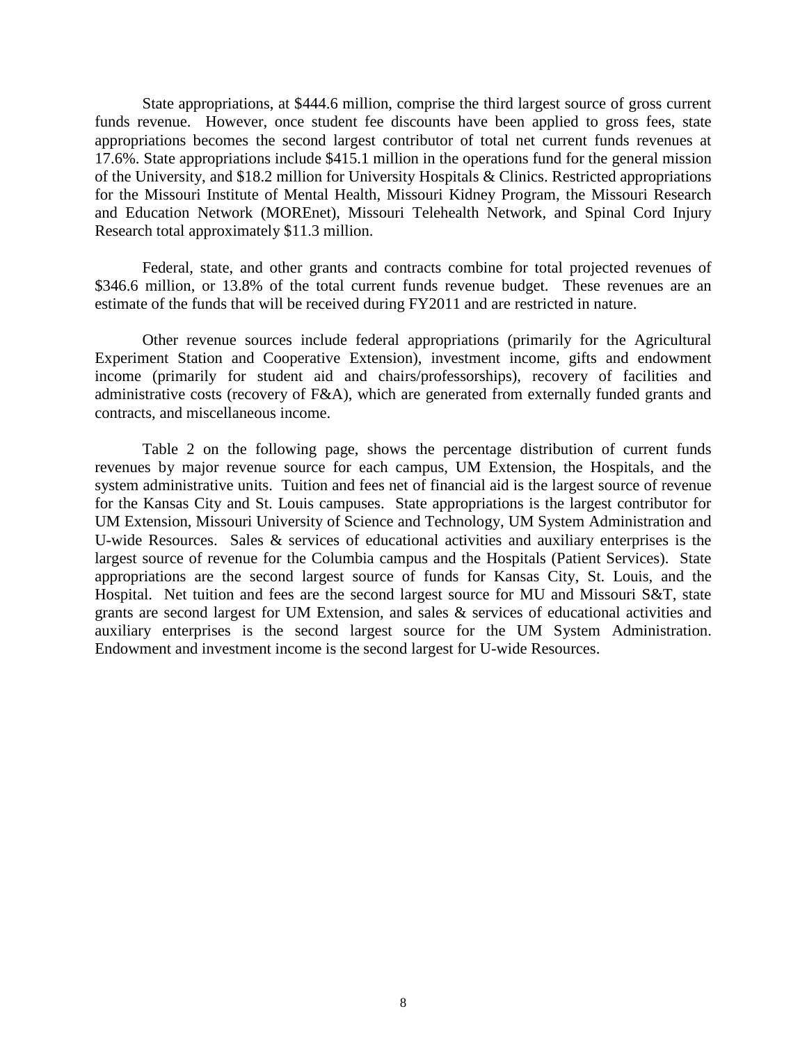State appropriations, at $444.6 million, comprise the third largest source of gross current funds revenue. However, once student fee discounts have been applied to gross fees, state appropriations becomes the second largest contributor of total net current funds revenues at 17.6%. State appropriations include $415.1 million in the operations fund for the general mission of the University, and $18.2 million for University Hospitals & Clinics. Restricted appropriations for the Missouri Institute of Mental Health, Missouri Kidney Program, the Missouri Research and Education Network (MOREnet), Missouri Telehealth Network, and Spinal Cord Injury Research total approximately $11.3 million.

Federal, state, and other grants and contracts combine for total projected revenues of $346.6 million, or 13.8% of the total current funds revenue budget. These revenues are an estimate of the funds that will be received during FY2011 and are restricted in nature.

Other revenue sources include federal appropriations (primarily for the Agricultural Experiment Station and Cooperative Extension), investment income, gifts and endowment income (primarily for student aid and chairs/professorships), recovery of facilities and administrative costs (recovery of F&A), which are generated from externally funded grants and contracts, and miscellaneous income.

Table 2 on the following page, shows the percentage distribution of current funds revenues by major revenue source for each campus, UM Extension, the Hospitals, and the system administrative units. Tuition and fees net of financial aid is the largest source of revenue for the Kansas City and St. Louis campuses. State appropriations is the largest contributor for UM Extension, Missouri University of Science and Technology, UM System Administration and U-wide Resources. Sales & services of educational activities and auxiliary enterprises is the largest source of revenue for the Columbia campus and the Hospitals (Patient Services). State appropriations are the second largest source of funds for Kansas City, St. Louis, and the Hospital. Net tuition and fees are the second largest source for MU and Missouri S&T, state grants are second largest for UM Extension, and sales & services of educational activities and auxiliary enterprises is the second largest source for the UM System Administration. Endowment and investment income is the second largest for U-wide Resources.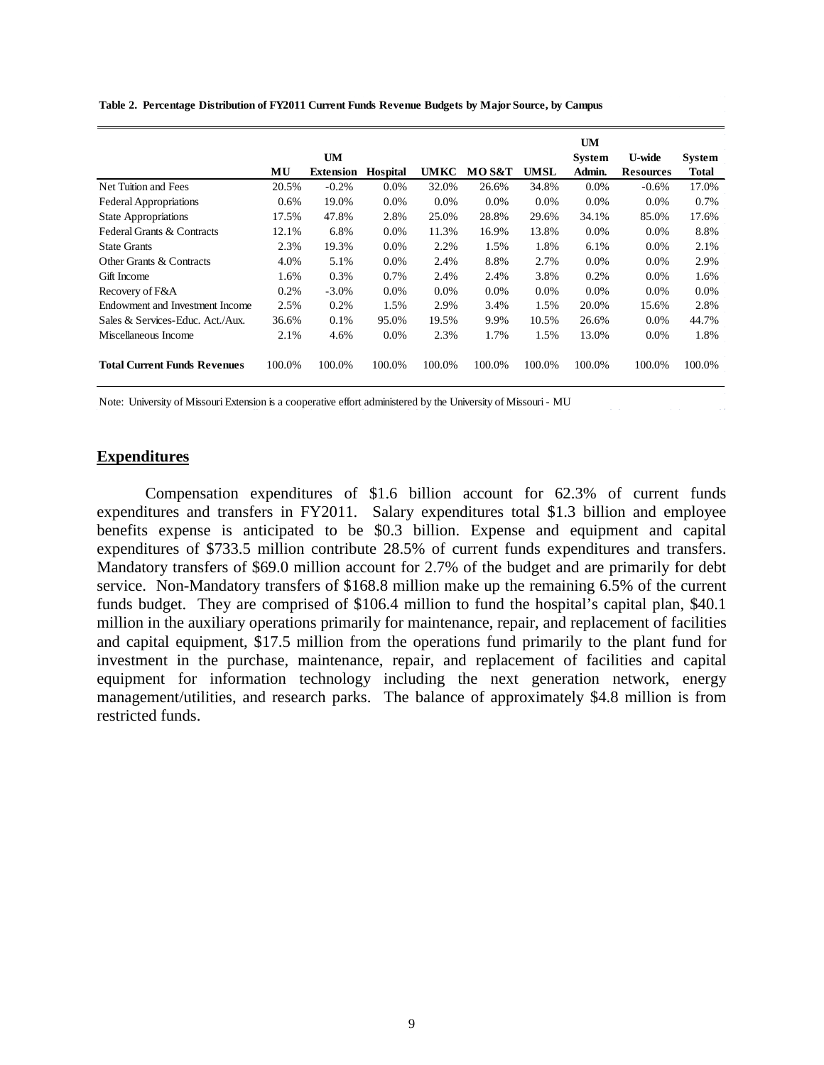**Table 2. Percentage Distribution of FY2011 Current Funds Revenue Budgets by Major Source, by Campus**

| | MU | UM Extension | Hospital | UMKC | MO S&T | UMSL | UM System Admin. | U-wide Resources | System Total |
|---|---|---|---|---|---|---|---|---|---|
| Net Tuition and Fees | 20.5% | -0.2% | 0.0% | 32.0% | 26.6% | 34.8% | 0.0% | -0.6% | 17.0% |
| Federal Appropriations | 0.6% | 19.0% | 0.0% | 0.0% | 0.0% | 0.0% | 0.0% | 0.0% | 0.7% |
| State Appropriations | 17.5% | 47.8% | 2.8% | 25.0% | 28.8% | 29.6% | 34.1% | 85.0% | 17.6% |
| Federal Grants & Contracts | 12.1% | 6.8% | 0.0% | 11.3% | 16.9% | 13.8% | 0.0% | 0.0% | 8.8% |
| State Grants | 2.3% | 19.3% | 0.0% | 2.2% | 1.5% | 1.8% | 6.1% | 0.0% | 2.1% |
| Other Grants & Contracts | 4.0% | 5.1% | 0.0% | 2.4% | 8.8% | 2.7% | 0.0% | 0.0% | 2.9% |
| Gift Income | 1.6% | 0.3% | 0.7% | 2.4% | 2.4% | 3.8% | 0.2% | 0.0% | 1.6% |
| Recovery of F&A | 0.2% | -3.0% | 0.0% | 0.0% | 0.0% | 0.0% | 0.0% | 0.0% | 0.0% |
| Endowment and Investment Income | 2.5% | 0.2% | 1.5% | 2.9% | 3.4% | 1.5% | 20.0% | 15.6% | 2.8% |
| Sales & Services-Educ. Act./Aux. | 36.6% | 0.1% | 95.0% | 19.5% | 9.9% | 10.5% | 26.6% | 0.0% | 44.7% |
| Miscellaneous Income | 2.1% | 4.6% | 0.0% | 2.3% | 1.7% | 1.5% | 13.0% | 0.0% | 1.8% |
| **Total Current Funds Revenues** | 100.0% | 100.0% | 100.0% | 100.0% | 100.0% | 100.0% | 100.0% | 100.0% | 100.0% |

Note: University of Missouri Extension is a cooperative effort administered by the University of Missouri - MU

## Expenditures

Compensation expenditures of $1.6 billion account for 62.3% of current funds expenditures and transfers in FY2011. Salary expenditures total $1.3 billion and employee benefits expense is anticipated to be $0.3 billion. Expense and equipment and capital expenditures of $733.5 million contribute 28.5% of current funds expenditures and transfers. Mandatory transfers of $69.0 million account for 2.7% of the budget and are primarily for debt service. Non-Mandatory transfers of $168.8 million make up the remaining 6.5% of the current funds budget. They are comprised of $106.4 million to fund the hospital's capital plan, $40.1 million in the auxiliary operations primarily for maintenance, repair, and replacement of facilities and capital equipment, $17.5 million from the operations fund primarily to the plant fund for investment in the purchase, maintenance, repair, and replacement of facilities and capital equipment for information technology including the next generation network, energy management/utilities, and research parks. The balance of approximately $4.8 million is from restricted funds.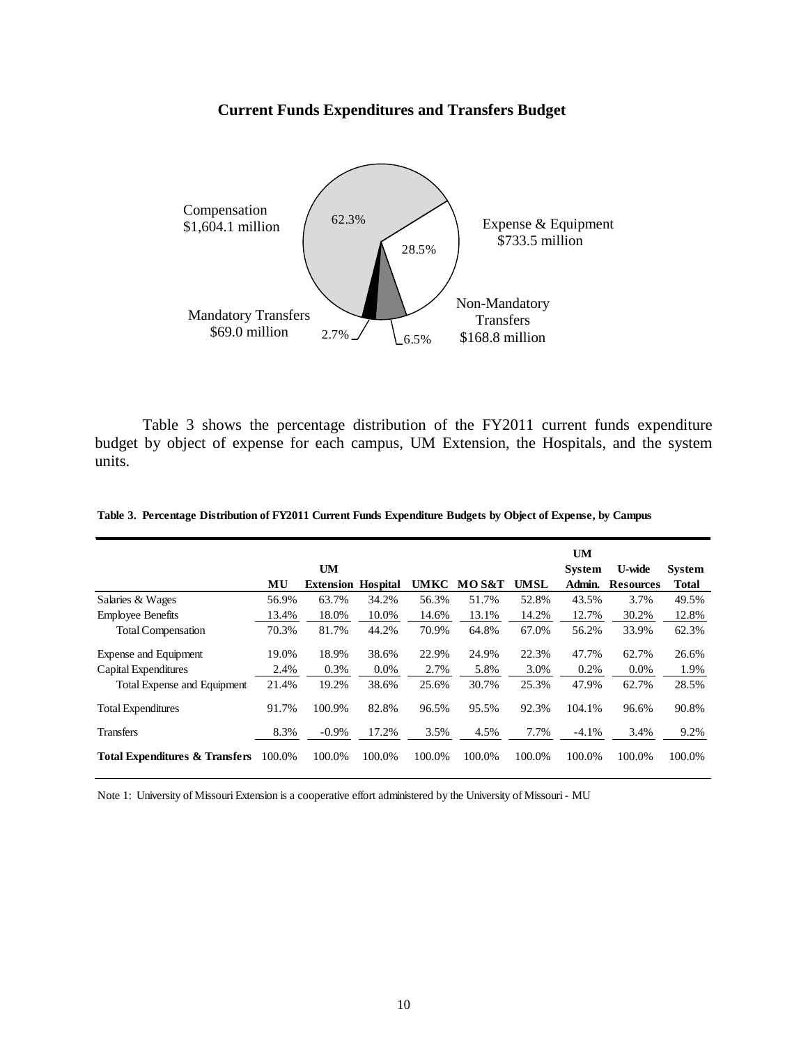**Current Funds Expenditures and Transfers Budget**

Compensation
$1,604.1 million
62.3%

Expense & Equipment
$733.5 million
28.5%

Non-Mandatory Transfers
$168.8 million
6.5%

Mandatory Transfers
$69.0 million
2.7%

Table 3 shows the percentage distribution of the FY2011 current funds expenditure budget by object of expense for each campus, UM Extension, the Hospitals, and the system units.

**Table 3. Percentage Distribution of FY2011 Current Funds Expenditure Budgets by Object of Expense, by Campus**

| | MU | UM Extension | Hospital | UMKC | MO S&T | UMSL | UM System Admin. | U-wide Resources | System Total |
|---|---|---|---|---|---|---|---|---|---|
| Salaries & Wages | 56.9% | 63.7% | 34.2% | 56.3% | 51.7% | 52.8% | 43.5% | 3.7% | 49.5% |
| Employee Benefits | 13.4% | 18.0% | 10.0% | 14.6% | 13.1% | 14.2% | 12.7% | 30.2% | 12.8% |
| Total Compensation | 70.3% | 81.7% | 44.2% | 70.9% | 64.8% | 67.0% | 56.2% | 33.9% | 62.3% |
| Expense and Equipment | 19.0% | 18.9% | 38.6% | 22.9% | 24.9% | 22.3% | 47.7% | 62.7% | 26.6% |
| Capital Expenditures | 2.4% | 0.3% | 0.0% | 2.7% | 5.8% | 3.0% | 0.2% | 0.0% | 1.9% |
| Total Expense and Equipment | 21.4% | 19.2% | 38.6% | 25.6% | 30.7% | 25.3% | 47.9% | 62.7% | 28.5% |
| Total Expenditures | 91.7% | 100.9% | 82.8% | 96.5% | 95.5% | 92.3% | 104.1% | 96.6% | 90.8% |
| Transfers | 8.3% | -0.9% | 17.2% | 3.5% | 4.5% | 7.7% | -4.1% | 3.4% | 9.2% |
| **Total Expenditures & Transfers** | 100.0% | 100.0% | 100.0% | 100.0% | 100.0% | 100.0% | 100.0% | 100.0% | 100.0% |

Note 1: University of Missouri Extension is a cooperative effort administered by the University of Missouri - MU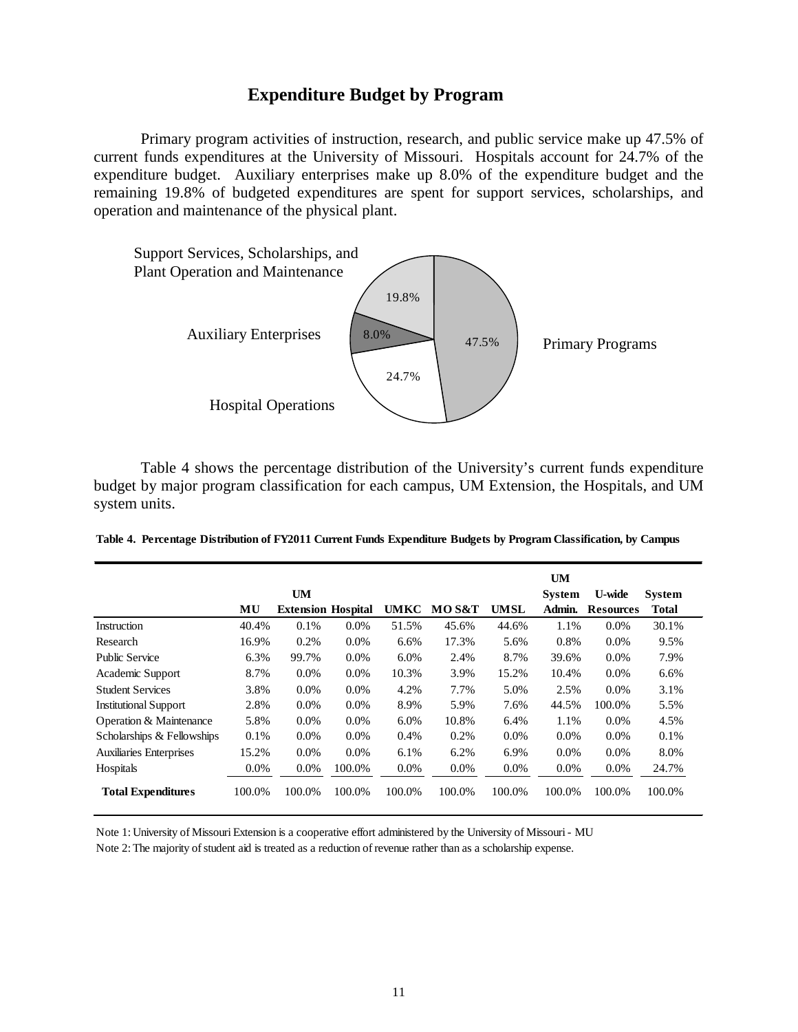## Expenditure Budget by Program

Primary program activities of instruction, research, and public service make up 47.5% of current funds expenditures at the University of Missouri. Hospitals account for 24.7% of the expenditure budget. Auxiliary enterprises make up 8.0% of the expenditure budget and the remaining 19.8% of budgeted expenditures are spent for support services, scholarships, and operation and maintenance of the physical plant.

Support Services, Scholarships, and Plant Operation and Maintenance: 19.8%
Auxiliary Enterprises: 8.0%
Primary Programs: 47.5%
Hospital Operations: 24.7%

Table 4 shows the percentage distribution of the University's current funds expenditure budget by major program classification for each campus, UM Extension, the Hospitals, and UM system units.

**Table 4. Percentage Distribution of FY2011 Current Funds Expenditure Budgets by Program Classification, by Campus**

| | MU | UM Extension | Hospital | UMKC | MO S&T | UMSL | UM System Admin. | U-wide Resources | System Total |
|---|---|---|---|---|---|---|---|---|---|
| Instruction | 40.4% | 0.1% | 0.0% | 51.5% | 45.6% | 44.6% | 1.1% | 0.0% | 30.1% |
| Research | 16.9% | 0.2% | 0.0% | 6.6% | 17.3% | 5.6% | 0.8% | 0.0% | 9.5% |
| Public Service | 6.3% | 99.7% | 0.0% | 6.0% | 2.4% | 8.7% | 39.6% | 0.0% | 7.9% |
| Academic Support | 8.7% | 0.0% | 0.0% | 10.3% | 3.9% | 15.2% | 10.4% | 0.0% | 6.6% |
| Student Services | 3.8% | 0.0% | 0.0% | 4.2% | 7.7% | 5.0% | 2.5% | 0.0% | 3.1% |
| Institutional Support | 2.8% | 0.0% | 0.0% | 8.9% | 5.9% | 7.6% | 44.5% | 100.0% | 5.5% |
| Operation & Maintenance | 5.8% | 0.0% | 0.0% | 6.0% | 10.8% | 6.4% | 1.1% | 0.0% | 4.5% |
| Scholarships & Fellowships | 0.1% | 0.0% | 0.0% | 0.4% | 0.2% | 0.0% | 0.0% | 0.0% | 0.1% |
| Auxiliaries Enterprises | 15.2% | 0.0% | 0.0% | 6.1% | 6.2% | 6.9% | 0.0% | 0.0% | 8.0% |
| Hospitals | 0.0% | 0.0% | 100.0% | 0.0% | 0.0% | 0.0% | 0.0% | 0.0% | 24.7% |
| **Total Expenditures** | 100.0% | 100.0% | 100.0% | 100.0% | 100.0% | 100.0% | 100.0% | 100.0% | 100.0% |

Note 1: University of Missouri Extension is a cooperative effort administered by the University of Missouri - MU

Note 2: The majority of student aid is treated as a reduction of revenue rather than as a scholarship expense.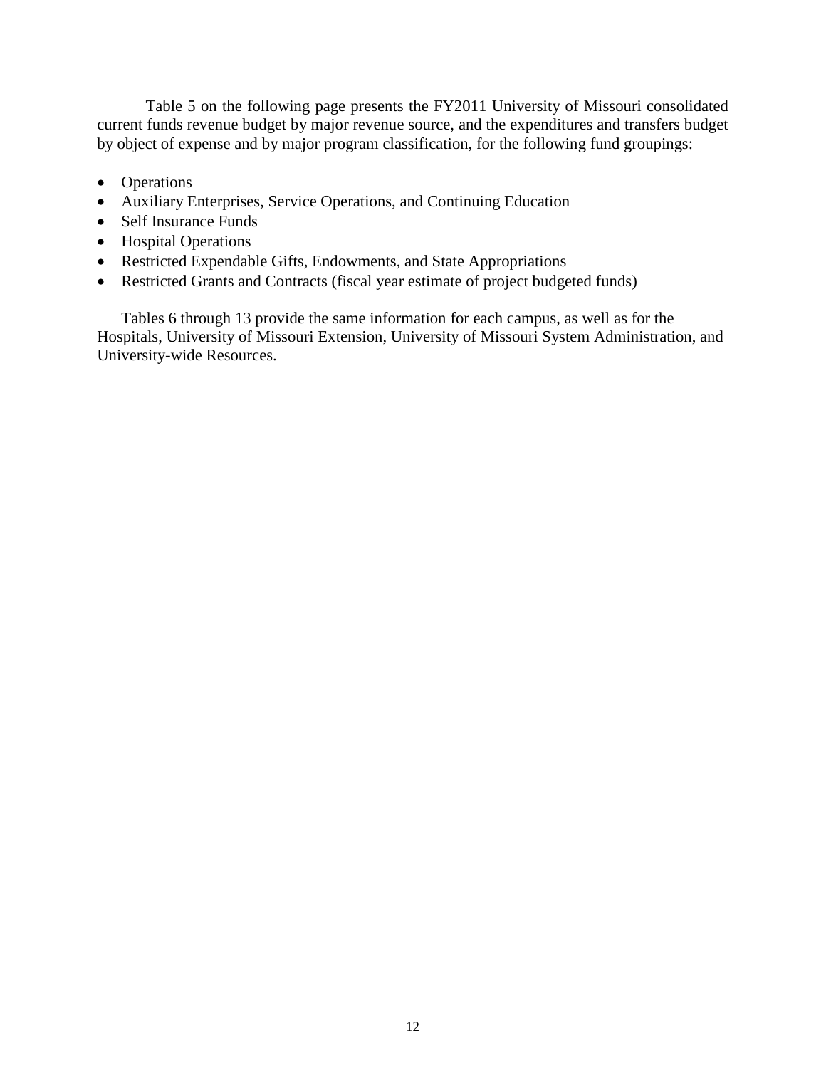Table 5 on the following page presents the FY2011 University of Missouri consolidated current funds revenue budget by major revenue source, and the expenditures and transfers budget by object of expense and by major program classification, for the following fund groupings:

- Operations
- Auxiliary Enterprises, Service Operations, and Continuing Education
- Self Insurance Funds
- Hospital Operations
- Restricted Expendable Gifts, Endowments, and State Appropriations
- Restricted Grants and Contracts (fiscal year estimate of project budgeted funds)

Tables 6 through 13 provide the same information for each campus, as well as for the Hospitals, University of Missouri Extension, University of Missouri System Administration, and University-wide Resources.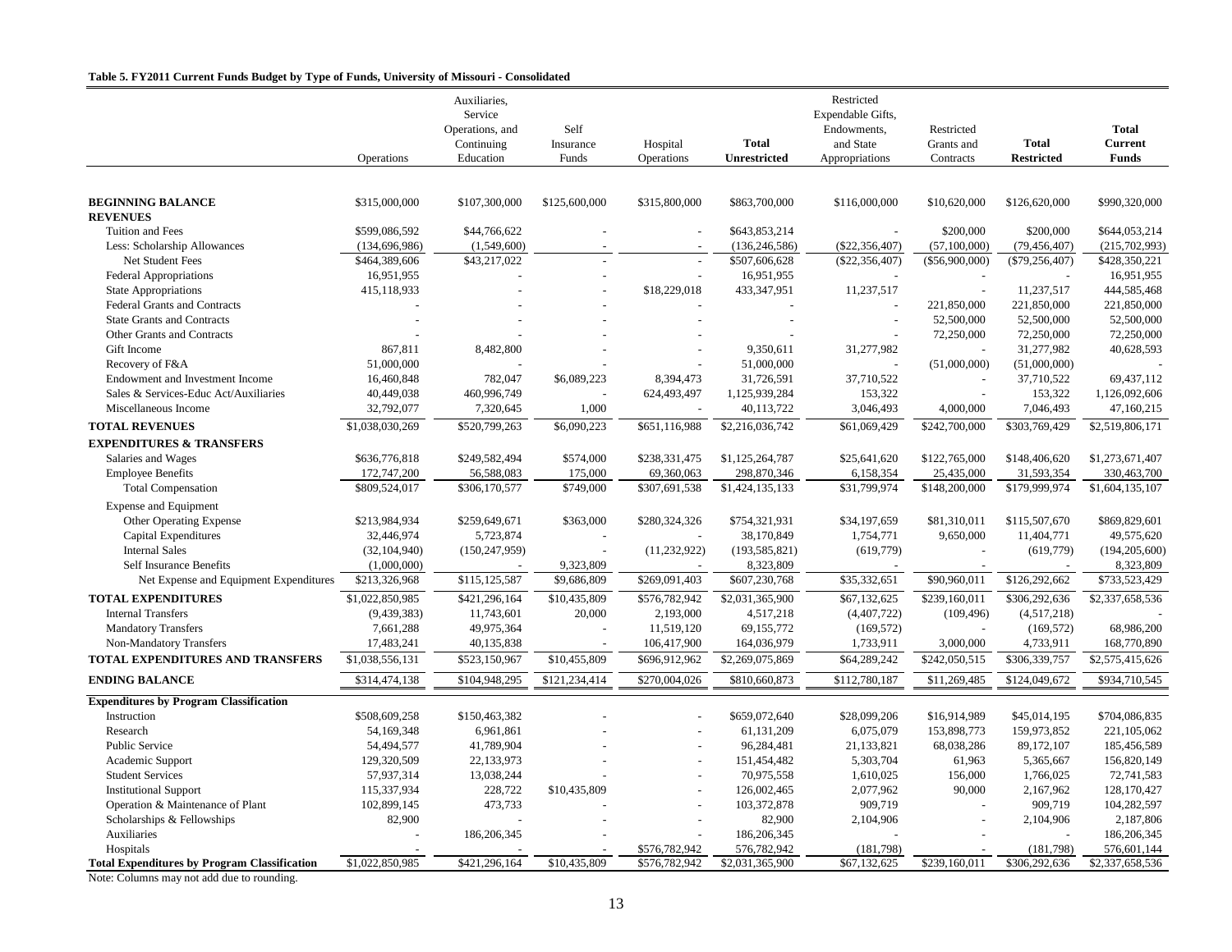**Table 5. FY2011 Current Funds Budget by Type of Funds, University of Missouri - Consolidated**

| | Operations | Auxiliaries, Service Operations, and Continuing Education | Self Insurance Funds | Hospital Operations | **Total Unrestricted** | Restricted Expendable Gifts, Endowments, and State Appropriations | Restricted Grants and Contracts | **Total Restricted** | **Total Current Funds** |
|---|---|---|---|---|---|---|---|---|---|
| **BEGINNING BALANCE** | $315,000,000 | $107,300,000 | $125,600,000 | $315,800,000 | $863,700,000 | $116,000,000 | $10,620,000 | $126,620,000 | $990,320,000 |
| **REVENUES** | | | | | | | | | |
| Tuition and Fees | $599,086,592 | $44,766,622 | - | - | $643,853,214 | - | $200,000 | $200,000 | $644,053,214 |
| Less: Scholarship Allowances | (134,696,986) | (1,549,600) | - | - | (136,246,586) | ($22,356,407) | (57,100,000) | (79,456,407) | (215,702,993) |
| Net Student Fees | $464,389,606 | $43,217,022 | - | - | $507,606,628 | ($22,356,407) | ($56,900,000) | ($79,256,407) | $428,350,221 |
| Federal Appropriations | 16,951,955 | - | - | - | 16,951,955 | - | - | - | 16,951,955 |
| State Appropriations | 415,118,933 | - | - | $18,229,018 | 433,347,951 | 11,237,517 | - | 11,237,517 | 444,585,468 |
| Federal Grants and Contracts | - | - | - | - | - | - | 221,850,000 | 221,850,000 | 221,850,000 |
| State Grants and Contracts | - | - | - | - | - | - | 52,500,000 | 52,500,000 | 52,500,000 |
| Other Grants and Contracts | - | - | - | - | - | - | 72,250,000 | 72,250,000 | 72,250,000 |
| Gift Income | 867,811 | 8,482,800 | - | - | 9,350,611 | 31,277,982 | - | 31,277,982 | 40,628,593 |
| Recovery of F&A | 51,000,000 | - | - | - | 51,000,000 | - | (51,000,000) | (51,000,000) | - |
| Endowment and Investment Income | 16,460,848 | 782,047 | $6,089,223 | 8,394,473 | 31,726,591 | 37,710,522 | - | 37,710,522 | 69,437,112 |
| Sales & Services-Educ Act/Auxiliaries | 40,449,038 | 460,996,749 | - | 624,493,497 | 1,125,939,284 | 153,322 | - | 153,322 | 1,126,092,606 |
| Miscellaneous Income | 32,792,077 | 7,320,645 | 1,000 | - | 40,113,722 | 3,046,493 | 4,000,000 | 7,046,493 | 47,160,215 |
| **TOTAL REVENUES** | $1,038,030,269 | $520,799,263 | $6,090,223 | $651,116,988 | $2,216,036,742 | $61,069,429 | $242,700,000 | $303,769,429 | $2,519,806,171 |
| **EXPENDITURES & TRANSFERS** | | | | | | | | | |
| Salaries and Wages | $636,776,818 | $249,582,494 | $574,000 | $238,331,475 | $1,125,264,787 | $25,641,620 | $122,765,000 | $148,406,620 | $1,273,671,407 |
| Employee Benefits | 172,747,200 | 56,588,083 | 175,000 | 69,360,063 | 298,870,346 | 6,158,354 | 25,435,000 | 31,593,354 | 330,463,700 |
| Total Compensation | $809,524,017 | $306,170,577 | $749,000 | $307,691,538 | $1,424,135,133 | $31,799,974 | $148,200,000 | $179,999,974 | $1,604,135,107 |
| Expense and Equipment | | | | | | | | | |
| Other Operating Expense | $213,984,934 | $259,649,671 | $363,000 | $280,324,326 | $754,321,931 | $34,197,659 | $81,310,011 | $115,507,670 | $869,829,601 |
| Capital Expenditures | 32,446,974 | 5,723,874 | - | - | 38,170,849 | 1,754,771 | 9,650,000 | 11,404,771 | 49,575,620 |
| Internal Sales | (32,104,940) | (150,247,959) | - | (11,232,922) | (193,585,821) | (619,779) | - | (619,779) | (194,205,600) |
| Self Insurance Benefits | (1,000,000) | - | 9,323,809 | - | 8,323,809 | - | - | - | 8,323,809 |
| Net Expense and Equipment Expenditures | $213,326,968 | $115,125,587 | $9,686,809 | $269,091,403 | $607,230,768 | $35,332,651 | $90,960,011 | $126,292,662 | $733,523,429 |
| **TOTAL EXPENDITURES** | $1,022,850,985 | $421,296,164 | $10,435,809 | $576,782,942 | $2,031,365,900 | $67,132,625 | $239,160,011 | $306,292,636 | $2,337,658,536 |
| Internal Transfers | (9,439,383) | 11,743,601 | 20,000 | 2,193,000 | 4,517,218 | (4,407,722) | (109,496) | (4,517,218) | - |
| Mandatory Transfers | 7,661,288 | 49,975,364 | - | 11,519,120 | 69,155,772 | (169,572) | - | (169,572) | 68,986,200 |
| Non-Mandatory Transfers | 17,483,241 | 40,135,838 | - | 106,417,900 | 164,036,979 | 1,733,911 | 3,000,000 | 4,733,911 | 168,770,890 |
| **TOTAL EXPENDITURES AND TRANSFERS** | $1,038,556,131 | $523,150,967 | $10,455,809 | $696,912,962 | $2,269,075,869 | $64,289,242 | $242,050,515 | $306,339,757 | $2,575,415,626 |
| **ENDING BALANCE** | $314,474,138 | $104,948,295 | $121,234,414 | $270,004,026 | $810,660,873 | $112,780,187 | $11,269,485 | $124,049,672 | $934,710,545 |
| **Expenditures by Program Classification** | | | | | | | | | |
| Instruction | $508,609,258 | $150,463,382 | - | - | $659,072,640 | $28,099,206 | $16,914,989 | $45,014,195 | $704,086,835 |
| Research | 54,169,348 | 6,961,861 | - | - | 61,131,209 | 6,075,079 | 153,898,773 | 159,973,852 | 221,105,062 |
| Public Service | 54,494,577 | 41,789,904 | - | - | 96,284,481 | 21,133,821 | 68,038,286 | 89,172,107 | 185,456,589 |
| Academic Support | 129,320,509 | 22,133,973 | - | - | 151,454,482 | 5,303,704 | 61,963 | 5,365,667 | 156,820,149 |
| Student Services | 57,937,314 | 13,038,244 | - | - | 70,975,558 | 1,610,025 | 156,000 | 1,766,025 | 72,741,583 |
| Institutional Support | 115,337,934 | 228,722 | $10,435,809 | - | 126,002,465 | 2,077,962 | 90,000 | 2,167,962 | 128,170,427 |
| Operation & Maintenance of Plant | 102,899,145 | 473,733 | - | - | 103,372,878 | 909,719 | - | 909,719 | 104,282,597 |
| Scholarships & Fellowships | 82,900 | - | - | - | 82,900 | 2,104,906 | - | 2,104,906 | 2,187,806 |
| Auxiliaries | - | 186,206,345 | - | - | 186,206,345 | - | - | - | 186,206,345 |
| Hospitals | - | - | - | $576,782,942 | 576,782,942 | (181,798) | - | (181,798) | 576,601,144 |
| **Total Expenditures by Program Classification** | $1,022,850,985 | $421,296,164 | $10,435,809 | $576,782,942 | $2,031,365,900 | $67,132,625 | $239,160,011 | $306,292,636 | $2,337,658,536 |

Note: Columns may not add due to rounding.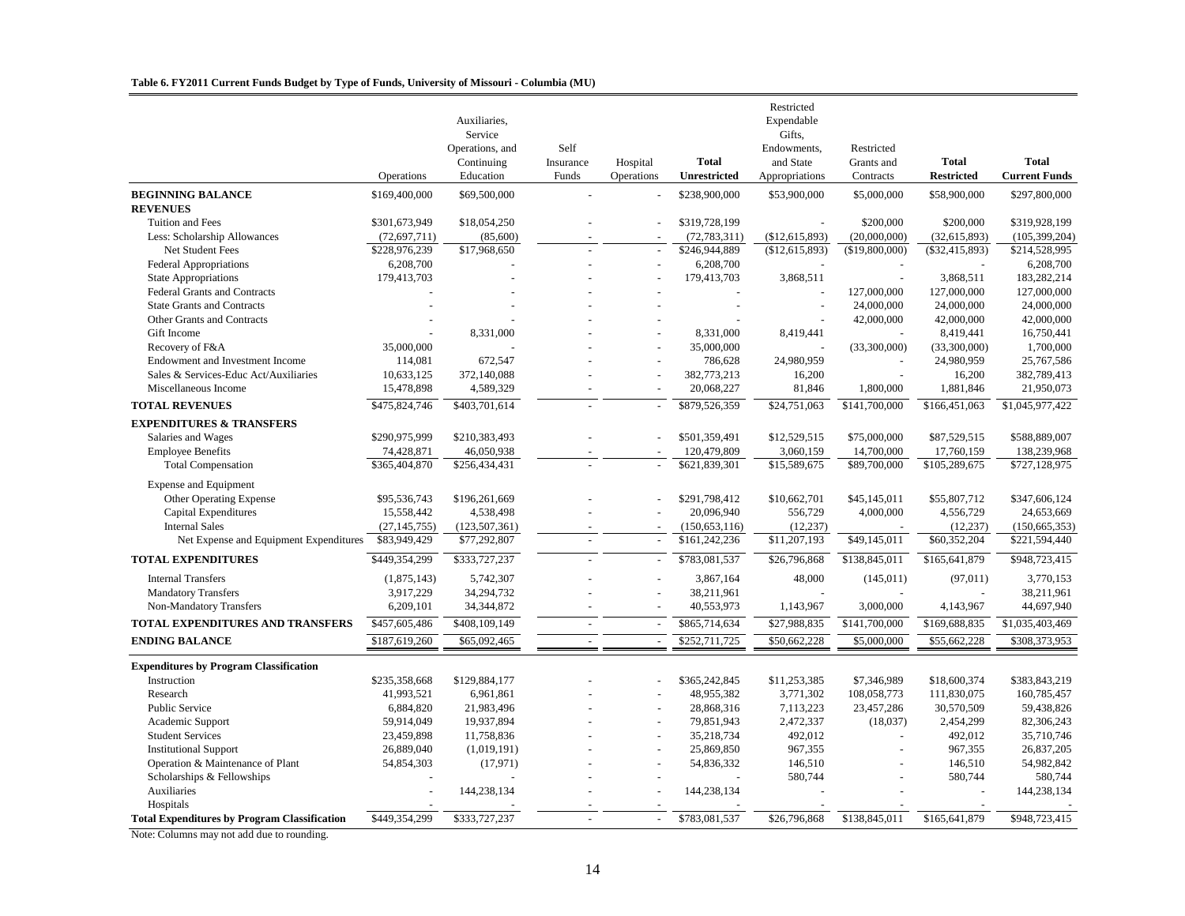**Table 6. FY2011 Current Funds Budget by Type of Funds, University of Missouri - Columbia (MU)**

| | Operations | Auxiliaries, Service Operations, and Continuing Education | Self Insurance Funds | Hospital Operations | **Total Unrestricted** | Restricted Expendable Gifts, Endowments, and State Appropriations | Restricted Grants and Contracts | **Total Restricted** | **Total Current Funds** |
|---|---|---|---|---|---|---|---|---|---|
| **BEGINNING BALANCE** | $169,400,000 | $69,500,000 | - | - | $238,900,000 | $53,900,000 | $5,000,000 | $58,900,000 | $297,800,000 |
| **REVENUES** | | | | | | | | | |
| Tuition and Fees | $301,673,949 | $18,054,250 | - | - | $319,728,199 | - | $200,000 | $200,000 | $319,928,199 |
| Less: Scholarship Allowances | (72,697,711) | (85,600) | - | - | (72,783,311) | ($12,615,893) | (20,000,000) | (32,615,893) | (105,399,204) |
| Net Student Fees | $228,976,239 | $17,968,650 | - | - | $246,944,889 | ($12,615,893) | ($19,800,000) | ($32,415,893) | $214,528,995 |
| Federal Appropriations | 6,208,700 | - | - | - | 6,208,700 | - | - | - | 6,208,700 |
| State Appropriations | 179,413,703 | - | - | - | 179,413,703 | 3,868,511 | - | 3,868,511 | 183,282,214 |
| Federal Grants and Contracts | - | - | - | - | - | - | 127,000,000 | 127,000,000 | 127,000,000 |
| State Grants and Contracts | - | - | - | - | - | - | 24,000,000 | 24,000,000 | 24,000,000 |
| Other Grants and Contracts | - | - | - | - | - | - | 42,000,000 | 42,000,000 | 42,000,000 |
| Gift Income | - | 8,331,000 | - | - | 8,331,000 | 8,419,441 | - | 8,419,441 | 16,750,441 |
| Recovery of F&A | 35,000,000 | - | - | - | 35,000,000 | - | (33,300,000) | (33,300,000) | 1,700,000 |
| Endowment and Investment Income | 114,081 | 672,547 | - | - | 786,628 | 24,980,959 | - | 24,980,959 | 25,767,586 |
| Sales & Services-Educ Act/Auxiliaries | 10,633,125 | 372,140,088 | - | - | 382,773,213 | 16,200 | - | 16,200 | 382,789,413 |
| Miscellaneous Income | 15,478,898 | 4,589,329 | - | - | 20,068,227 | 81,846 | 1,800,000 | 1,881,846 | 21,950,073 |
| **TOTAL REVENUES** | $475,824,746 | $403,701,614 | - | - | $879,526,359 | $24,751,063 | $141,700,000 | $166,451,063 | $1,045,977,422 |
| **EXPENDITURES & TRANSFERS** | | | | | | | | | |
| Salaries and Wages | $290,975,999 | $210,383,493 | - | - | $501,359,491 | $12,529,515 | $75,000,000 | $87,529,515 | $588,889,007 |
| Employee Benefits | 74,428,871 | 46,050,938 | - | - | 120,479,809 | 3,060,159 | 14,700,000 | 17,760,159 | 138,239,968 |
| Total Compensation | $365,404,870 | $256,434,431 | - | - | $621,839,301 | $15,589,675 | $89,700,000 | $105,289,675 | $727,128,975 |
| Expense and Equipment | | | | | | | | | |
| Other Operating Expense | $95,536,743 | $196,261,669 | - | - | $291,798,412 | $10,662,701 | $45,145,011 | $55,807,712 | $347,606,124 |
| Capital Expenditures | 15,558,442 | 4,538,498 | - | - | 20,096,940 | 556,729 | 4,000,000 | 4,556,729 | 24,653,669 |
| Internal Sales | (27,145,755) | (123,507,361) | - | - | (150,653,116) | (12,237) | - | (12,237) | (150,665,353) |
| Net Expense and Equipment Expenditures | $83,949,429 | $77,292,807 | - | - | $161,242,236 | $11,207,193 | $49,145,011 | $60,352,204 | $221,594,440 |
| **TOTAL EXPENDITURES** | $449,354,299 | $333,727,237 | - | - | $783,081,537 | $26,796,868 | $138,845,011 | $165,641,879 | $948,723,415 |
| Internal Transfers | (1,875,143) | 5,742,307 | - | - | 3,867,164 | 48,000 | (145,011) | (97,011) | 3,770,153 |
| Mandatory Transfers | 3,917,229 | 34,294,732 | - | - | 38,211,961 | - | - | - | 38,211,961 |
| Non-Mandatory Transfers | 6,209,101 | 34,344,872 | - | - | 40,553,973 | 1,143,967 | 3,000,000 | 4,143,967 | 44,697,940 |
| **TOTAL EXPENDITURES AND TRANSFERS** | $457,605,486 | $408,109,149 | - | - | $865,714,634 | $27,988,835 | $141,700,000 | $169,688,835 | $1,035,403,469 |
| **ENDING BALANCE** | $187,619,260 | $65,092,465 | - | - | $252,711,725 | $50,662,228 | $5,000,000 | $55,662,228 | $308,373,953 |
| **Expenditures by Program Classification** | | | | | | | | | |
| Instruction | $235,358,668 | $129,884,177 | - | - | $365,242,845 | $11,253,385 | $7,346,989 | $18,600,374 | $383,843,219 |
| Research | 41,993,521 | 6,961,861 | - | - | 48,955,382 | 3,771,302 | 108,058,773 | 111,830,075 | 160,785,457 |
| Public Service | 6,884,820 | 21,983,496 | - | - | 28,868,316 | 7,113,223 | 23,457,286 | 30,570,509 | 59,438,826 |
| Academic Support | 59,914,049 | 19,937,894 | - | - | 79,851,943 | 2,472,337 | (18,037) | 2,454,299 | 82,306,243 |
| Student Services | 23,459,898 | 11,758,836 | - | - | 35,218,734 | 492,012 | - | 492,012 | 35,710,746 |
| Institutional Support | 26,889,040 | (1,019,191) | - | - | 25,869,850 | 967,355 | - | 967,355 | 26,837,205 |
| Operation & Maintenance of Plant | 54,854,303 | (17,971) | - | - | 54,836,332 | 146,510 | - | 146,510 | 54,982,842 |
| Scholarships & Fellowships | - | - | - | - | - | 580,744 | - | 580,744 | 580,744 |
| Auxiliaries | - | 144,238,134 | - | - | 144,238,134 | - | - | - | 144,238,134 |
| Hospitals | - | - | - | - | - | - | - | - | - |
| **Total Expenditures by Program Classification** | $449,354,299 | $333,727,237 | - | - | $783,081,537 | $26,796,868 | $138,845,011 | $165,641,879 | $948,723,415 |

Note: Columns may not add due to rounding.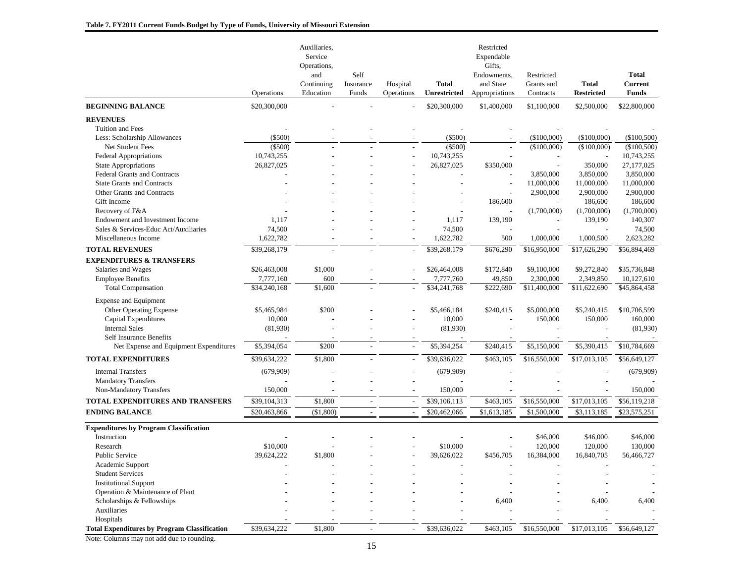**Table 7. FY2011 Current Funds Budget by Type of Funds, University of Missouri Extension**

| | Operations | Auxiliaries, Service Operations, and Continuing Education | Self Insurance Funds | Hospital Operations | **Total Unrestricted** | Restricted Expendable Gifts, Endowments, and State Appropriations | Restricted Grants and Contracts | **Total Restricted** | **Total Current Funds** |
|---|---|---|---|---|---|---|---|---|---|
| **BEGINNING BALANCE** | $20,300,000 | - | - | - | $20,300,000 | $1,400,000 | $1,100,000 | $2,500,000 | $22,800,000 |
| **REVENUES** | | | | | | | | | |
| Tuition and Fees | - | - | - | - | - | - | - | - | - |
| Less: Scholarship Allowances | ($500) | - | - | - | ($500) | - | ($100,000) | ($100,000) | ($100,500) |
| Net Student Fees | ($500) | - | - | - | ($500) | - | ($100,000) | ($100,000) | ($100,500) |
| Federal Appropriations | 10,743,255 | - | - | - | 10,743,255 | - | - | - | 10,743,255 |
| State Appropriations | 26,827,025 | - | - | - | 26,827,025 | $350,000 | - | 350,000 | 27,177,025 |
| Federal Grants and Contracts | - | - | - | - | - | - | 3,850,000 | 3,850,000 | 3,850,000 |
| State Grants and Contracts | - | - | - | - | - | - | 11,000,000 | 11,000,000 | 11,000,000 |
| Other Grants and Contracts | - | - | - | - | - | - | 2,900,000 | 2,900,000 | 2,900,000 |
| Gift Income | - | - | - | - | - | 186,600 | - | 186,600 | 186,600 |
| Recovery of F&A | - | - | - | - | - | - | (1,700,000) | (1,700,000) | (1,700,000) |
| Endowment and Investment Income | 1,117 | - | - | - | 1,117 | 139,190 | - | 139,190 | 140,307 |
| Sales & Services-Educ Act/Auxiliaries | 74,500 | - | - | - | 74,500 | - | - | - | 74,500 |
| Miscellaneous Income | 1,622,782 | - | - | - | 1,622,782 | 500 | 1,000,000 | 1,000,500 | 2,623,282 |
| **TOTAL REVENUES** | $39,268,179 | - | - | - | $39,268,179 | $676,290 | $16,950,000 | $17,626,290 | $56,894,469 |
| **EXPENDITURES & TRANSFERS** | | | | | | | | | |
| Salaries and Wages | $26,463,008 | $1,000 | - | - | $26,464,008 | $172,840 | $9,100,000 | $9,272,840 | $35,736,848 |
| Employee Benefits | 7,777,160 | 600 | - | - | 7,777,760 | 49,850 | 2,300,000 | 2,349,850 | 10,127,610 |
| Total Compensation | $34,240,168 | $1,600 | - | - | $34,241,768 | $222,690 | $11,400,000 | $11,622,690 | $45,864,458 |
| Expense and Equipment | | | | | | | | | |
| Other Operating Expense | $5,465,984 | $200 | - | - | $5,466,184 | $240,415 | $5,000,000 | $5,240,415 | $10,706,599 |
| Capital Expenditures | 10,000 | - | - | - | 10,000 | - | 150,000 | 150,000 | 160,000 |
| Internal Sales | (81,930) | - | - | - | (81,930) | - | - | - | (81,930) |
| Self Insurance Benefits | - | - | - | - | - | - | - | - | - |
| Net Expense and Equipment Expenditures | $5,394,054 | $200 | - | - | $5,394,254 | $240,415 | $5,150,000 | $5,390,415 | $10,784,669 |
| **TOTAL EXPENDITURES** | $39,634,222 | $1,800 | - | - | $39,636,022 | $463,105 | $16,550,000 | $17,013,105 | $56,649,127 |
| Internal Transfers | (679,909) | - | - | - | (679,909) | - | - | - | (679,909) |
| Mandatory Transfers | - | - | - | - | - | - | - | - | - |
| Non-Mandatory Transfers | 150,000 | - | - | - | 150,000 | - | - | - | 150,000 |
| **TOTAL EXPENDITURES AND TRANSFERS** | $39,104,313 | $1,800 | - | - | $39,106,113 | $463,105 | $16,550,000 | $17,013,105 | $56,119,218 |
| **ENDING BALANCE** | $20,463,866 | ($1,800) | - | - | $20,462,066 | $1,613,185 | $1,500,000 | $3,113,185 | $23,575,251 |
| **Expenditures by Program Classification** | | | | | | | | | |
| Instruction | - | - | - | - | - | - | $46,000 | $46,000 | $46,000 |
| Research | $10,000 | - | - | - | $10,000 | - | 120,000 | 120,000 | 130,000 |
| Public Service | 39,624,222 | $1,800 | - | - | 39,626,022 | $456,705 | 16,384,000 | 16,840,705 | 56,466,727 |
| Academic Support | - | - | - | - | - | - | - | - | - |
| Student Services | - | - | - | - | - | - | - | - | - |
| Institutional Support | - | - | - | - | - | - | - | - | - |
| Operation & Maintenance of Plant | - | - | - | - | - | - | - | - | - |
| Scholarships & Fellowships | - | - | - | - | - | 6,400 | - | 6,400 | 6,400 |
| Auxiliaries | - | - | - | - | - | - | - | - | - |
| Hospitals | - | - | - | - | - | - | - | - | - |
| **Total Expenditures by Program Classification** | $39,634,222 | $1,800 | - | - | $39,636,022 | $463,105 | $16,550,000 | $17,013,105 | $56,649,127 |

Note: Columns may not add due to rounding.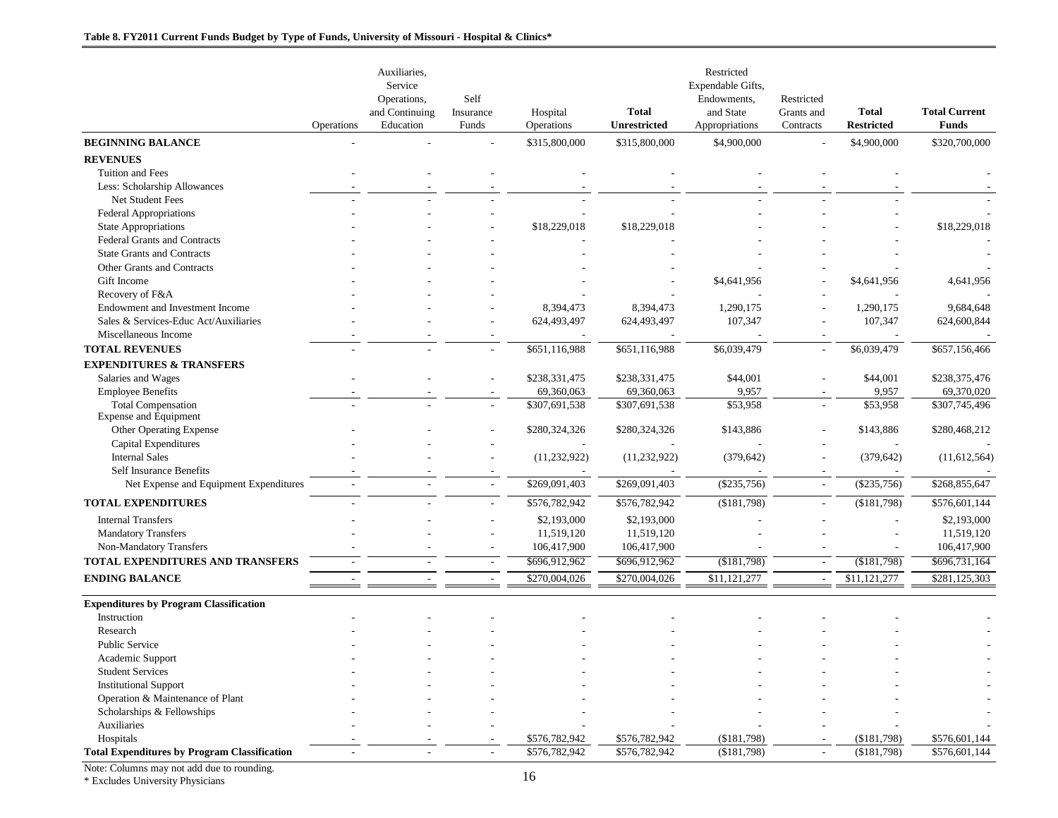**Table 8. FY2011 Current Funds Budget by Type of Funds, University of Missouri - Hospital & Clinics***

| | Operations | Auxiliaries, Service Operations, and Continuing Education | Self Insurance Funds | Hospital Operations | **Total Unrestricted** | Restricted Expendable Gifts, Endowments, and State Appropriations | Restricted Grants and Contracts | **Total Restricted** | **Total Current Funds** |
|---|---|---|---|---|---|---|---|---|---|
| **BEGINNING BALANCE** | - | - | - | $315,800,000 | $315,800,000 | $4,900,000 | - | $4,900,000 | $320,700,000 |
| **REVENUES** | | | | | | | | | |
| Tuition and Fees | - | - | - | - | - | - | - | - | - |
| Less: Scholarship Allowances | - | - | - | - | - | - | - | - | - |
| Net Student Fees | - | - | - | - | - | - | - | - | - |
| Federal Appropriations | - | - | - | - | - | - | - | - | - |
| State Appropriations | - | - | - | $18,229,018 | $18,229,018 | - | - | - | $18,229,018 |
| Federal Grants and Contracts | - | - | - | - | - | - | - | - | - |
| State Grants and Contracts | - | - | - | - | - | - | - | - | - |
| Other Grants and Contracts | - | - | - | - | - | - | - | - | - |
| Gift Income | - | - | - | - | - | $4,641,956 | - | $4,641,956 | 4,641,956 |
| Recovery of F&A | - | - | - | - | - | - | - | - | - |
| Endowment and Investment Income | - | - | - | 8,394,473 | 8,394,473 | 1,290,175 | - | 1,290,175 | 9,684,648 |
| Sales & Services-Educ Act/Auxiliaries | - | - | - | 624,493,497 | 624,493,497 | 107,347 | - | 107,347 | 624,600,844 |
| Miscellaneous Income | - | - | - | - | - | - | - | - | - |
| **TOTAL REVENUES** | - | - | - | $651,116,988 | $651,116,988 | $6,039,479 | - | $6,039,479 | $657,156,466 |
| **EXPENDITURES & TRANSFERS** | | | | | | | | | |
| Salaries and Wages | - | - | - | $238,331,475 | $238,331,475 | $44,001 | - | $44,001 | $238,375,476 |
| Employee Benefits | - | - | - | 69,360,063 | 69,360,063 | 9,957 | - | 9,957 | 69,370,020 |
| Total Compensation | - | - | - | $307,691,538 | $307,691,538 | $53,958 | - | $53,958 | $307,745,496 |
| Expense and Equipment | | | | | | | | | |
| Other Operating Expense | - | - | - | $280,324,326 | $280,324,326 | $143,886 | - | $143,886 | $280,468,212 |
| Capital Expenditures | - | - | - | - | - | - | - | - | - |
| Internal Sales | - | - | - | (11,232,922) | (11,232,922) | (379,642) | - | (379,642) | (11,612,564) |
| Self Insurance Benefits | - | - | - | - | - | - | - | - | - |
| Net Expense and Equipment Expenditures | - | - | - | $269,091,403 | $269,091,403 | ($235,756) | - | ($235,756) | $268,855,647 |
| **TOTAL EXPENDITURES** | - | - | - | $576,782,942 | $576,782,942 | ($181,798) | - | ($181,798) | $576,601,144 |
| Internal Transfers | - | - | - | $2,193,000 | $2,193,000 | - | - | - | $2,193,000 |
| Mandatory Transfers | - | - | - | 11,519,120 | 11,519,120 | - | - | - | 11,519,120 |
| Non-Mandatory Transfers | - | - | - | 106,417,900 | 106,417,900 | - | - | - | 106,417,900 |
| **TOTAL EXPENDITURES AND TRANSFERS** | - | - | - | $696,912,962 | $696,912,962 | ($181,798) | - | ($181,798) | $696,731,164 |
| **ENDING BALANCE** | - | - | - | $270,004,026 | $270,004,026 | $11,121,277 | - | $11,121,277 | $281,125,303 |
| **Expenditures by Program Classification** | | | | | | | | | |
| Instruction | - | - | - | - | - | - | - | - | - |
| Research | - | - | - | - | - | - | - | - | - |
| Public Service | - | - | - | - | - | - | - | - | - |
| Academic Support | - | - | - | - | - | - | - | - | - |
| Student Services | - | - | - | - | - | - | - | - | - |
| Institutional Support | - | - | - | - | - | - | - | - | - |
| Operation & Maintenance of Plant | - | - | - | - | - | - | - | - | - |
| Scholarships & Fellowships | - | - | - | - | - | - | - | - | - |
| Auxiliaries | - | - | - | - | - | - | - | - | - |
| Hospitals | - | - | - | $576,782,942 | $576,782,942 | ($181,798) | - | ($181,798) | $576,601,144 |
| **Total Expenditures by Program Classification** | - | - | - | $576,782,942 | $576,782,942 | ($181,798) | - | ($181,798) | $576,601,144 |

Note: Columns may not add due to rounding.

* Excludes University Physicians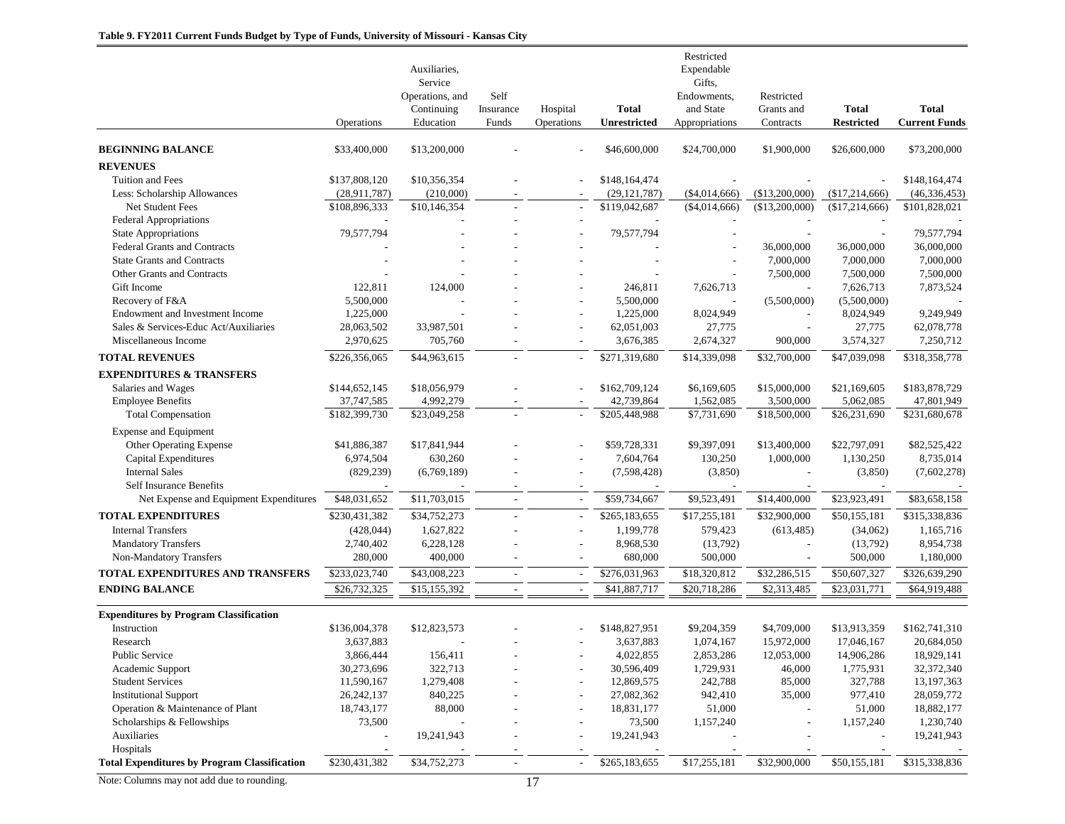**Table 9. FY2011 Current Funds Budget by Type of Funds, University of Missouri - Kansas City**

| | Operations | Auxiliaries, Service Operations, and Continuing Education | Self Insurance Funds | Hospital Operations | **Total Unrestricted** | Restricted Expendable Gifts, Endowments, and State Appropriations | Restricted Grants and Contracts | **Total Restricted** | **Total Current Funds** |
|---|---|---|---|---|---|---|---|---|---|
| **BEGINNING BALANCE** | $33,400,000 | $13,200,000 | - | - | $46,600,000 | $24,700,000 | $1,900,000 | $26,600,000 | $73,200,000 |
| **REVENUES** | | | | | | | | | |
| Tuition and Fees | $137,808,120 | $10,356,354 | - | - | $148,164,474 | - | - | - | $148,164,474 |
| Less: Scholarship Allowances | (28,911,787) | (210,000) | - | - | (29,121,787) | ($4,014,666) | ($13,200,000) | ($17,214,666) | (46,336,453) |
| Net Student Fees | $108,896,333 | $10,146,354 | - | - | $119,042,687 | ($4,014,666) | ($13,200,000) | ($17,214,666) | $101,828,021 |
| Federal Appropriations | - | - | - | - | - | - | - | - | - |
| State Appropriations | 79,577,794 | - | - | - | 79,577,794 | - | - | - | 79,577,794 |
| Federal Grants and Contracts | - | - | - | - | - | - | 36,000,000 | 36,000,000 | 36,000,000 |
| State Grants and Contracts | - | - | - | - | - | - | 7,000,000 | 7,000,000 | 7,000,000 |
| Other Grants and Contracts | - | - | - | - | - | - | 7,500,000 | 7,500,000 | 7,500,000 |
| Gift Income | 122,811 | 124,000 | - | - | 246,811 | 7,626,713 | - | 7,626,713 | 7,873,524 |
| Recovery of F&A | 5,500,000 | - | - | - | 5,500,000 | - | (5,500,000) | (5,500,000) | - |
| Endowment and Investment Income | 1,225,000 | - | - | - | 1,225,000 | 8,024,949 | - | 8,024,949 | 9,249,949 |
| Sales & Services-Educ Act/Auxiliaries | 28,063,502 | 33,987,501 | - | - | 62,051,003 | 27,775 | - | 27,775 | 62,078,778 |
| Miscellaneous Income | 2,970,625 | 705,760 | - | - | 3,676,385 | 2,674,327 | 900,000 | 3,574,327 | 7,250,712 |
| **TOTAL REVENUES** | $226,356,065 | $44,963,615 | - | - | $271,319,680 | $14,339,098 | $32,700,000 | $47,039,098 | $318,358,778 |
| **EXPENDITURES & TRANSFERS** | | | | | | | | | |
| Salaries and Wages | $144,652,145 | $18,056,979 | - | - | $162,709,124 | $6,169,605 | $15,000,000 | $21,169,605 | $183,878,729 |
| Employee Benefits | 37,747,585 | 4,992,279 | - | - | 42,739,864 | 1,562,085 | 3,500,000 | 5,062,085 | 47,801,949 |
| Total Compensation | $182,399,730 | $23,049,258 | - | - | $205,448,988 | $7,731,690 | $18,500,000 | $26,231,690 | $231,680,678 |
| Expense and Equipment | | | | | | | | | |
| Other Operating Expense | $41,886,387 | $17,841,944 | - | - | $59,728,331 | $9,397,091 | $13,400,000 | $22,797,091 | $82,525,422 |
| Capital Expenditures | 6,974,504 | 630,260 | - | - | 7,604,764 | 130,250 | 1,000,000 | 1,130,250 | 8,735,014 |
| Internal Sales | (829,239) | (6,769,189) | - | - | (7,598,428) | (3,850) | - | (3,850) | (7,602,278) |
| Self Insurance Benefits | - | - | - | - | - | - | - | - | - |
| Net Expense and Equipment Expenditures | $48,031,652 | $11,703,015 | - | - | $59,734,667 | $9,523,491 | $14,400,000 | $23,923,491 | $83,658,158 |
| **TOTAL EXPENDITURES** | $230,431,382 | $34,752,273 | - | - | $265,183,655 | $17,255,181 | $32,900,000 | $50,155,181 | $315,338,836 |
| Internal Transfers | (428,044) | 1,627,822 | - | - | 1,199,778 | 579,423 | (613,485) | (34,062) | 1,165,716 |
| Mandatory Transfers | 2,740,402 | 6,228,128 | - | - | 8,968,530 | (13,792) | - | (13,792) | 8,954,738 |
| Non-Mandatory Transfers | 280,000 | 400,000 | - | - | 680,000 | 500,000 | - | 500,000 | 1,180,000 |
| **TOTAL EXPENDITURES AND TRANSFERS** | $233,023,740 | $43,008,223 | - | - | $276,031,963 | $18,320,812 | $32,286,515 | $50,607,327 | $326,639,290 |
| **ENDING BALANCE** | $26,732,325 | $15,155,392 | - | - | $41,887,717 | $20,718,286 | $2,313,485 | $23,031,771 | $64,919,488 |
| **Expenditures by Program Classification** | | | | | | | | | |
| Instruction | $136,004,378 | $12,823,573 | - | - | $148,827,951 | $9,204,359 | $4,709,000 | $13,913,359 | $162,741,310 |
| Research | 3,637,883 | - | - | - | 3,637,883 | 1,074,167 | 15,972,000 | 17,046,167 | 20,684,050 |
| Public Service | 3,866,444 | 156,411 | - | - | 4,022,855 | 2,853,286 | 12,053,000 | 14,906,286 | 18,929,141 |
| Academic Support | 30,273,696 | 322,713 | - | - | 30,596,409 | 1,729,931 | 46,000 | 1,775,931 | 32,372,340 |
| Student Services | 11,590,167 | 1,279,408 | - | - | 12,869,575 | 242,788 | 85,000 | 327,788 | 13,197,363 |
| Institutional Support | 26,242,137 | 840,225 | - | - | 27,082,362 | 942,410 | 35,000 | 977,410 | 28,059,772 |
| Operation & Maintenance of Plant | 18,743,177 | 88,000 | - | - | 18,831,177 | 51,000 | - | 51,000 | 18,882,177 |
| Scholarships & Fellowships | 73,500 | - | - | - | 73,500 | 1,157,240 | - | 1,157,240 | 1,230,740 |
| Auxiliaries | - | 19,241,943 | - | - | 19,241,943 | - | - | - | 19,241,943 |
| Hospitals | - | - | - | - | - | - | - | - | - |
| **Total Expenditures by Program Classification** | $230,431,382 | $34,752,273 | - | - | $265,183,655 | $17,255,181 | $32,900,000 | $50,155,181 | $315,338,836 |

Note: Columns may not add due to rounding.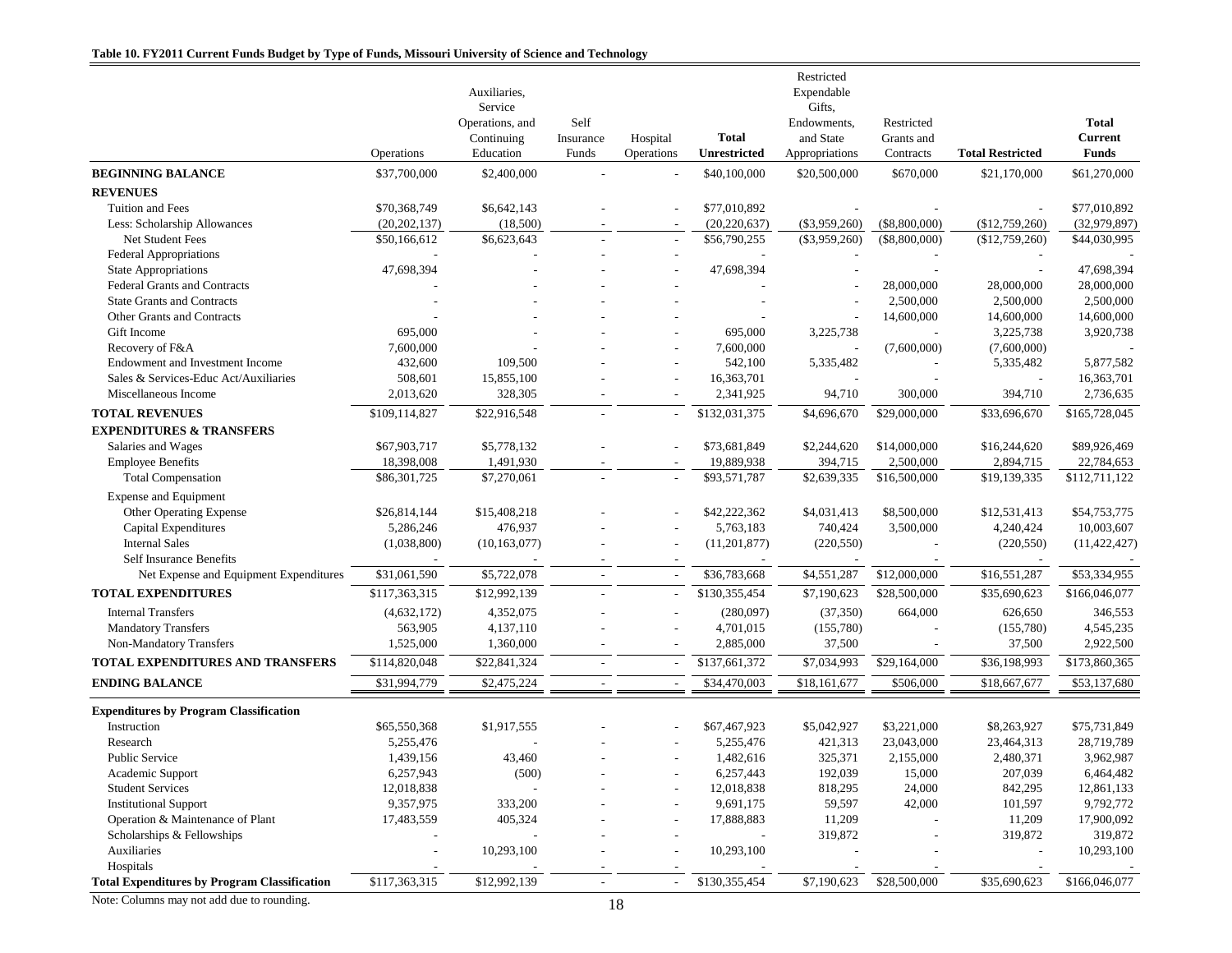**Table 10. FY2011 Current Funds Budget by Type of Funds, Missouri University of Science and Technology**

| | Operations | Auxiliaries, Service Operations, and Continuing Education | Self Insurance Funds | Hospital Operations | **Total Unrestricted** | Restricted Expendable Gifts, Endowments, and State Appropriations | Restricted Grants and Contracts | **Total Restricted** | **Total Current Funds** |
|---|---|---|---|---|---|---|---|---|---|
| **BEGINNING BALANCE** | $37,700,000 | $2,400,000 | - | - | $40,100,000 | $20,500,000 | $670,000 | $21,170,000 | $61,270,000 |
| **REVENUES** | | | | | | | | | |
| Tuition and Fees | $70,368,749 | $6,642,143 | - | - | $77,010,892 | - | - | - | $77,010,892 |
| Less: Scholarship Allowances | (20,202,137) | (18,500) | - | - | (20,220,637) | ($3,959,260) | ($8,800,000) | ($12,759,260) | (32,979,897) |
| Net Student Fees | $50,166,612 | $6,623,643 | - | - | $56,790,255 | ($3,959,260) | ($8,800,000) | ($12,759,260) | $44,030,995 |
| Federal Appropriations | - | - | - | - | - | - | - | - | - |
| State Appropriations | 47,698,394 | - | - | - | 47,698,394 | - | - | - | 47,698,394 |
| Federal Grants and Contracts | - | - | - | - | - | - | 28,000,000 | 28,000,000 | 28,000,000 |
| State Grants and Contracts | - | - | - | - | - | - | 2,500,000 | 2,500,000 | 2,500,000 |
| Other Grants and Contracts | - | - | - | - | - | - | 14,600,000 | 14,600,000 | 14,600,000 |
| Gift Income | 695,000 | - | - | - | 695,000 | 3,225,738 | - | 3,225,738 | 3,920,738 |
| Recovery of F&A | 7,600,000 | - | - | - | 7,600,000 | - | (7,600,000) | (7,600,000) | - |
| Endowment and Investment Income | 432,600 | 109,500 | - | - | 542,100 | 5,335,482 | - | 5,335,482 | 5,877,582 |
| Sales & Services-Educ Act/Auxiliaries | 508,601 | 15,855,100 | - | - | 16,363,701 | - | - | - | 16,363,701 |
| Miscellaneous Income | 2,013,620 | 328,305 | - | - | 2,341,925 | 94,710 | 300,000 | 394,710 | 2,736,635 |
| **TOTAL REVENUES** | $109,114,827 | $22,916,548 | - | - | $132,031,375 | $4,696,670 | $29,000,000 | $33,696,670 | $165,728,045 |
| **EXPENDITURES & TRANSFERS** | | | | | | | | | |
| Salaries and Wages | $67,903,717 | $5,778,132 | - | - | $73,681,849 | $2,244,620 | $14,000,000 | $16,244,620 | $89,926,469 |
| Employee Benefits | 18,398,008 | 1,491,930 | - | - | 19,889,938 | 394,715 | 2,500,000 | 2,894,715 | 22,784,653 |
| Total Compensation | $86,301,725 | $7,270,061 | - | - | $93,571,787 | $2,639,335 | $16,500,000 | $19,139,335 | $112,711,122 |
| Expense and Equipment | | | | | | | | | |
| Other Operating Expense | $26,814,144 | $15,408,218 | - | - | $42,222,362 | $4,031,413 | $8,500,000 | $12,531,413 | $54,753,775 |
| Capital Expenditures | 5,286,246 | 476,937 | - | - | 5,763,183 | 740,424 | 3,500,000 | 4,240,424 | 10,003,607 |
| Internal Sales | (1,038,800) | (10,163,077) | - | - | (11,201,877) | (220,550) | - | (220,550) | (11,422,427) |
| Self Insurance Benefits | - | - | - | - | - | - | - | - | - |
| Net Expense and Equipment Expenditures | $31,061,590 | $5,722,078 | - | - | $36,783,668 | $4,551,287 | $12,000,000 | $16,551,287 | $53,334,955 |
| **TOTAL EXPENDITURES** | $117,363,315 | $12,992,139 | - | - | $130,355,454 | $7,190,623 | $28,500,000 | $35,690,623 | $166,046,077 |
| Internal Transfers | (4,632,172) | 4,352,075 | - | - | (280,097) | (37,350) | 664,000 | 626,650 | 346,553 |
| Mandatory Transfers | 563,905 | 4,137,110 | - | - | 4,701,015 | (155,780) | - | (155,780) | 4,545,235 |
| Non-Mandatory Transfers | 1,525,000 | 1,360,000 | - | - | 2,885,000 | 37,500 | - | 37,500 | 2,922,500 |
| **TOTAL EXPENDITURES AND TRANSFERS** | $114,820,048 | $22,841,324 | - | - | $137,661,372 | $7,034,993 | $29,164,000 | $36,198,993 | $173,860,365 |
| **ENDING BALANCE** | $31,994,779 | $2,475,224 | - | - | $34,470,003 | $18,161,677 | $506,000 | $18,667,677 | $53,137,680 |
| **Expenditures by Program Classification** | | | | | | | | | |
| Instruction | $65,550,368 | $1,917,555 | - | - | $67,467,923 | $5,042,927 | $3,221,000 | $8,263,927 | $75,731,849 |
| Research | 5,255,476 | - | - | - | 5,255,476 | 421,313 | 23,043,000 | 23,464,313 | 28,719,789 |
| Public Service | 1,439,156 | 43,460 | - | - | 1,482,616 | 325,371 | 2,155,000 | 2,480,371 | 3,962,987 |
| Academic Support | 6,257,943 | (500) | - | - | 6,257,443 | 192,039 | 15,000 | 207,039 | 6,464,482 |
| Student Services | 12,018,838 | - | - | - | 12,018,838 | 818,295 | 24,000 | 842,295 | 12,861,133 |
| Institutional Support | 9,357,975 | 333,200 | - | - | 9,691,175 | 59,597 | 42,000 | 101,597 | 9,792,772 |
| Operation & Maintenance of Plant | 17,483,559 | 405,324 | - | - | 17,888,883 | 11,209 | - | 11,209 | 17,900,092 |
| Scholarships & Fellowships | - | - | - | - | - | 319,872 | - | 319,872 | 319,872 |
| Auxiliaries | - | 10,293,100 | - | - | 10,293,100 | - | - | - | 10,293,100 |
| Hospitals | - | - | - | - | - | - | - | - | - |
| **Total Expenditures by Program Classification** | $117,363,315 | $12,992,139 | - | - | $130,355,454 | $7,190,623 | $28,500,000 | $35,690,623 | $166,046,077 |

Note: Columns may not add due to rounding.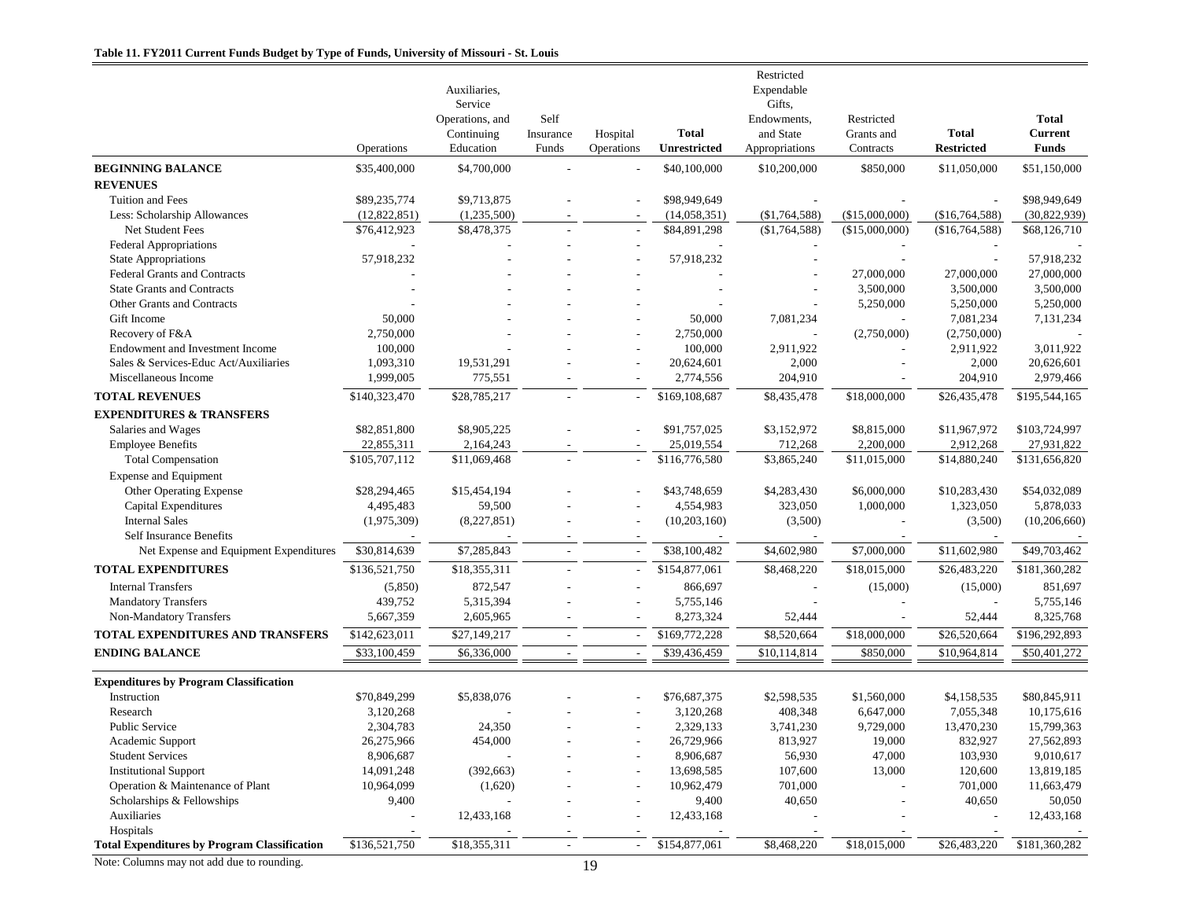**Table 11. FY2011 Current Funds Budget by Type of Funds, University of Missouri - St. Louis**

| | Operations | Auxiliaries, Service Operations, and Continuing Education | Self Insurance Funds | Hospital Operations | **Total Unrestricted** | Restricted Expendable Gifts, Endowments, and State Appropriations | Restricted Grants and Contracts | **Total Restricted** | **Total Current Funds** |
|---|---|---|---|---|---|---|---|---|---|
| **BEGINNING BALANCE** | $35,400,000 | $4,700,000 | - | - | $40,100,000 | $10,200,000 | $850,000 | $11,050,000 | $51,150,000 |
| **REVENUES** | | | | | | | | | |
| Tuition and Fees | $89,235,774 | $9,713,875 | - | - | $98,949,649 | - | - | - | $98,949,649 |
| Less: Scholarship Allowances | (12,822,851) | (1,235,500) | - | - | (14,058,351) | ($1,764,588) | ($15,000,000) | ($16,764,588) | (30,822,939) |
| Net Student Fees | $76,412,923 | $8,478,375 | - | - | $84,891,298 | ($1,764,588) | ($15,000,000) | ($16,764,588) | $68,126,710 |
| Federal Appropriations | - | - | - | - | - | - | - | - | - |
| State Appropriations | 57,918,232 | - | - | - | 57,918,232 | - | - | - | 57,918,232 |
| Federal Grants and Contracts | - | - | - | - | - | - | 27,000,000 | 27,000,000 | 27,000,000 |
| State Grants and Contracts | - | - | - | - | - | - | 3,500,000 | 3,500,000 | 3,500,000 |
| Other Grants and Contracts | - | - | - | - | - | - | 5,250,000 | 5,250,000 | 5,250,000 |
| Gift Income | 50,000 | - | - | - | 50,000 | 7,081,234 | - | 7,081,234 | 7,131,234 |
| Recovery of F&A | 2,750,000 | - | - | - | 2,750,000 | - | (2,750,000) | (2,750,000) | - |
| Endowment and Investment Income | 100,000 | - | - | - | 100,000 | 2,911,922 | - | 2,911,922 | 3,011,922 |
| Sales & Services-Educ Act/Auxiliaries | 1,093,310 | 19,531,291 | - | - | 20,624,601 | 2,000 | - | 2,000 | 20,626,601 |
| Miscellaneous Income | 1,999,005 | 775,551 | - | - | 2,774,556 | 204,910 | - | 204,910 | 2,979,466 |
| **TOTAL REVENUES** | $140,323,470 | $28,785,217 | - | - | $169,108,687 | $8,435,478 | $18,000,000 | $26,435,478 | $195,544,165 |
| **EXPENDITURES & TRANSFERS** | | | | | | | | | |
| Salaries and Wages | $82,851,800 | $8,905,225 | - | - | $91,757,025 | $3,152,972 | $8,815,000 | $11,967,972 | $103,724,997 |
| Employee Benefits | 22,855,311 | 2,164,243 | - | - | 25,019,554 | 712,268 | 2,200,000 | 2,912,268 | 27,931,822 |
| Total Compensation | $105,707,112 | $11,069,468 | - | - | $116,776,580 | $3,865,240 | $11,015,000 | $14,880,240 | $131,656,820 |
| Expense and Equipment | | | | | | | | | |
| Other Operating Expense | $28,294,465 | $15,454,194 | - | - | $43,748,659 | $4,283,430 | $6,000,000 | $10,283,430 | $54,032,089 |
| Capital Expenditures | 4,495,483 | 59,500 | - | - | 4,554,983 | 323,050 | 1,000,000 | 1,323,050 | 5,878,033 |
| Internal Sales | (1,975,309) | (8,227,851) | - | - | (10,203,160) | (3,500) | - | (3,500) | (10,206,660) |
| Self Insurance Benefits | - | - | - | - | - | - | - | - | - |
| Net Expense and Equipment Expenditures | $30,814,639 | $7,285,843 | - | - | $38,100,482 | $4,602,980 | $7,000,000 | $11,602,980 | $49,703,462 |
| **TOTAL EXPENDITURES** | $136,521,750 | $18,355,311 | - | - | $154,877,061 | $8,468,220 | $18,015,000 | $26,483,220 | $181,360,282 |
| Internal Transfers | (5,850) | 872,547 | - | - | 866,697 | - | (15,000) | (15,000) | 851,697 |
| Mandatory Transfers | 439,752 | 5,315,394 | - | - | 5,755,146 | - | - | - | 5,755,146 |
| Non-Mandatory Transfers | 5,667,359 | 2,605,965 | - | - | 8,273,324 | 52,444 | - | 52,444 | 8,325,768 |
| **TOTAL EXPENDITURES AND TRANSFERS** | $142,623,011 | $27,149,217 | - | - | $169,772,228 | $8,520,664 | $18,000,000 | $26,520,664 | $196,292,893 |
| **ENDING BALANCE** | $33,100,459 | $6,336,000 | - | - | $39,436,459 | $10,114,814 | $850,000 | $10,964,814 | $50,401,272 |
| **Expenditures by Program Classification** | | | | | | | | | |
| Instruction | $70,849,299 | $5,838,076 | - | - | $76,687,375 | $2,598,535 | $1,560,000 | $4,158,535 | $80,845,911 |
| Research | 3,120,268 | - | - | - | 3,120,268 | 408,348 | 6,647,000 | 7,055,348 | 10,175,616 |
| Public Service | 2,304,783 | 24,350 | - | - | 2,329,133 | 3,741,230 | 9,729,000 | 13,470,230 | 15,799,363 |
| Academic Support | 26,275,966 | 454,000 | - | - | 26,729,966 | 813,927 | 19,000 | 832,927 | 27,562,893 |
| Student Services | 8,906,687 | - | - | - | 8,906,687 | 56,930 | 47,000 | 103,930 | 9,010,617 |
| Institutional Support | 14,091,248 | (392,663) | - | - | 13,698,585 | 107,600 | 13,000 | 120,600 | 13,819,185 |
| Operation & Maintenance of Plant | 10,964,099 | (1,620) | - | - | 10,962,479 | 701,000 | - | 701,000 | 11,663,479 |
| Scholarships & Fellowships | 9,400 | - | - | - | 9,400 | 40,650 | - | 40,650 | 50,050 |
| Auxiliaries | - | 12,433,168 | - | - | 12,433,168 | - | - | - | 12,433,168 |
| Hospitals | - | - | - | - | - | - | - | - | - |
| **Total Expenditures by Program Classification** | $136,521,750 | $18,355,311 | - | - | $154,877,061 | $8,468,220 | $18,015,000 | $26,483,220 | $181,360,282 |

Note: Columns may not add due to rounding.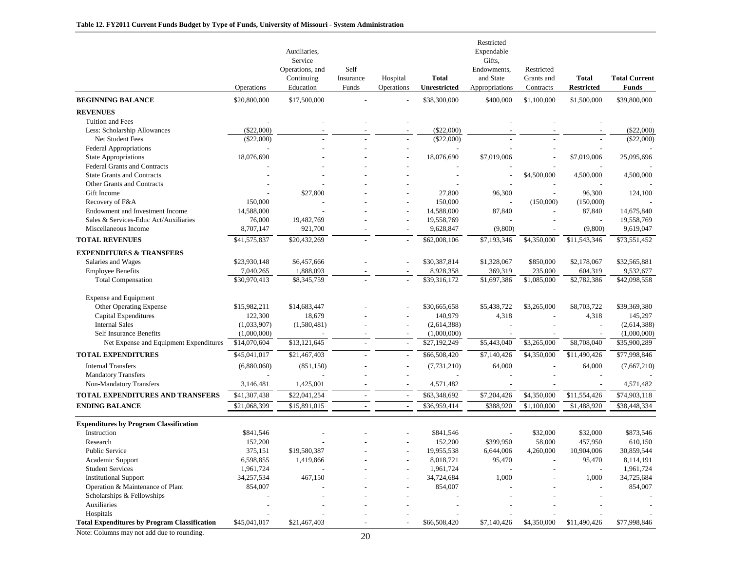**Table 12. FY2011 Current Funds Budget by Type of Funds, University of Missouri - System Administration**

| | Operations | Auxiliaries, Service Operations, and Continuing Education | Self Insurance Funds | Hospital Operations | **Total Unrestricted** | Restricted Expendable Gifts, Endowments, and State Appropriations | Restricted Grants and Contracts | **Total Restricted** | **Total Current Funds** |
|---|---|---|---|---|---|---|---|---|---|
| **BEGINNING BALANCE** | $20,800,000 | $17,500,000 | - | - | $38,300,000 | $400,000 | $1,100,000 | $1,500,000 | $39,800,000 |
| **REVENUES** | | | | | | | | | |
| Tuition and Fees | - | - | - | - | - | - | - | - | - |
| Less: Scholarship Allowances | ($22,000) | - | - | - | ($22,000) | - | - | - | ($22,000) |
| Net Student Fees | ($22,000) | - | - | - | ($22,000) | - | - | - | ($22,000) |
| Federal Appropriations | - | - | - | - | - | - | - | - | - |
| State Appropriations | 18,076,690 | - | - | - | 18,076,690 | $7,019,006 | - | $7,019,006 | 25,095,696 |
| Federal Grants and Contracts | - | - | - | - | - | - | - | - | - |
| State Grants and Contracts | - | - | - | - | - | - | $4,500,000 | 4,500,000 | 4,500,000 |
| Other Grants and Contracts | - | - | - | - | - | - | - | - | - |
| Gift Income | - | $27,800 | - | - | 27,800 | 96,300 | - | 96,300 | 124,100 |
| Recovery of F&A | 150,000 | - | - | - | 150,000 | - | (150,000) | (150,000) | - |
| Endowment and Investment Income | 14,588,000 | - | - | - | 14,588,000 | 87,840 | - | 87,840 | 14,675,840 |
| Sales & Services-Educ Act/Auxiliaries | 76,000 | 19,482,769 | - | - | 19,558,769 | - | - | - | 19,558,769 |
| Miscellaneous Income | 8,707,147 | 921,700 | - | - | 9,628,847 | (9,800) | - | (9,800) | 9,619,047 |
| **TOTAL REVENUES** | $41,575,837 | $20,432,269 | - | - | $62,008,106 | $7,193,346 | $4,350,000 | $11,543,346 | $73,551,452 |
| **EXPENDITURES & TRANSFERS** | | | | | | | | | |
| Salaries and Wages | $23,930,148 | $6,457,666 | - | - | $30,387,814 | $1,328,067 | $850,000 | $2,178,067 | $32,565,881 |
| Employee Benefits | 7,040,265 | 1,888,093 | - | - | 8,928,358 | 369,319 | 235,000 | 604,319 | 9,532,677 |
| Total Compensation | $30,970,413 | $8,345,759 | - | - | $39,316,172 | $1,697,386 | $1,085,000 | $2,782,386 | $42,098,558 |
| Expense and Equipment | | | | | | | | | |
| Other Operating Expense | $15,982,211 | $14,683,447 | - | - | $30,665,658 | $5,438,722 | $3,265,000 | $8,703,722 | $39,369,380 |
| Capital Expenditures | 122,300 | 18,679 | - | - | 140,979 | 4,318 | - | 4,318 | 145,297 |
| Internal Sales | (1,033,907) | (1,580,481) | - | - | (2,614,388) | - | - | - | (2,614,388) |
| Self Insurance Benefits | (1,000,000) | - | - | - | (1,000,000) | - | - | - | (1,000,000) |
| Net Expense and Equipment Expenditures | $14,070,604 | $13,121,645 | - | - | $27,192,249 | $5,443,040 | $3,265,000 | $8,708,040 | $35,900,289 |
| **TOTAL EXPENDITURES** | $45,041,017 | $21,467,403 | - | - | $66,508,420 | $7,140,426 | $4,350,000 | $11,490,426 | $77,998,846 |
| Internal Transfers | (6,880,060) | (851,150) | - | - | (7,731,210) | 64,000 | - | 64,000 | (7,667,210) |
| Mandatory Transfers | - | - | - | - | - | - | - | - | - |
| Non-Mandatory Transfers | 3,146,481 | 1,425,001 | - | - | 4,571,482 | - | - | - | 4,571,482 |
| **TOTAL EXPENDITURES AND TRANSFERS** | $41,307,438 | $22,041,254 | - | - | $63,348,692 | $7,204,426 | $4,350,000 | $11,554,426 | $74,903,118 |
| **ENDING BALANCE** | $21,068,399 | $15,891,015 | - | - | $36,959,414 | $388,920 | $1,100,000 | $1,488,920 | $38,448,334 |
| **Expenditures by Program Classification** | | | | | | | | | |
| Instruction | $841,546 | - | - | - | $841,546 | - | $32,000 | $32,000 | $873,546 |
| Research | 152,200 | - | - | - | 152,200 | $399,950 | 58,000 | 457,950 | 610,150 |
| Public Service | 375,151 | $19,580,387 | - | - | 19,955,538 | 6,644,006 | 4,260,000 | 10,904,006 | 30,859,544 |
| Academic Support | 6,598,855 | 1,419,866 | - | - | 8,018,721 | 95,470 | - | 95,470 | 8,114,191 |
| Student Services | 1,961,724 | - | - | - | 1,961,724 | - | - | - | 1,961,724 |
| Institutional Support | 34,257,534 | 467,150 | - | - | 34,724,684 | 1,000 | - | 1,000 | 34,725,684 |
| Operation & Maintenance of Plant | 854,007 | - | - | - | 854,007 | - | - | - | 854,007 |
| Scholarships & Fellowships | - | - | - | - | - | - | - | - | - |
| Auxiliaries | - | - | - | - | - | - | - | - | - |
| Hospitals | - | - | - | - | - | - | - | - | - |
| **Total Expenditures by Program Classification** | $45,041,017 | $21,467,403 | - | - | $66,508,420 | $7,140,426 | $4,350,000 | $11,490,426 | $77,998,846 |

Note: Columns may not add due to rounding.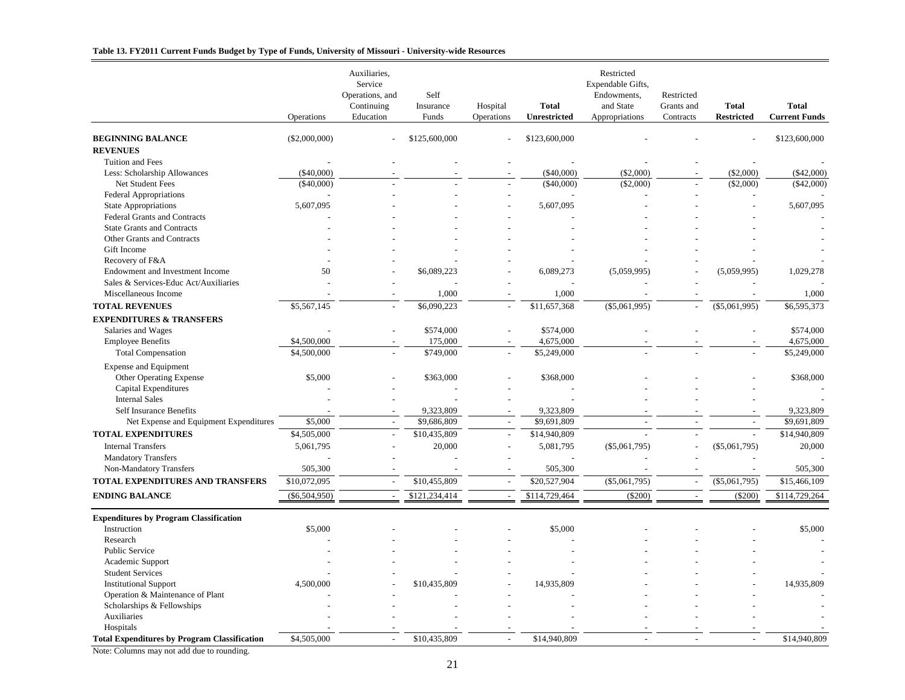**Table 13. FY2011 Current Funds Budget by Type of Funds, University of Missouri - University-wide Resources**

| | Operations | Auxiliaries, Service Operations, and Continuing Education | Self Insurance Funds | Hospital Operations | **Total Unrestricted** | Restricted Expendable Gifts, Endowments, and State Appropriations | Restricted Grants and Contracts | **Total Restricted** | **Total Current Funds** |
|---|---|---|---|---|---|---|---|---|---|
| **BEGINNING BALANCE** | ($2,000,000) | - | $125,600,000 | - | $123,600,000 | - | - | - | $123,600,000 |
| **REVENUES** | | | | | | | | | |
| Tuition and Fees | - | - | - | - | - | - | - | - | - |
| Less: Scholarship Allowances | ($40,000) | - | - | - | ($40,000) | ($2,000) | - | ($2,000) | ($42,000) |
| Net Student Fees | ($40,000) | - | - | - | ($40,000) | ($2,000) | - | ($2,000) | ($42,000) |
| Federal Appropriations | - | - | - | - | - | - | - | - | - |
| State Appropriations | 5,607,095 | - | - | - | 5,607,095 | - | - | - | 5,607,095 |
| Federal Grants and Contracts | - | - | - | - | - | - | - | - | - |
| State Grants and Contracts | - | - | - | - | - | - | - | - | - |
| Other Grants and Contracts | - | - | - | - | - | - | - | - | - |
| Gift Income | - | - | - | - | - | - | - | - | - |
| Recovery of F&A | - | - | - | - | - | - | - | - | - |
| Endowment and Investment Income | 50 | - | $6,089,223 | - | 6,089,273 | (5,059,995) | - | (5,059,995) | 1,029,278 |
| Sales & Services-Educ Act/Auxiliaries | - | - | - | - | - | - | - | - | - |
| Miscellaneous Income | - | - | 1,000 | - | 1,000 | - | - | - | 1,000 |
| **TOTAL REVENUES** | $5,567,145 | - | $6,090,223 | - | $11,657,368 | ($5,061,995) | - | ($5,061,995) | $6,595,373 |
| **EXPENDITURES & TRANSFERS** | | | | | | | | | |
| Salaries and Wages | - | - | $574,000 | - | $574,000 | - | - | - | $574,000 |
| Employee Benefits | $4,500,000 | - | 175,000 | - | 4,675,000 | - | - | - | 4,675,000 |
| Total Compensation | $4,500,000 | - | $749,000 | - | $5,249,000 | - | - | - | $5,249,000 |
| Expense and Equipment | | | | | | | | | |
| Other Operating Expense | $5,000 | - | $363,000 | - | $368,000 | - | - | - | $368,000 |
| Capital Expenditures | - | - | - | - | - | - | - | - | - |
| Internal Sales | - | - | - | - | - | - | - | - | - |
| Self Insurance Benefits | - | - | 9,323,809 | - | 9,323,809 | - | - | - | 9,323,809 |
| Net Expense and Equipment Expenditures | $5,000 | - | $9,686,809 | - | $9,691,809 | - | - | - | $9,691,809 |
| **TOTAL EXPENDITURES** | $4,505,000 | - | $10,435,809 | - | $14,940,809 | - | - | - | $14,940,809 |
| Internal Transfers | 5,061,795 | - | 20,000 | - | 5,081,795 | ($5,061,795) | - | ($5,061,795) | 20,000 |
| Mandatory Transfers | - | - | - | - | - | - | - | - | - |
| Non-Mandatory Transfers | 505,300 | - | - | - | 505,300 | - | - | - | 505,300 |
| **TOTAL EXPENDITURES AND TRANSFERS** | $10,072,095 | - | $10,455,809 | - | $20,527,904 | ($5,061,795) | - | ($5,061,795) | $15,466,109 |
| **ENDING BALANCE** | ($6,504,950) | - | $121,234,414 | - | $114,729,464 | ($200) | - | ($200) | $114,729,264 |
| **Expenditures by Program Classification** | | | | | | | | | |
| Instruction | $5,000 | - | - | - | $5,000 | - | - | - | $5,000 |
| Research | - | - | - | - | - | - | - | - | - |
| Public Service | - | - | - | - | - | - | - | - | - |
| Academic Support | - | - | - | - | - | - | - | - | - |
| Student Services | - | - | - | - | - | - | - | - | - |
| Institutional Support | 4,500,000 | - | $10,435,809 | - | 14,935,809 | - | - | - | 14,935,809 |
| Operation & Maintenance of Plant | - | - | - | - | - | - | - | - | - |
| Scholarships & Fellowships | - | - | - | - | - | - | - | - | - |
| Auxiliaries | - | - | - | - | - | - | - | - | - |
| Hospitals | - | - | - | - | - | - | - | - | - |
| **Total Expenditures by Program Classification** | $4,505,000 | - | $10,435,809 | - | $14,940,809 | - | - | - | $14,940,809 |

Note: Columns may not add due to rounding.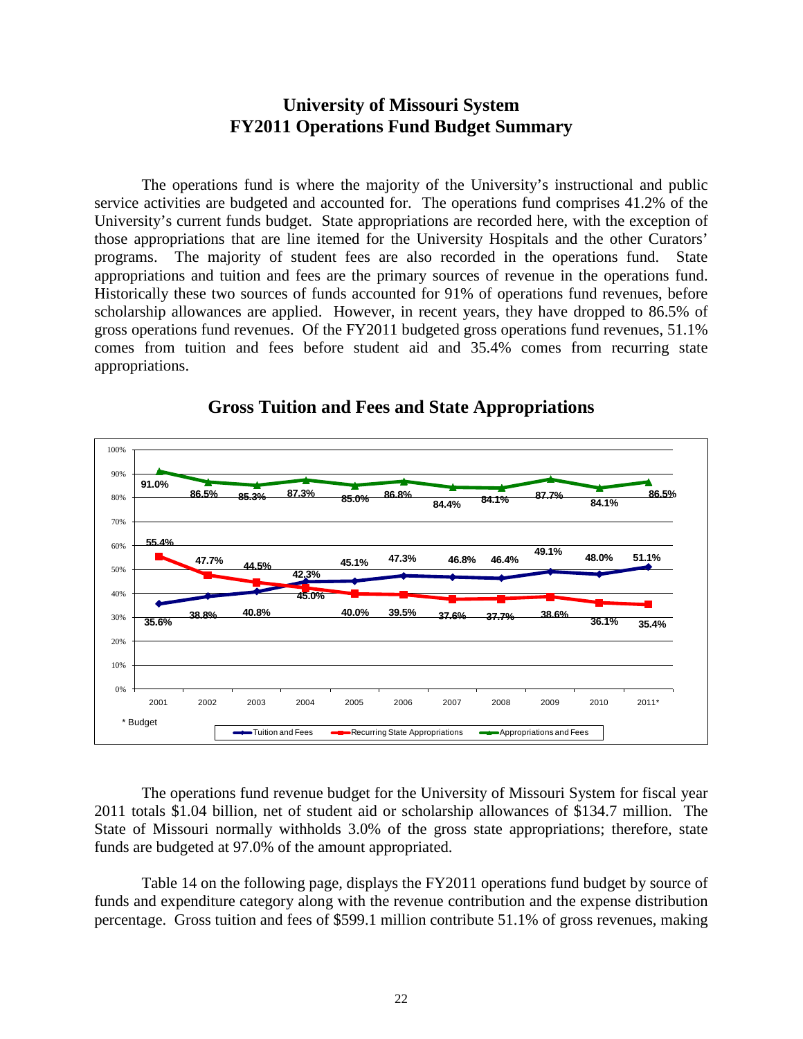# University of Missouri System
# FY2011 Operations Fund Budget Summary

The operations fund is where the majority of the University's instructional and public service activities are budgeted and accounted for. The operations fund comprises 41.2% of the University's current funds budget. State appropriations are recorded here, with the exception of those appropriations that are line itemed for the University Hospitals and the other Curators' programs. The majority of student fees are also recorded in the operations fund. State appropriations and tuition and fees are the primary sources of revenue in the operations fund. Historically these two sources of funds accounted for 91% of operations fund revenues, before scholarship allowances are applied. However, in recent years, they have dropped to 86.5% of gross operations fund revenues. Of the FY2011 budgeted gross operations fund revenues, 51.1% comes from tuition and fees before student aid and 35.4% comes from recurring state appropriations.

## Gross Tuition and Fees and State Appropriations

| Year | Tuition and Fees | Recurring State Appropriations | Appropriations and Fees |
|---|---|---|---|
| 2001 | 35.6% | 55.4% | 91.0% |
| 2002 | 38.8% | 47.7% | 86.5% |
| 2003 | 40.8% | 44.5% | 85.3% |
| 2004 | 45.0% | 42.3% | 87.3% |
| 2005 | 45.1% | 40.0% | 85.0% |
| 2006 | 47.3% | 39.5% | 86.8% |
| 2007 | 46.8% | 37.6% | 84.4% |
| 2008 | 46.4% | 37.7% | 84.1% |
| 2009 | 49.1% | 38.6% | 87.7% |
| 2010 | 48.0% | 36.1% | 84.1% |
| 2011* | 51.1% | 35.4% | 86.5% |

\* Budget

The operations fund revenue budget for the University of Missouri System for fiscal year 2011 totals $1.04 billion, net of student aid or scholarship allowances of $134.7 million. The State of Missouri normally withholds 3.0% of the gross state appropriations; therefore, state funds are budgeted at 97.0% of the amount appropriated.

Table 14 on the following page, displays the FY2011 operations fund budget by source of funds and expenditure category along with the revenue contribution and the expense distribution percentage. Gross tuition and fees of $599.1 million contribute 51.1% of gross revenues, making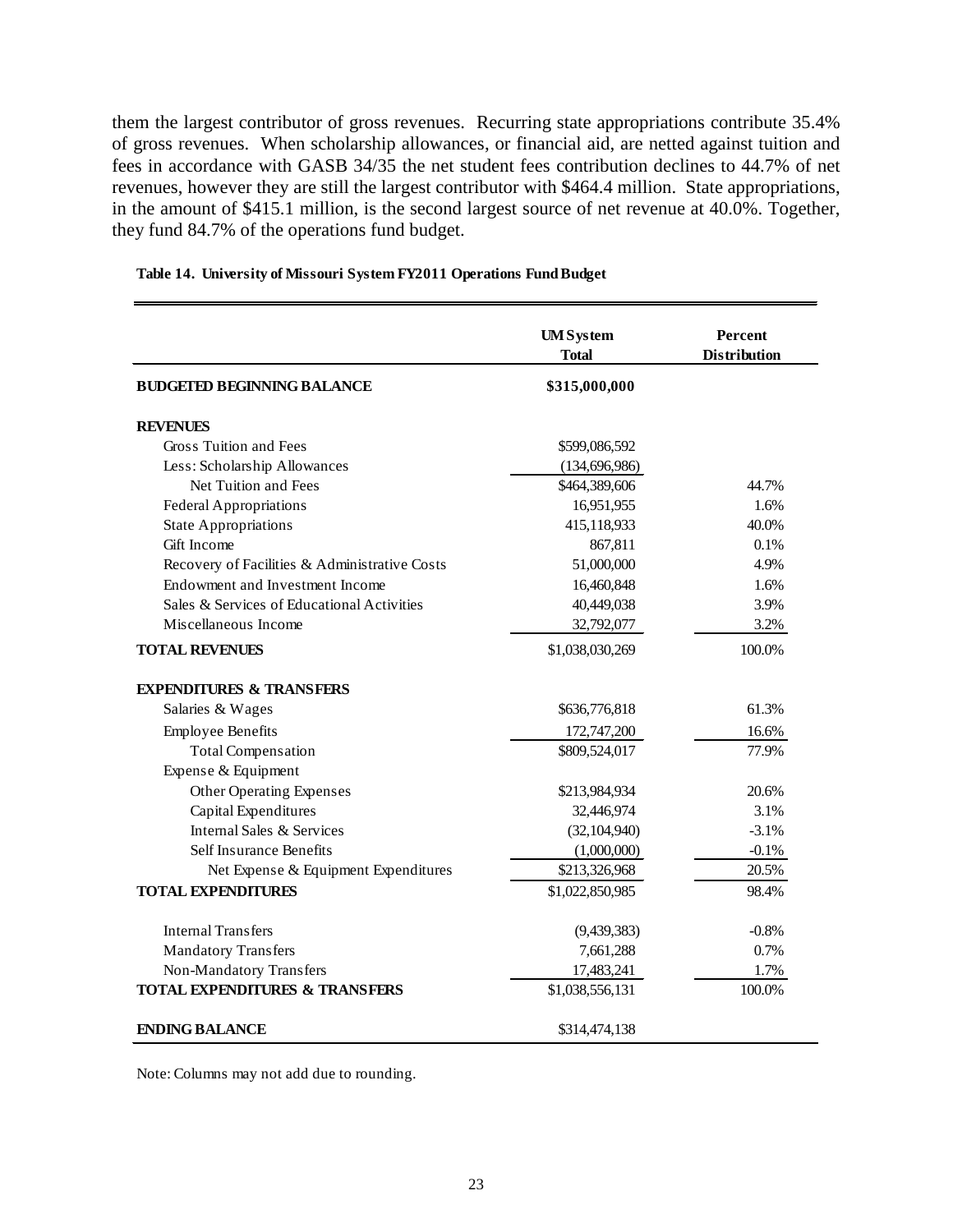them the largest contributor of gross revenues. Recurring state appropriations contribute 35.4% of gross revenues. When scholarship allowances, or financial aid, are netted against tuition and fees in accordance with GASB 34/35 the net student fees contribution declines to 44.7% of net revenues, however they are still the largest contributor with $464.4 million. State appropriations, in the amount of $415.1 million, is the second largest source of net revenue at 40.0%. Together, they fund 84.7% of the operations fund budget.

**Table 14. University of Missouri System FY2011 Operations Fund Budget**

| | UM System Total | Percent Distribution |
|---|---|---|
| **BUDGETED BEGINNING BALANCE** | **$315,000,000** | |
| **REVENUES** | | |
| Gross Tuition and Fees | $599,086,592 | |
| Less: Scholarship Allowances | (134,696,986) | |
| Net Tuition and Fees | $464,389,606 | 44.7% |
| Federal Appropriations | 16,951,955 | 1.6% |
| State Appropriations | 415,118,933 | 40.0% |
| Gift Income | 867,811 | 0.1% |
| Recovery of Facilities & Administrative Costs | 51,000,000 | 4.9% |
| Endowment and Investment Income | 16,460,848 | 1.6% |
| Sales & Services of Educational Activities | 40,449,038 | 3.9% |
| Miscellaneous Income | 32,792,077 | 3.2% |
| **TOTAL REVENUES** | $1,038,030,269 | 100.0% |
| **EXPENDITURES & TRANSFERS** | | |
| Salaries & Wages | $636,776,818 | 61.3% |
| Employee Benefits | 172,747,200 | 16.6% |
| Total Compensation | $809,524,017 | 77.9% |
| Expense & Equipment | | |
| Other Operating Expenses | $213,984,934 | 20.6% |
| Capital Expenditures | 32,446,974 | 3.1% |
| Internal Sales & Services | (32,104,940) | -3.1% |
| Self Insurance Benefits | (1,000,000) | -0.1% |
| Net Expense & Equipment Expenditures | $213,326,968 | 20.5% |
| **TOTAL EXPENDITURES** | $1,022,850,985 | 98.4% |
| Internal Transfers | (9,439,383) | -0.8% |
| Mandatory Transfers | 7,661,288 | 0.7% |
| Non-Mandatory Transfers | 17,483,241 | 1.7% |
| **TOTAL EXPENDITURES & TRANSFERS** | $1,038,556,131 | 100.0% |
| **ENDING BALANCE** | $314,474,138 | |

Note: Columns may not add due to rounding.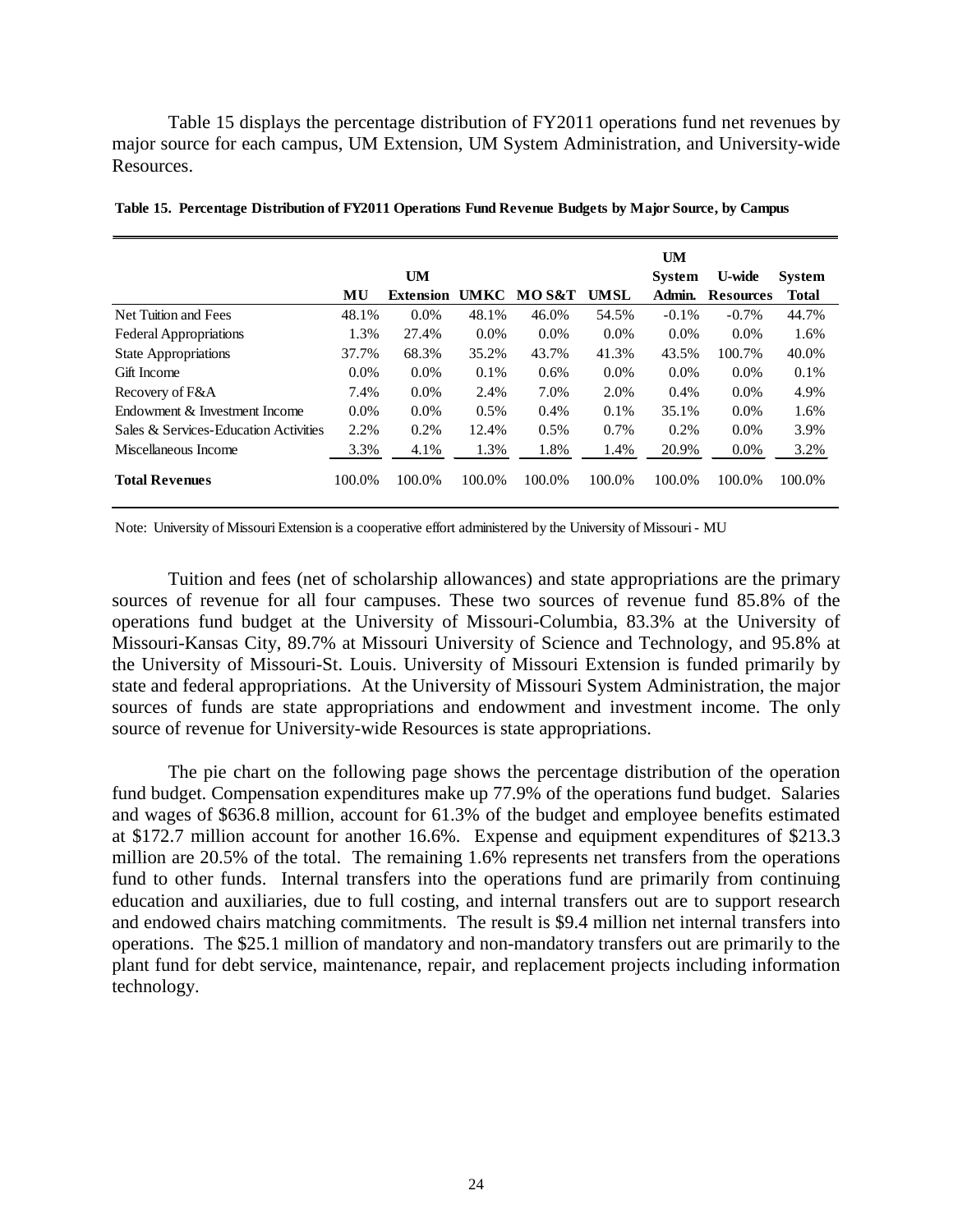Table 15 displays the percentage distribution of FY2011 operations fund net revenues by major source for each campus, UM Extension, UM System Administration, and University-wide Resources.

**Table 15. Percentage Distribution of FY2011 Operations Fund Revenue Budgets by Major Source, by Campus**

| | MU | UM Extension | UMKC | MO S&T | UMSL | UM System Admin. | U-wide Resources | System Total |
|---|---|---|---|---|---|---|---|---|
| Net Tuition and Fees | 48.1% | 0.0% | 48.1% | 46.0% | 54.5% | -0.1% | -0.7% | 44.7% |
| Federal Appropriations | 1.3% | 27.4% | 0.0% | 0.0% | 0.0% | 0.0% | 0.0% | 1.6% |
| State Appropriations | 37.7% | 68.3% | 35.2% | 43.7% | 41.3% | 43.5% | 100.7% | 40.0% |
| Gift Income | 0.0% | 0.0% | 0.1% | 0.6% | 0.0% | 0.0% | 0.0% | 0.1% |
| Recovery of F&A | 7.4% | 0.0% | 2.4% | 7.0% | 2.0% | 0.4% | 0.0% | 4.9% |
| Endowment & Investment Income | 0.0% | 0.0% | 0.5% | 0.4% | 0.1% | 35.1% | 0.0% | 1.6% |
| Sales & Services-Education Activities | 2.2% | 0.2% | 12.4% | 0.5% | 0.7% | 0.2% | 0.0% | 3.9% |
| Miscellaneous Income | 3.3% | 4.1% | 1.3% | 1.8% | 1.4% | 20.9% | 0.0% | 3.2% |
| **Total Revenues** | 100.0% | 100.0% | 100.0% | 100.0% | 100.0% | 100.0% | 100.0% | 100.0% |

Note: University of Missouri Extension is a cooperative effort administered by the University of Missouri - MU

Tuition and fees (net of scholarship allowances) and state appropriations are the primary sources of revenue for all four campuses. These two sources of revenue fund 85.8% of the operations fund budget at the University of Missouri-Columbia, 83.3% at the University of Missouri-Kansas City, 89.7% at Missouri University of Science and Technology, and 95.8% at the University of Missouri-St. Louis. University of Missouri Extension is funded primarily by state and federal appropriations. At the University of Missouri System Administration, the major sources of funds are state appropriations and endowment and investment income. The only source of revenue for University-wide Resources is state appropriations.

The pie chart on the following page shows the percentage distribution of the operation fund budget. Compensation expenditures make up 77.9% of the operations fund budget. Salaries and wages of $636.8 million, account for 61.3% of the budget and employee benefits estimated at $172.7 million account for another 16.6%. Expense and equipment expenditures of $213.3 million are 20.5% of the total. The remaining 1.6% represents net transfers from the operations fund to other funds. Internal transfers into the operations fund are primarily from continuing education and auxiliaries, due to full costing, and internal transfers out are to support research and endowed chairs matching commitments. The result is $9.4 million net internal transfers into operations. The $25.1 million of mandatory and non-mandatory transfers out are primarily to the plant fund for debt service, maintenance, repair, and replacement projects including information technology.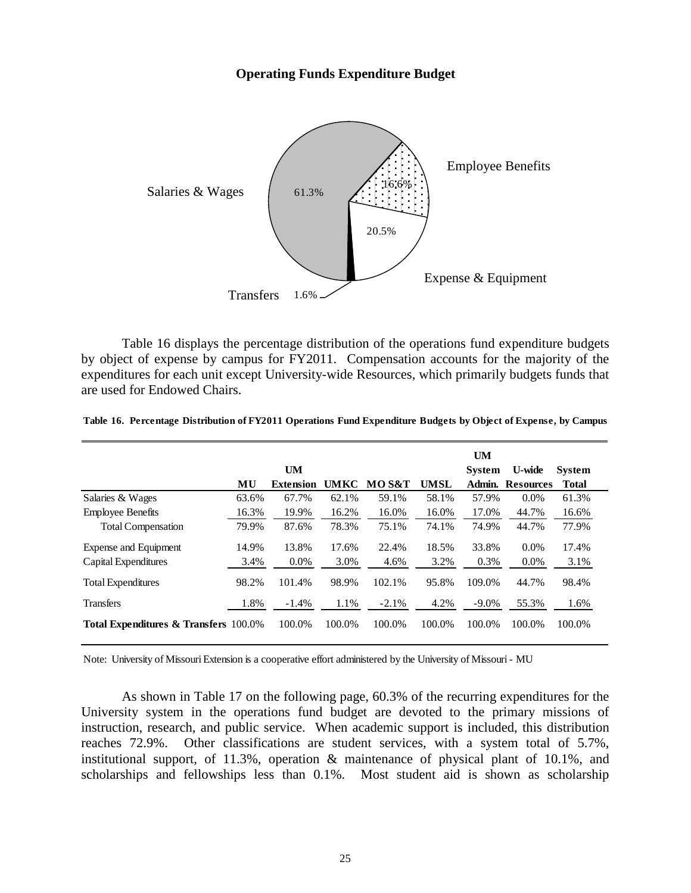**Operating Funds Expenditure Budget**

Salaries & Wages 61.3%

Employee Benefits 16.6%

Expense & Equipment 20.5%

Transfers 1.6%

Table 16 displays the percentage distribution of the operations fund expenditure budgets by object of expense by campus for FY2011. Compensation accounts for the majority of the expenditures for each unit except University-wide Resources, which primarily budgets funds that are used for Endowed Chairs.

**Table 16. Percentage Distribution of FY2011 Operations Fund Expenditure Budgets by Object of Expense, by Campus**

| | MU | UM Extension | UMKC | MO S&T | UMSL | UM System Admin. | U-wide Resources | System Total |
|---|---|---|---|---|---|---|---|---|
| Salaries & Wages | 63.6% | 67.7% | 62.1% | 59.1% | 58.1% | 57.9% | 0.0% | 61.3% |
| Employee Benefits | 16.3% | 19.9% | 16.2% | 16.0% | 16.0% | 17.0% | 44.7% | 16.6% |
| Total Compensation | 79.9% | 87.6% | 78.3% | 75.1% | 74.1% | 74.9% | 44.7% | 77.9% |
| Expense and Equipment | 14.9% | 13.8% | 17.6% | 22.4% | 18.5% | 33.8% | 0.0% | 17.4% |
| Capital Expenditures | 3.4% | 0.0% | 3.0% | 4.6% | 3.2% | 0.3% | 0.0% | 3.1% |
| Total Expenditures | 98.2% | 101.4% | 98.9% | 102.1% | 95.8% | 109.0% | 44.7% | 98.4% |
| Transfers | 1.8% | -1.4% | 1.1% | -2.1% | 4.2% | -9.0% | 55.3% | 1.6% |
| **Total Expenditures & Transfers** | 100.0% | 100.0% | 100.0% | 100.0% | 100.0% | 100.0% | 100.0% | 100.0% |

Note: University of Missouri Extension is a cooperative effort administered by the University of Missouri - MU

As shown in Table 17 on the following page, 60.3% of the recurring expenditures for the University system in the operations fund budget are devoted to the primary missions of instruction, research, and public service. When academic support is included, this distribution reaches 72.9%. Other classifications are student services, with a system total of 5.7%, institutional support, of 11.3%, operation & maintenance of physical plant of 10.1%, and scholarships and fellowships less than 0.1%. Most student aid is shown as scholarship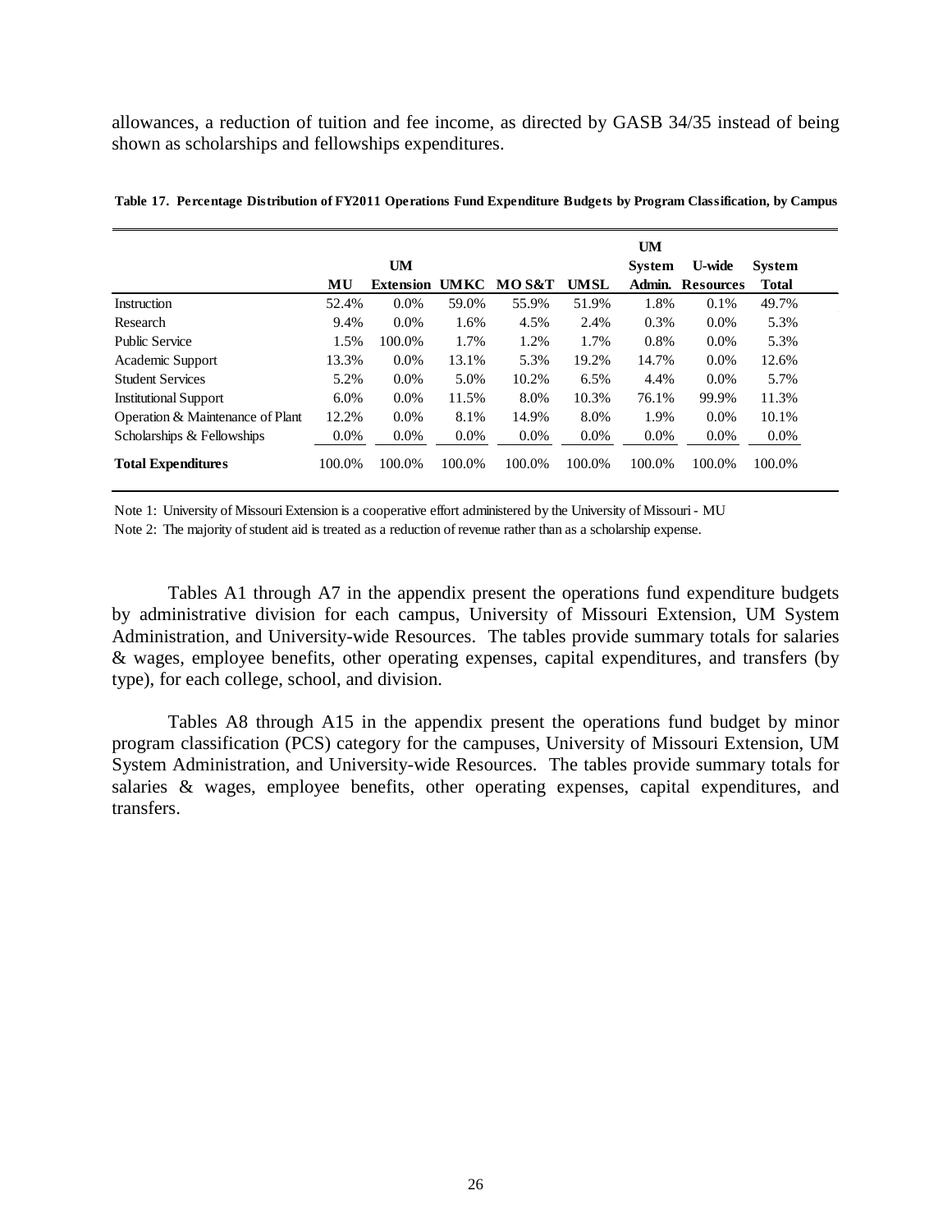allowances, a reduction of tuition and fee income, as directed by GASB 34/35 instead of being shown as scholarships and fellowships expenditures.

**Table 17. Percentage Distribution of FY2011 Operations Fund Expenditure Budgets by Program Classification, by Campus**

| | MU | UM Extension | UMKC | MO S&T | UMSL | UM System Admin. | U-wide Resources | System Total |
|---|---|---|---|---|---|---|---|---|
| Instruction | 52.4% | 0.0% | 59.0% | 55.9% | 51.9% | 1.8% | 0.1% | 49.7% |
| Research | 9.4% | 0.0% | 1.6% | 4.5% | 2.4% | 0.3% | 0.0% | 5.3% |
| Public Service | 1.5% | 100.0% | 1.7% | 1.2% | 1.7% | 0.8% | 0.0% | 5.3% |
| Academic Support | 13.3% | 0.0% | 13.1% | 5.3% | 19.2% | 14.7% | 0.0% | 12.6% |
| Student Services | 5.2% | 0.0% | 5.0% | 10.2% | 6.5% | 4.4% | 0.0% | 5.7% |
| Institutional Support | 6.0% | 0.0% | 11.5% | 8.0% | 10.3% | 76.1% | 99.9% | 11.3% |
| Operation & Maintenance of Plant | 12.2% | 0.0% | 8.1% | 14.9% | 8.0% | 1.9% | 0.0% | 10.1% |
| Scholarships & Fellowships | 0.0% | 0.0% | 0.0% | 0.0% | 0.0% | 0.0% | 0.0% | 0.0% |
| **Total Expenditures** | 100.0% | 100.0% | 100.0% | 100.0% | 100.0% | 100.0% | 100.0% | 100.0% |

Note 1: University of Missouri Extension is a cooperative effort administered by the University of Missouri - MU

Note 2: The majority of student aid is treated as a reduction of revenue rather than as a scholarship expense.

Tables A1 through A7 in the appendix present the operations fund expenditure budgets by administrative division for each campus, University of Missouri Extension, UM System Administration, and University-wide Resources. The tables provide summary totals for salaries & wages, employee benefits, other operating expenses, capital expenditures, and transfers (by type), for each college, school, and division.

Tables A8 through A15 in the appendix present the operations fund budget by minor program classification (PCS) category for the campuses, University of Missouri Extension, UM System Administration, and University-wide Resources. The tables provide summary totals for salaries & wages, employee benefits, other operating expenses, capital expenditures, and transfers.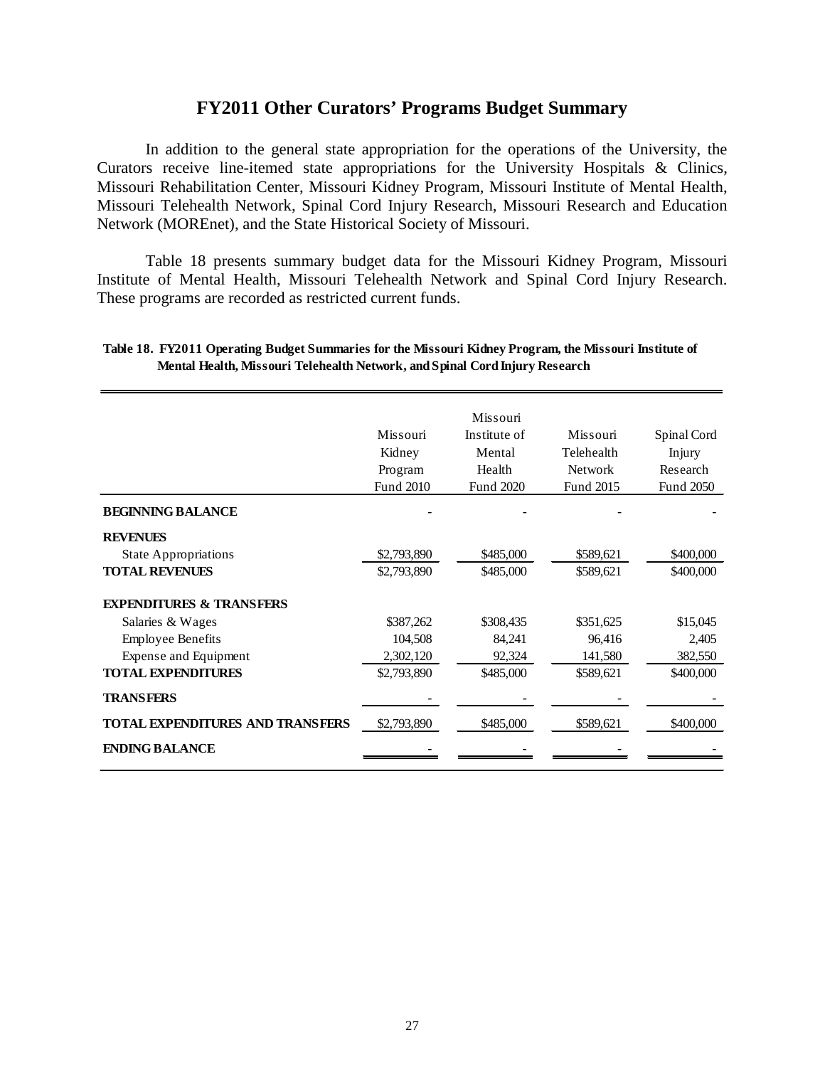# FY2011 Other Curators' Programs Budget Summary

In addition to the general state appropriation for the operations of the University, the Curators receive line-itemed state appropriations for the University Hospitals & Clinics, Missouri Rehabilitation Center, Missouri Kidney Program, Missouri Institute of Mental Health, Missouri Telehealth Network, Spinal Cord Injury Research, Missouri Research and Education Network (MOREnet), and the State Historical Society of Missouri.

Table 18 presents summary budget data for the Missouri Kidney Program, Missouri Institute of Mental Health, Missouri Telehealth Network and Spinal Cord Injury Research. These programs are recorded as restricted current funds.

**Table 18. FY2011 Operating Budget Summaries for the Missouri Kidney Program, the Missouri Institute of Mental Health, Missouri Telehealth Network, and Spinal Cord Injury Research**

| | Missouri Kidney Program Fund 2010 | Missouri Institute of Mental Health Fund 2020 | Missouri Telehealth Network Fund 2015 | Spinal Cord Injury Research Fund 2050 |
|---|---|---|---|---|
| **BEGINNING BALANCE** | - | - | - | - |
| **REVENUES** | | | | |
| State Appropriations | $2,793,890 | $485,000 | $589,621 | $400,000 |
| **TOTAL REVENUES** | $2,793,890 | $485,000 | $589,621 | $400,000 |
| **EXPENDITURES & TRANSFERS** | | | | |
| Salaries & Wages | $387,262 | $308,435 | $351,625 | $15,045 |
| Employee Benefits | 104,508 | 84,241 | 96,416 | 2,405 |
| Expense and Equipment | 2,302,120 | 92,324 | 141,580 | 382,550 |
| **TOTAL EXPENDITURES** | $2,793,890 | $485,000 | $589,621 | $400,000 |
| **TRANSFERS** | - | - | - | - |
| **TOTAL EXPENDITURES AND TRANSFERS** | $2,793,890 | $485,000 | $589,621 | $400,000 |
| **ENDING BALANCE** | - | - | - | - |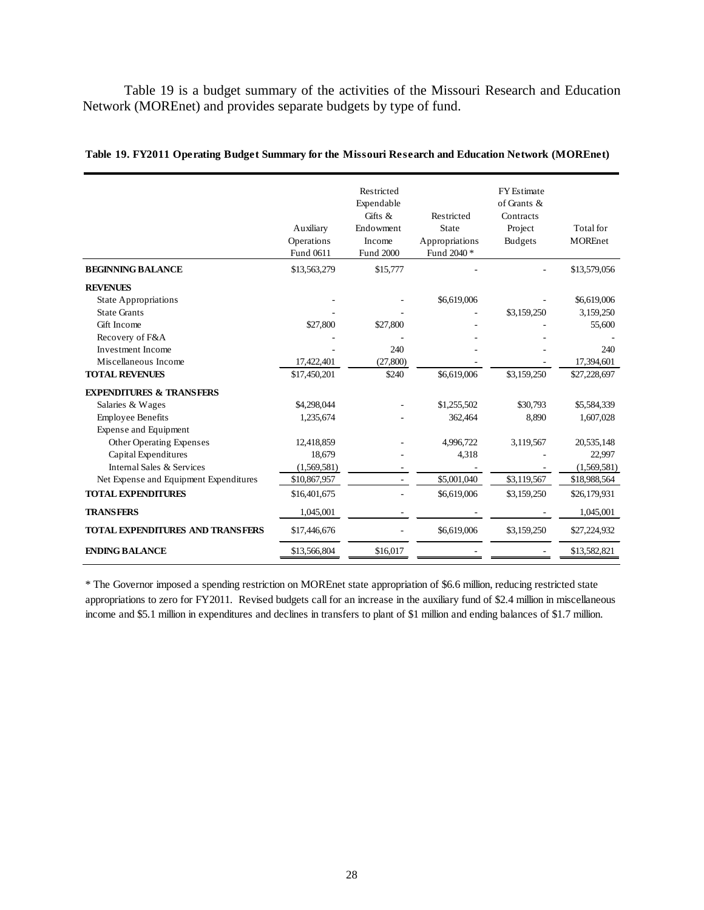Table 19 is a budget summary of the activities of the Missouri Research and Education Network (MOREnet) and provides separate budgets by type of fund.

**Table 19. FY2011 Operating Budget Summary for the Missouri Research and Education Network (MOREnet)**

| | Auxiliary Operations Fund 0611 | Restricted Expendable Gifts & Endowment Income Fund 2000 | Restricted State Appropriations Fund 2040 * | FY Estimate of Grants & Contracts Project Budgets | Total for MOREnet |
|---|---|---|---|---|---|
| **BEGINNING BALANCE** | $13,563,279 | $15,777 | - | - | $13,579,056 |
| **REVENUES** | | | | | |
| State Appropriations | - | - | $6,619,006 | - | $6,619,006 |
| State Grants | - | - | - | $3,159,250 | 3,159,250 |
| Gift Income | $27,800 | $27,800 | - | - | 55,600 |
| Recovery of F&A | - | - | - | - | - |
| Investment Income | - | 240 | - | - | 240 |
| Miscellaneous Income | 17,422,401 | (27,800) | - | - | 17,394,601 |
| **TOTAL REVENUES** | $17,450,201 | $240 | $6,619,006 | $3,159,250 | $27,228,697 |
| **EXPENDITURES & TRANSFERS** | | | | | |
| Salaries & Wages | $4,298,044 | - | $1,255,502 | $30,793 | $5,584,339 |
| Employee Benefits | 1,235,674 | - | 362,464 | 8,890 | 1,607,028 |
| Expense and Equipment | | | | | |
| Other Operating Expenses | 12,418,859 | - | 4,996,722 | 3,119,567 | 20,535,148 |
| Capital Expenditures | 18,679 | - | 4,318 | - | 22,997 |
| Internal Sales & Services | (1,569,581) | - | - | - | (1,569,581) |
| Net Expense and Equipment Expenditures | $10,867,957 | - | $5,001,040 | $3,119,567 | $18,988,564 |
| **TOTAL EXPENDITURES** | $16,401,675 | - | $6,619,006 | $3,159,250 | $26,179,931 |
| **TRANSFERS** | 1,045,001 | - | - | - | 1,045,001 |
| **TOTAL EXPENDITURES AND TRANSFERS** | $17,446,676 | - | $6,619,006 | $3,159,250 | $27,224,932 |
| **ENDING BALANCE** | $13,566,804 | $16,017 | - | - | $13,582,821 |

* The Governor imposed a spending restriction on MOREnet state appropriation of $6.6 million, reducing restricted state appropriations to zero for FY2011. Revised budgets call for an increase in the auxiliary fund of $2.4 million in miscellaneous income and $5.1 million in expenditures and declines in transfers to plant of $1 million and ending balances of $1.7 million.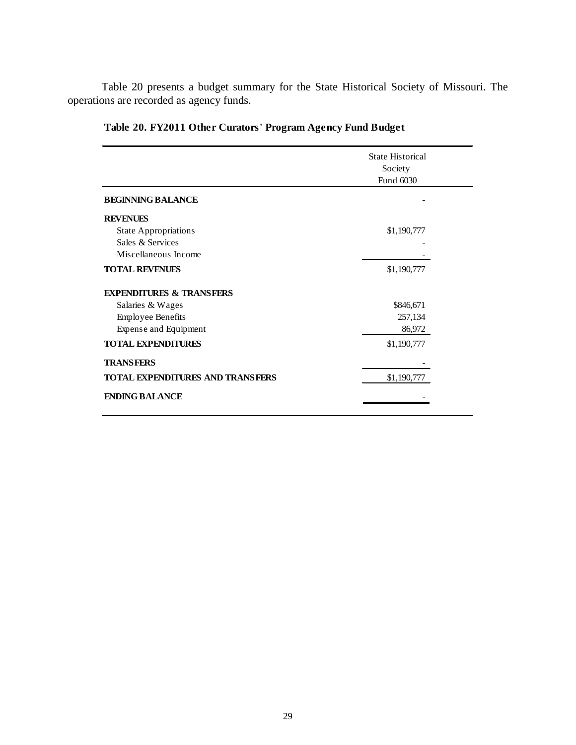Table 20 presents a budget summary for the State Historical Society of Missouri. The operations are recorded as agency funds.

**Table 20. FY2011 Other Curators' Program Agency Fund Budget**

| | State Historical Society Fund 6030 |
|---|---|
| **BEGINNING BALANCE** | - |
| **REVENUES** | |
| State Appropriations | $1,190,777 |
| Sales & Services | - |
| Miscellaneous Income | - |
| **TOTAL REVENUES** | $1,190,777 |
| **EXPENDITURES & TRANSFERS** | |
| Salaries & Wages | $846,671 |
| Employee Benefits | 257,134 |
| Expense and Equipment | 86,972 |
| **TOTAL EXPENDITURES** | $1,190,777 |
| **TRANSFERS** | - |
| **TOTAL EXPENDITURES AND TRANSFERS** | $1,190,777 |
| **ENDING BALANCE** | - |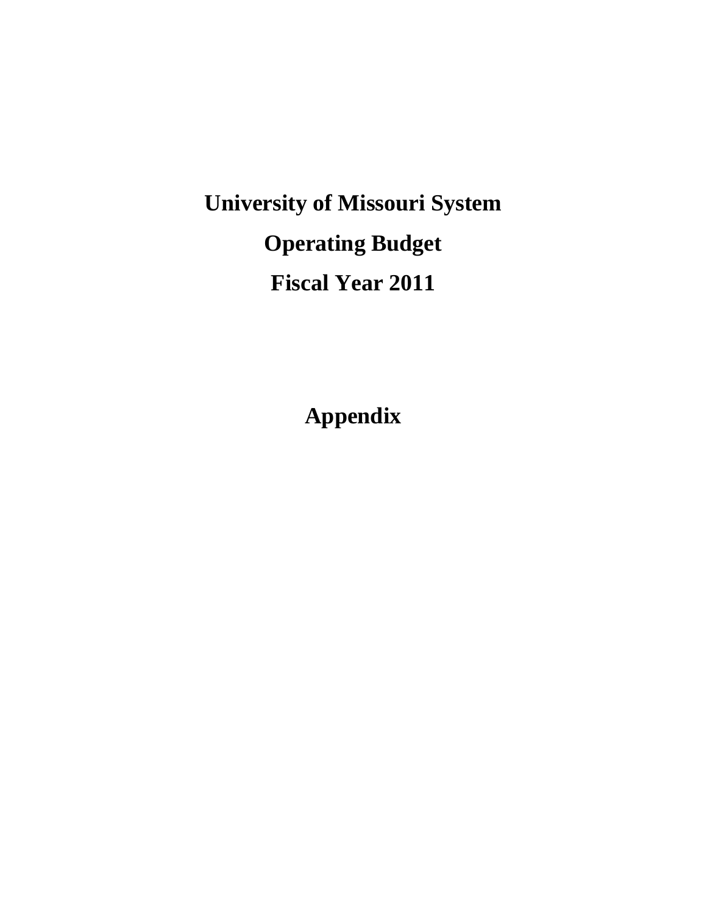# University of Missouri System

# Operating Budget

# Fiscal Year 2011

# Appendix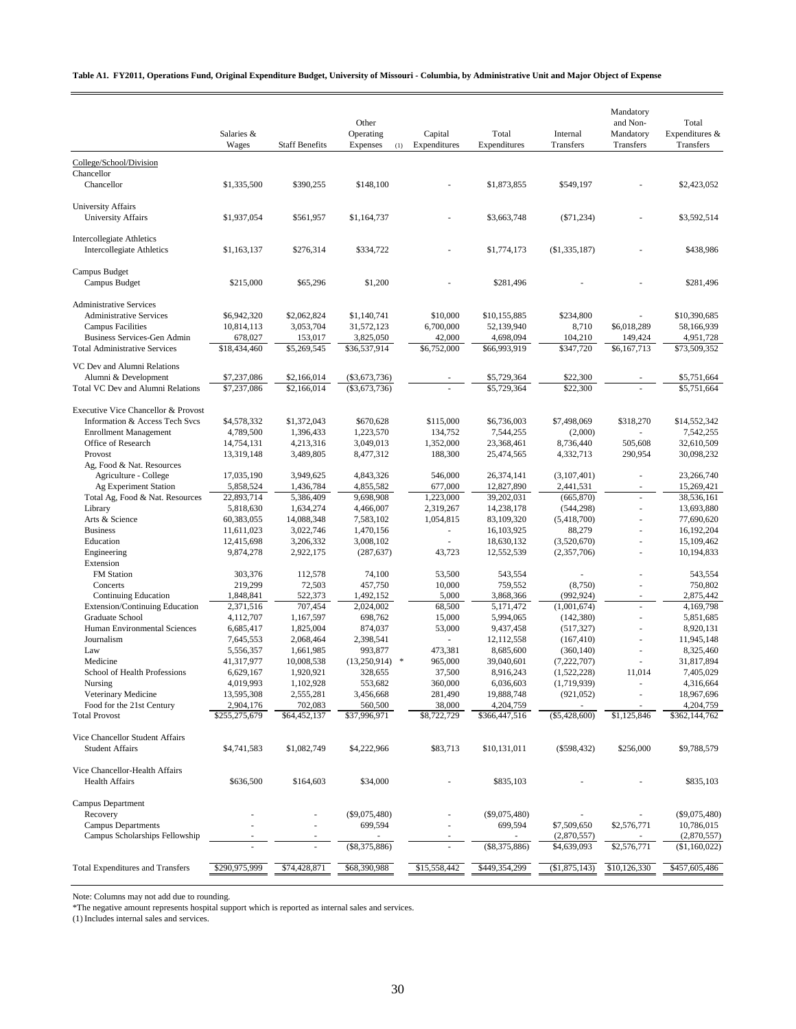**Table A1. FY2011, Operations Fund, Original Expenditure Budget, University of Missouri - Columbia, by Administrative Unit and Major Object of Expense**

| | Salaries & Wages | Staff Benefits | Other Operating Expenses (1) | Capital Expenditures | Total Expenditures | Internal Transfers | Mandatory and Non-Mandatory Transfers | Total Expenditures & Transfers |
|---|---|---|---|---|---|---|---|---|
| College/School/Division | | | | | | | | |
| Chancellor | | | | | | | | |
| Chancellor | $1,335,500 | $390,255 | $148,100 | - | $1,873,855 | $549,197 | - | $2,423,052 |
| University Affairs | | | | | | | | |
| University Affairs | $1,937,054 | $561,957 | $1,164,737 | - | $3,663,748 | ($71,234) | - | $3,592,514 |
| Intercollegiate Athletics | | | | | | | | |
| Intercollegiate Athletics | $1,163,137 | $276,314 | $334,722 | - | $1,774,173 | ($1,335,187) | - | $438,986 |
| Campus Budget | | | | | | | | |
| Campus Budget | $215,000 | $65,296 | $1,200 | - | $281,496 | - | - | $281,496 |
| Administrative Services | | | | | | | | |
| Administrative Services | $6,942,320 | $2,062,824 | $1,140,741 | $10,000 | $10,155,885 | $234,800 | - | $10,390,685 |
| Campus Facilities | 10,814,113 | 3,053,704 | 31,572,123 | 6,700,000 | 52,139,940 | 8,710 | $6,018,289 | 58,166,939 |
| Business Services-Gen Admin | 678,027 | 153,017 | 3,825,050 | 42,000 | 4,698,094 | 104,210 | 149,424 | 4,951,728 |
| Total Administrative Services | $18,434,460 | $5,269,545 | $36,537,914 | $6,752,000 | $66,993,919 | $347,720 | $6,167,713 | $73,509,352 |
| VC Dev and Alumni Relations | | | | | | | | |
| Alumni & Development | $7,237,086 | $2,166,014 | ($3,673,736) | - | $5,729,364 | $22,300 | - | $5,751,664 |
| Total VC Dev and Alumni Relations | $7,237,086 | $2,166,014 | ($3,673,736) | - | $5,729,364 | $22,300 | - | $5,751,664 |
| Executive Vice Chancellor & Provost | | | | | | | | |
| Information & Access Tech Svcs | $4,578,332 | $1,372,043 | $670,628 | $115,000 | $6,736,003 | $7,498,069 | $318,270 | $14,552,342 |
| Enrollment Management | 4,789,500 | 1,396,433 | 1,223,570 | 134,752 | 7,544,255 | (2,000) | - | 7,542,255 |
| Office of Research | 14,754,131 | 4,213,316 | 3,049,013 | 1,352,000 | 23,368,461 | 8,736,440 | 505,608 | 32,610,509 |
| Provost | 13,319,148 | 3,489,805 | 8,477,312 | 188,300 | 25,474,565 | 4,332,713 | 290,954 | 30,098,232 |
| Ag, Food & Nat. Resources | | | | | | | | |
| Agriculture - College | 17,035,190 | 3,949,625 | 4,843,326 | 546,000 | 26,374,141 | (3,107,401) | - | 23,266,740 |
| Ag Experiment Station | 5,858,524 | 1,436,784 | 4,855,582 | 677,000 | 12,827,890 | 2,441,531 | - | 15,269,421 |
| Total Ag, Food & Nat. Resources | 22,893,714 | 5,386,409 | 9,698,908 | 1,223,000 | 39,202,031 | (665,870) | - | 38,536,161 |
| Library | 5,818,630 | 1,634,274 | 4,466,007 | 2,319,267 | 14,238,178 | (544,298) | - | 13,693,880 |
| Arts & Science | 60,383,055 | 14,088,348 | 7,583,102 | 1,054,815 | 83,109,320 | (5,418,700) | - | 77,690,620 |
| Business | 11,611,023 | 3,022,746 | 1,470,156 | - | 16,103,925 | 88,279 | - | 16,192,204 |
| Education | 12,415,698 | 3,206,332 | 3,008,102 | - | 18,630,132 | (3,520,670) | - | 15,109,462 |
| Engineering | 9,874,278 | 2,922,175 | (287,637) | 43,723 | 12,552,539 | (2,357,706) | - | 10,194,833 |
| Extension | | | | | | | | |
| FM Station | 303,376 | 112,578 | 74,100 | 53,500 | 543,554 | - | - | 543,554 |
| Concerts | 219,299 | 72,503 | 457,750 | 10,000 | 759,552 | (8,750) | - | 750,802 |
| Continuing Education | 1,848,841 | 522,373 | 1,492,152 | 5,000 | 3,868,366 | (992,924) | - | 2,875,442 |
| Extension/Continuing Education | 2,371,516 | 707,454 | 2,024,002 | 68,500 | 5,171,472 | (1,001,674) | - | 4,169,798 |
| Graduate School | 4,112,707 | 1,167,597 | 698,762 | 15,000 | 5,994,065 | (142,380) | - | 5,851,685 |
| Human Environmental Sciences | 6,685,417 | 1,825,004 | 874,037 | 53,000 | 9,437,458 | (517,327) | - | 8,920,131 |
| Journalism | 7,645,553 | 2,068,464 | 2,398,541 | - | 12,112,558 | (167,410) | - | 11,945,148 |
| Law | 5,556,357 | 1,661,985 | 993,877 | 473,381 | 8,685,600 | (360,140) | - | 8,325,460 |
| Medicine | 41,317,977 | 10,008,538 | (13,250,914) * | 965,000 | 39,040,601 | (7,222,707) | - | 31,817,894 |
| School of Health Professions | 6,629,167 | 1,920,921 | 328,655 | 37,500 | 8,916,243 | (1,522,228) | 11,014 | 7,405,029 |
| Nursing | 4,019,993 | 1,102,928 | 553,682 | 360,000 | 6,036,603 | (1,719,939) | - | 4,316,664 |
| Veterinary Medicine | 13,595,308 | 2,555,281 | 3,456,668 | 281,490 | 19,888,748 | (921,052) | - | 18,967,696 |
| Food for the 21st Century | 2,904,176 | 702,083 | 560,500 | 38,000 | 4,204,759 | - | - | 4,204,759 |
| Total Provost | $255,275,679 | $64,452,137 | $37,996,971 | $8,722,729 | $366,447,516 | ($5,428,600) | $1,125,846 | $362,144,762 |
| Vice Chancellor Student Affairs | | | | | | | | |
| Student Affairs | $4,741,583 | $1,082,749 | $4,222,966 | $83,713 | $10,131,011 | ($598,432) | $256,000 | $9,788,579 |
| Vice Chancellor-Health Affairs | | | | | | | | |
| Health Affairs | $636,500 | $164,603 | $34,000 | - | $835,103 | - | - | $835,103 |
| Campus Department | | | | | | | | |
| Recovery | - | - | ($9,075,480) | - | ($9,075,480) | - | - | ($9,075,480) |
| Campus Departments | - | - | 699,594 | - | 699,594 | $7,509,650 | $2,576,771 | 10,786,015 |
| Campus Scholarships Fellowship | - | - | - | - | - | (2,870,557) | - | (2,870,557) |
| | - | - | ($8,375,886) | - | ($8,375,886) | $4,639,093 | $2,576,771 | ($1,160,022) |
| Total Expenditures and Transfers | $290,975,999 | $74,428,871 | $68,390,988 | $15,558,442 | $449,354,299 | ($1,875,143) | $10,126,330 | $457,605,486 |

Note: Columns may not add due to rounding.

*The negative amount represents hospital support which is reported as internal sales and services.

(1) Includes internal sales and services.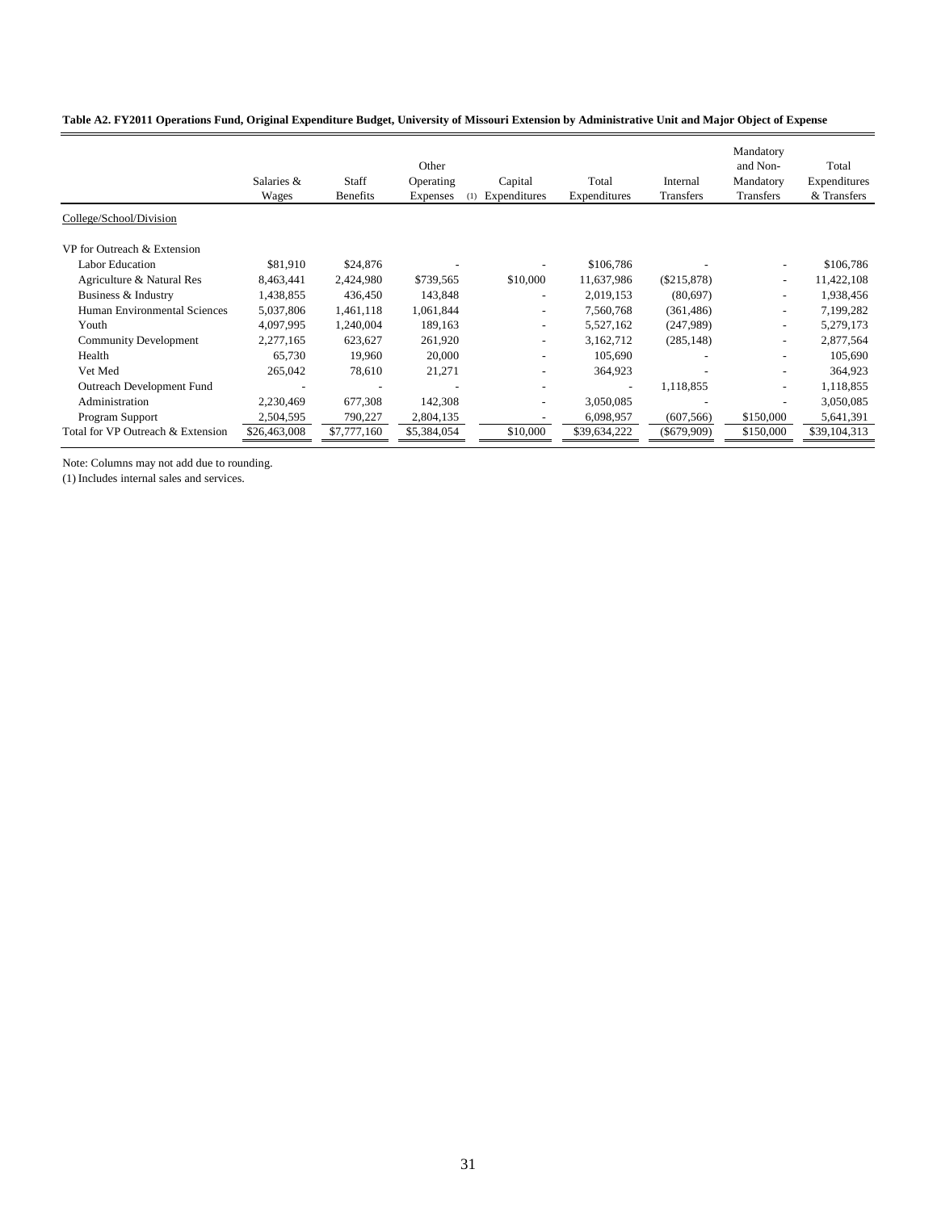**Table A2. FY2011 Operations Fund, Original Expenditure Budget, University of Missouri Extension by Administrative Unit and Major Object of Expense**

| | Salaries & Wages | Staff Benefits | Other Operating Expenses (1) | Capital Expenditures | Total Expenditures | Internal Transfers | Mandatory and Non-Mandatory Transfers | Total Expenditures & Transfers |
|---|---|---|---|---|---|---|---|---|
| College/School/Division | | | | | | | | |
| VP for Outreach & Extension | | | | | | | | |
| Labor Education | $81,910 | $24,876 | - | - | $106,786 | - | - | $106,786 |
| Agriculture & Natural Res | 8,463,441 | 2,424,980 | $739,565 | $10,000 | 11,637,986 | ($215,878) | - | 11,422,108 |
| Business & Industry | 1,438,855 | 436,450 | 143,848 | - | 2,019,153 | (80,697) | - | 1,938,456 |
| Human Environmental Sciences | 5,037,806 | 1,461,118 | 1,061,844 | - | 7,560,768 | (361,486) | - | 7,199,282 |
| Youth | 4,097,995 | 1,240,004 | 189,163 | - | 5,527,162 | (247,989) | - | 5,279,173 |
| Community Development | 2,277,165 | 623,627 | 261,920 | - | 3,162,712 | (285,148) | - | 2,877,564 |
| Health | 65,730 | 19,960 | 20,000 | - | 105,690 | - | - | 105,690 |
| Vet Med | 265,042 | 78,610 | 21,271 | - | 364,923 | - | - | 364,923 |
| Outreach Development Fund | - | - | - | - | - | 1,118,855 | - | 1,118,855 |
| Administration | 2,230,469 | 677,308 | 142,308 | - | 3,050,085 | - | - | 3,050,085 |
| Program Support | 2,504,595 | 790,227 | 2,804,135 | - | 6,098,957 | (607,566) | $150,000 | 5,641,391 |
| Total for VP Outreach & Extension | $26,463,008 | $7,777,160 | $5,384,054 | $10,000 | $39,634,222 | ($679,909) | $150,000 | $39,104,313 |

Note: Columns may not add due to rounding.
(1) Includes internal sales and services.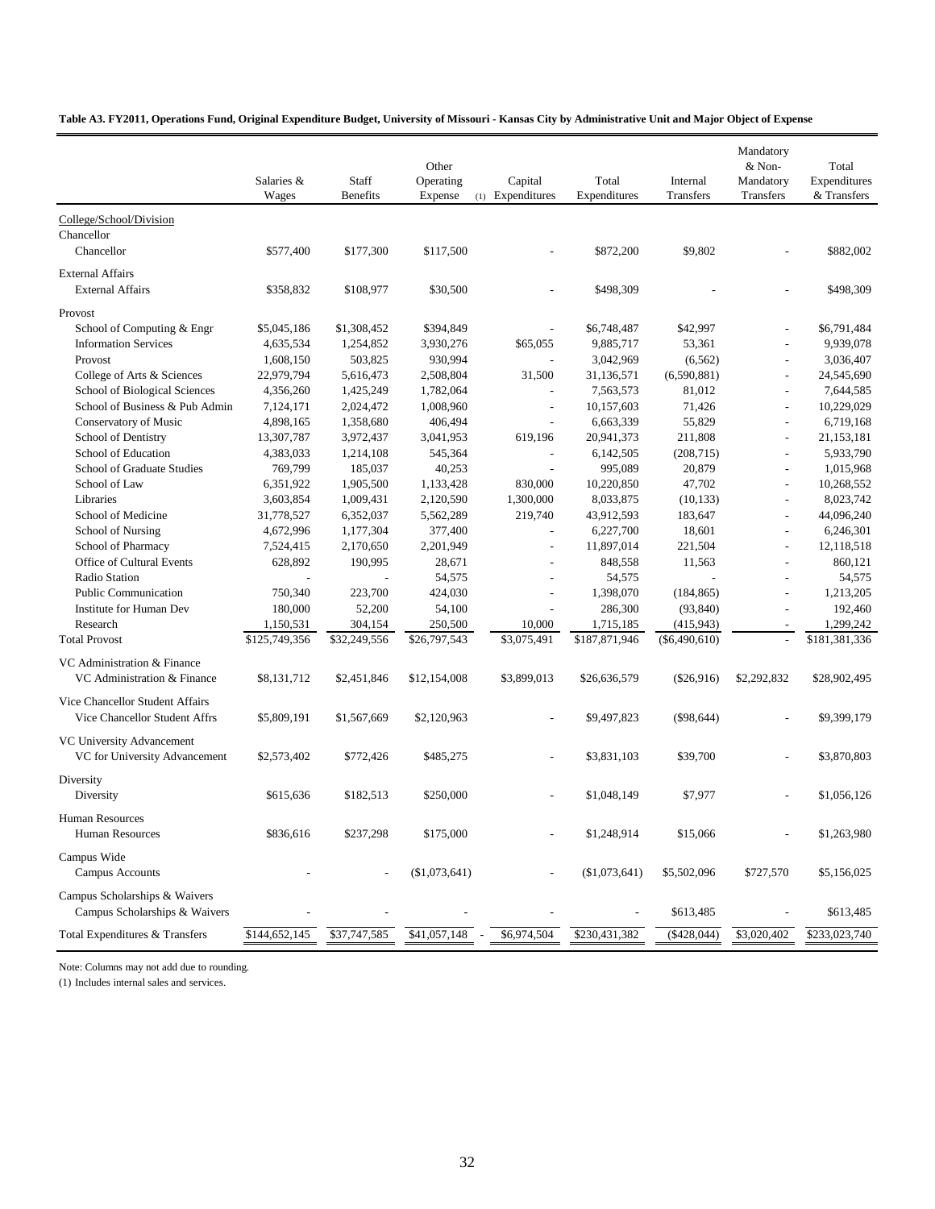**Table A3. FY2011, Operations Fund, Original Expenditure Budget, University of Missouri - Kansas City by Administrative Unit and Major Object of Expense**

| | Salaries & Wages | Staff Benefits | Other Operating Expense (1) | Capital Expenditures | Total Expenditures | Internal Transfers | Mandatory & Non-Mandatory Transfers | Total Expenditures & Transfers |
|---|---|---|---|---|---|---|---|---|
| College/School/Division | | | | | | | | |
| Chancellor | | | | | | | | |
| Chancellor | $577,400 | $177,300 | $117,500 | - | $872,200 | $9,802 | - | $882,002 |
| External Affairs | | | | | | | | |
| External Affairs | $358,832 | $108,977 | $30,500 | - | $498,309 | - | - | $498,309 |
| Provost | | | | | | | | |
| School of Computing & Engr | $5,045,186 | $1,308,452 | $394,849 | - | $6,748,487 | $42,997 | - | $6,791,484 |
| Information Services | 4,635,534 | 1,254,852 | 3,930,276 | $65,055 | 9,885,717 | 53,361 | - | 9,939,078 |
| Provost | 1,608,150 | 503,825 | 930,994 | - | 3,042,969 | (6,562) | - | 3,036,407 |
| College of Arts & Sciences | 22,979,794 | 5,616,473 | 2,508,804 | 31,500 | 31,136,571 | (6,590,881) | - | 24,545,690 |
| School of Biological Sciences | 4,356,260 | 1,425,249 | 1,782,064 | - | 7,563,573 | 81,012 | - | 7,644,585 |
| School of Business & Pub Admin | 7,124,171 | 2,024,472 | 1,008,960 | - | 10,157,603 | 71,426 | - | 10,229,029 |
| Conservatory of Music | 4,898,165 | 1,358,680 | 406,494 | - | 6,663,339 | 55,829 | - | 6,719,168 |
| School of Dentistry | 13,307,787 | 3,972,437 | 3,041,953 | 619,196 | 20,941,373 | 211,808 | - | 21,153,181 |
| School of Education | 4,383,033 | 1,214,108 | 545,364 | - | 6,142,505 | (208,715) | - | 5,933,790 |
| School of Graduate Studies | 769,799 | 185,037 | 40,253 | - | 995,089 | 20,879 | - | 1,015,968 |
| School of Law | 6,351,922 | 1,905,500 | 1,133,428 | 830,000 | 10,220,850 | 47,702 | - | 10,268,552 |
| Libraries | 3,603,854 | 1,009,431 | 2,120,590 | 1,300,000 | 8,033,875 | (10,133) | - | 8,023,742 |
| School of Medicine | 31,778,527 | 6,352,037 | 5,562,289 | 219,740 | 43,912,593 | 183,647 | - | 44,096,240 |
| School of Nursing | 4,672,996 | 1,177,304 | 377,400 | - | 6,227,700 | 18,601 | - | 6,246,301 |
| School of Pharmacy | 7,524,415 | 2,170,650 | 2,201,949 | - | 11,897,014 | 221,504 | - | 12,118,518 |
| Office of Cultural Events | 628,892 | 190,995 | 28,671 | - | 848,558 | 11,563 | - | 860,121 |
| Radio Station | - | - | 54,575 | - | 54,575 | - | - | 54,575 |
| Public Communication | 750,340 | 223,700 | 424,030 | - | 1,398,070 | (184,865) | - | 1,213,205 |
| Institute for Human Dev | 180,000 | 52,200 | 54,100 | - | 286,300 | (93,840) | - | 192,460 |
| Research | 1,150,531 | 304,154 | 250,500 | 10,000 | 1,715,185 | (415,943) | - | 1,299,242 |
| Total Provost | $125,749,356 | $32,249,556 | $26,797,543 | $3,075,491 | $187,871,946 | ($6,490,610) | - | $181,381,336 |
| VC Administration & Finance | | | | | | | | |
| VC Administration & Finance | $8,131,712 | $2,451,846 | $12,154,008 | $3,899,013 | $26,636,579 | ($26,916) | $2,292,832 | $28,902,495 |
| Vice Chancellor Student Affairs | | | | | | | | |
| Vice Chancellor Student Affrs | $5,809,191 | $1,567,669 | $2,120,963 | - | $9,497,823 | ($98,644) | - | $9,399,179 |
| VC University Advancement | | | | | | | | |
| VC for University Advancement | $2,573,402 | $772,426 | $485,275 | - | $3,831,103 | $39,700 | - | $3,870,803 |
| Diversity | | | | | | | | |
| Diversity | $615,636 | $182,513 | $250,000 | - | $1,048,149 | $7,977 | - | $1,056,126 |
| Human Resources | | | | | | | | |
| Human Resources | $836,616 | $237,298 | $175,000 | - | $1,248,914 | $15,066 | - | $1,263,980 |
| Campus Wide | | | | | | | | |
| Campus Accounts | - | - | ($1,073,641) | - | ($1,073,641) | $5,502,096 | $727,570 | $5,156,025 |
| Campus Scholarships & Waivers | | | | | | | | |
| Campus Scholarships & Waivers | - | - | - | - | - | $613,485 | - | $613,485 |
| Total Expenditures & Transfers | $144,652,145 | $37,747,585 | $41,057,148 | $6,974,504 | $230,431,382 | ($428,044) | $3,020,402 | $233,023,740 |

Note: Columns may not add due to rounding.

(1) Includes internal sales and services.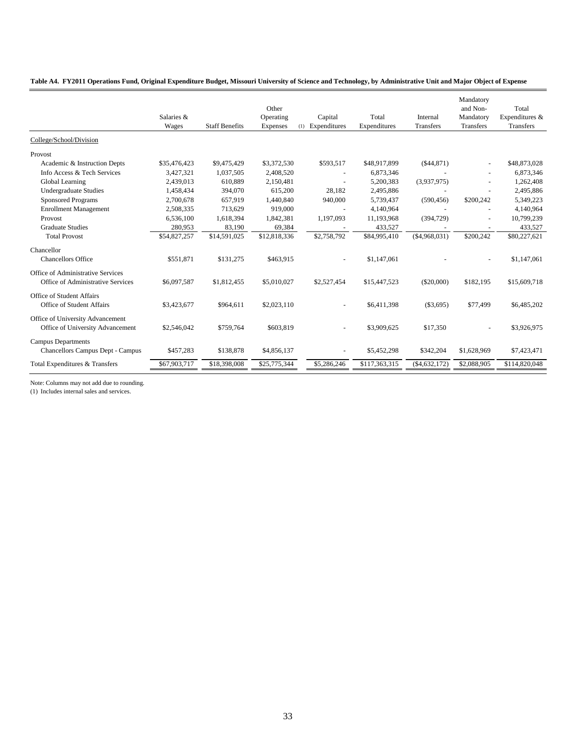**Table A4. FY2011 Operations Fund, Original Expenditure Budget, Missouri University of Science and Technology, by Administrative Unit and Major Object of Expense**

| College/School/Division | Salaries & Wages | Staff Benefits | Other Operating Expenses (1) | Capital Expenditures | Total Expenditures | Internal Transfers | Mandatory and Non-Mandatory Transfers | Total Expenditures & Transfers |
|---|---|---|---|---|---|---|---|---|
| Provost | | | | | | | | |
| Academic & Instruction Depts | $35,476,423 | $9,475,429 | $3,372,530 | $593,517 | $48,917,899 | ($44,871) | - | $48,873,028 |
| Info Access & Tech Services | 3,427,321 | 1,037,505 | 2,408,520 | - | 6,873,346 | - | - | 6,873,346 |
| Global Learning | 2,439,013 | 610,889 | 2,150,481 | - | 5,200,383 | (3,937,975) | - | 1,262,408 |
| Undergraduate Studies | 1,458,434 | 394,070 | 615,200 | 28,182 | 2,495,886 | - | - | 2,495,886 |
| Sponsored Programs | 2,700,678 | 657,919 | 1,440,840 | 940,000 | 5,739,437 | (590,456) | $200,242 | 5,349,223 |
| Enrollment Management | 2,508,335 | 713,629 | 919,000 | - | 4,140,964 | - | - | 4,140,964 |
| Provost | 6,536,100 | 1,618,394 | 1,842,381 | 1,197,093 | 11,193,968 | (394,729) | - | 10,799,239 |
| Graduate Studies | 280,953 | 83,190 | 69,384 | - | 433,527 | - | - | 433,527 |
| Total Provost | $54,827,257 | $14,591,025 | $12,818,336 | $2,758,792 | $84,995,410 | ($4,968,031) | $200,242 | $80,227,621 |
| Chancellor | | | | | | | | |
| Chancellors Office | $551,871 | $131,275 | $463,915 | - | $1,147,061 | - | - | $1,147,061 |
| Office of Administrative Services | | | | | | | | |
| Office of Administrative Services | $6,097,587 | $1,812,455 | $5,010,027 | $2,527,454 | $15,447,523 | ($20,000) | $182,195 | $15,609,718 |
| Office of Student Affairs | | | | | | | | |
| Office of Student Affairs | $3,423,677 | $964,611 | $2,023,110 | - | $6,411,398 | ($3,695) | $77,499 | $6,485,202 |
| Office of University Advancement | | | | | | | | |
| Office of University Advancement | $2,546,042 | $759,764 | $603,819 | - | $3,909,625 | $17,350 | - | $3,926,975 |
| Campus Departments | | | | | | | | |
| Chancellors Campus Dept - Campus | $457,283 | $138,878 | $4,856,137 | - | $5,452,298 | $342,204 | $1,628,969 | $7,423,471 |
| Total Expenditures & Transfers | $67,903,717 | $18,398,008 | $25,775,344 | $5,286,246 | $117,363,315 | ($4,632,172) | $2,088,905 | $114,820,048 |

Note: Columns may not add due to rounding.
(1) Includes internal sales and services.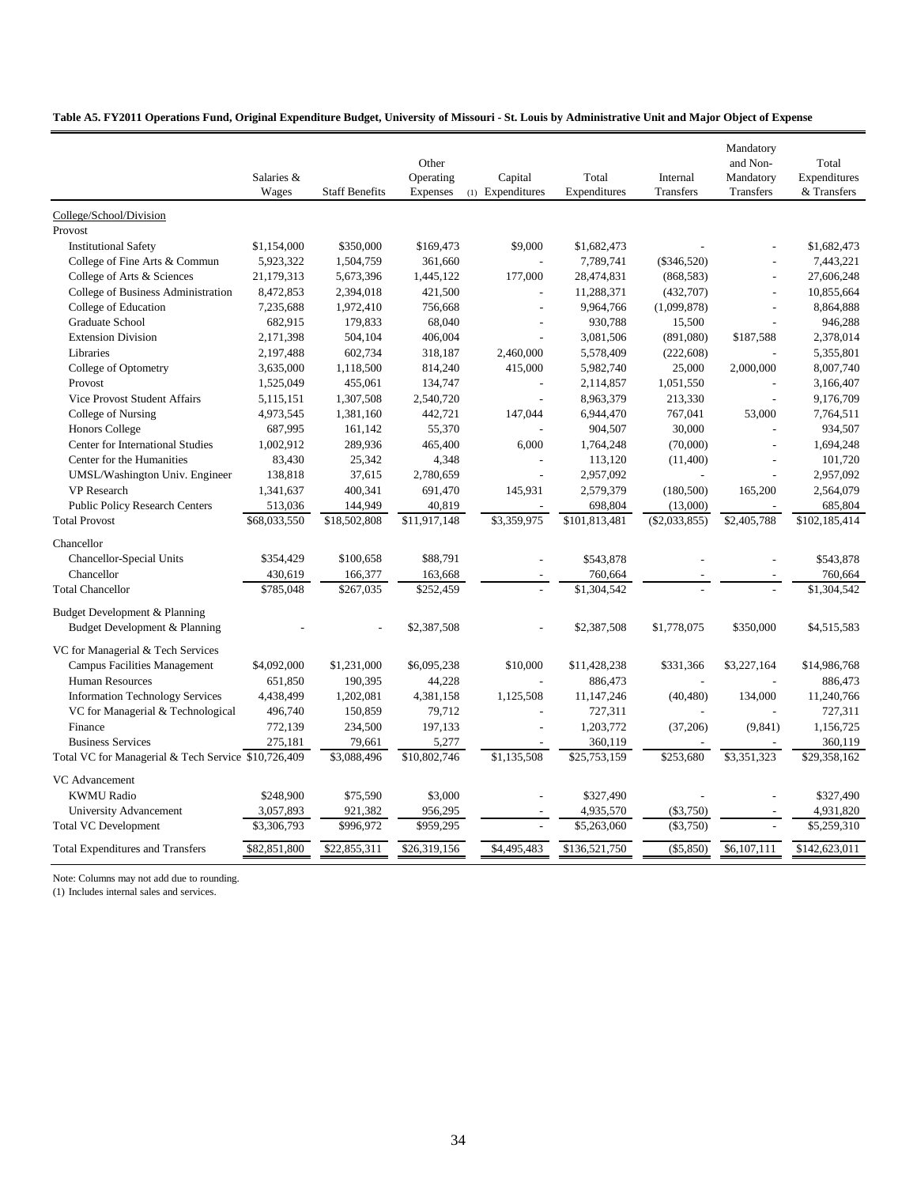**Table A5. FY2011 Operations Fund, Original Expenditure Budget, University of Missouri - St. Louis by Administrative Unit and Major Object of Expense**

| College/School/Division | Salaries & Wages | Staff Benefits | Other Operating Expenses | Capital Expenditures (1) | Total Expenditures | Internal Transfers | Mandatory and Non-Mandatory Transfers | Total Expenditures & Transfers |
|---|---|---|---|---|---|---|---|---|
| Provost | | | | | | | | |
| Institutional Safety | $1,154,000 | $350,000 | $169,473 | $9,000 | $1,682,473 | - | - | $1,682,473 |
| College of Fine Arts & Commun | 5,923,322 | 1,504,759 | 361,660 | - | 7,789,741 | ($346,520) | - | 7,443,221 |
| College of Arts & Sciences | 21,179,313 | 5,673,396 | 1,445,122 | 177,000 | 28,474,831 | (868,583) | - | 27,606,248 |
| College of Business Administration | 8,472,853 | 2,394,018 | 421,500 | - | 11,288,371 | (432,707) | - | 10,855,664 |
| College of Education | 7,235,688 | 1,972,410 | 756,668 | - | 9,964,766 | (1,099,878) | - | 8,864,888 |
| Graduate School | 682,915 | 179,833 | 68,040 | - | 930,788 | 15,500 | - | 946,288 |
| Extension Division | 2,171,398 | 504,104 | 406,004 | - | 3,081,506 | (891,080) | $187,588 | 2,378,014 |
| Libraries | 2,197,488 | 602,734 | 318,187 | 2,460,000 | 5,578,409 | (222,608) | - | 5,355,801 |
| College of Optometry | 3,635,000 | 1,118,500 | 814,240 | 415,000 | 5,982,740 | 25,000 | 2,000,000 | 8,007,740 |
| Provost | 1,525,049 | 455,061 | 134,747 | - | 2,114,857 | 1,051,550 | - | 3,166,407 |
| Vice Provost Student Affairs | 5,115,151 | 1,307,508 | 2,540,720 | - | 8,963,379 | 213,330 | - | 9,176,709 |
| College of Nursing | 4,973,545 | 1,381,160 | 442,721 | 147,044 | 6,944,470 | 767,041 | 53,000 | 7,764,511 |
| Honors College | 687,995 | 161,142 | 55,370 | - | 904,507 | 30,000 | - | 934,507 |
| Center for International Studies | 1,002,912 | 289,936 | 465,400 | 6,000 | 1,764,248 | (70,000) | - | 1,694,248 |
| Center for the Humanities | 83,430 | 25,342 | 4,348 | - | 113,120 | (11,400) | - | 101,720 |
| UMSL/Washington Univ. Engineer | 138,818 | 37,615 | 2,780,659 | - | 2,957,092 | - | - | 2,957,092 |
| VP Research | 1,341,637 | 400,341 | 691,470 | 145,931 | 2,579,379 | (180,500) | 165,200 | 2,564,079 |
| Public Policy Research Centers | 513,036 | 144,949 | 40,819 | - | 698,804 | (13,000) | - | 685,804 |
| Total Provost | $68,033,550 | $18,502,808 | $11,917,148 | $3,359,975 | $101,813,481 | ($2,033,855) | $2,405,788 | $102,185,414 |
| Chancellor | | | | | | | | |
| Chancellor-Special Units | $354,429 | $100,658 | $88,791 | - | $543,878 | - | - | $543,878 |
| Chancellor | 430,619 | 166,377 | 163,668 | - | 760,664 | - | - | 760,664 |
| Total Chancellor | $785,048 | $267,035 | $252,459 | - | $1,304,542 | - | - | $1,304,542 |
| Budget Development & Planning | | | | | | | | |
| Budget Development & Planning | - | - | $2,387,508 | - | $2,387,508 | $1,778,075 | $350,000 | $4,515,583 |
| VC for Managerial & Tech Services | | | | | | | | |
| Campus Facilities Management | $4,092,000 | $1,231,000 | $6,095,238 | $10,000 | $11,428,238 | $331,366 | $3,227,164 | $14,986,768 |
| Human Resources | 651,850 | 190,395 | 44,228 | - | 886,473 | - | - | 886,473 |
| Information Technology Services | 4,438,499 | 1,202,081 | 4,381,158 | 1,125,508 | 11,147,246 | (40,480) | 134,000 | 11,240,766 |
| VC for Managerial & Technological | 496,740 | 150,859 | 79,712 | - | 727,311 | - | - | 727,311 |
| Finance | 772,139 | 234,500 | 197,133 | - | 1,203,772 | (37,206) | (9,841) | 1,156,725 |
| Business Services | 275,181 | 79,661 | 5,277 | - | 360,119 | - | - | 360,119 |
| Total VC for Managerial & Tech Service | $10,726,409 | $3,088,496 | $10,802,746 | $1,135,508 | $25,753,159 | $253,680 | $3,351,323 | $29,358,162 |
| VC Advancement | | | | | | | | |
| KWMU Radio | $248,900 | $75,590 | $3,000 | - | $327,490 | - | - | $327,490 |
| University Advancement | 3,057,893 | 921,382 | 956,295 | - | 4,935,570 | ($3,750) | - | 4,931,820 |
| Total VC Development | $3,306,793 | $996,972 | $959,295 | - | $5,263,060 | ($3,750) | - | $5,259,310 |
| Total Expenditures and Transfers | $82,851,800 | $22,855,311 | $26,319,156 | $4,495,483 | $136,521,750 | ($5,850) | $6,107,111 | $142,623,011 |

Note: Columns may not add due to rounding.
(1) Includes internal sales and services.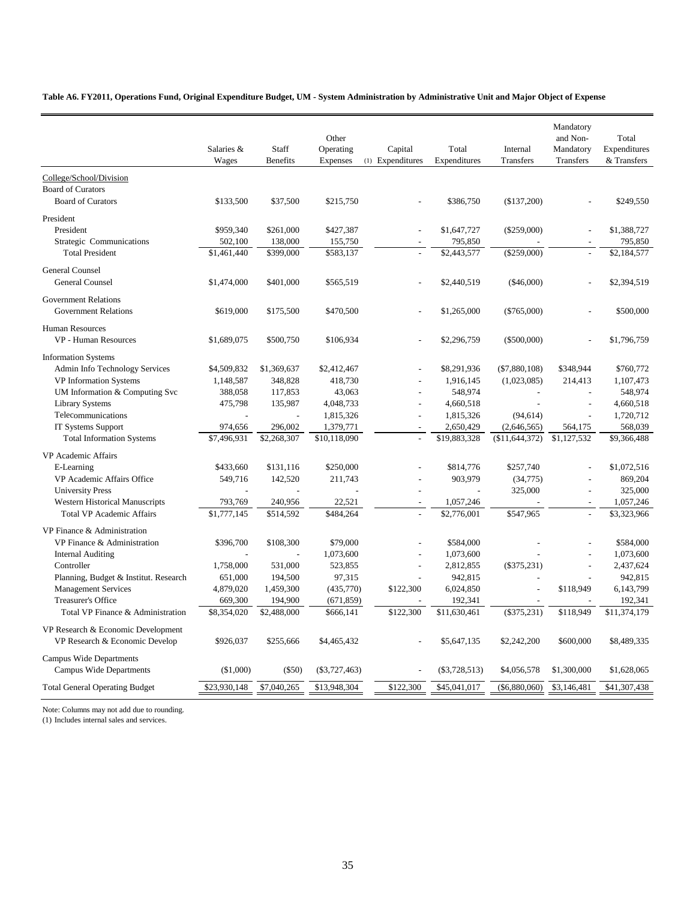**Table A6. FY2011, Operations Fund, Original Expenditure Budget, UM - System Administration by Administrative Unit and Major Object of Expense**

| | Salaries & Wages | Staff Benefits | Other Operating Expenses | Capital (1) Expenditures | Total Expenditures | Internal Transfers | Mandatory and Non-Mandatory Transfers | Total Expenditures & Transfers |
|---|---|---|---|---|---|---|---|---|
| College/School/Division | | | | | | | | |
| Board of Curators | | | | | | | | |
| Board of Curators | $133,500 | $37,500 | $215,750 | - | $386,750 | ($137,200) | - | $249,550 |
| President | | | | | | | | |
| President | $959,340 | $261,000 | $427,387 | - | $1,647,727 | ($259,000) | - | $1,388,727 |
| Strategic Communications | 502,100 | 138,000 | 155,750 | - | 795,850 | - | - | 795,850 |
| Total President | $1,461,440 | $399,000 | $583,137 | - | $2,443,577 | ($259,000) | - | $2,184,577 |
| General Counsel | | | | | | | | |
| General Counsel | $1,474,000 | $401,000 | $565,519 | - | $2,440,519 | ($46,000) | - | $2,394,519 |
| Government Relations | | | | | | | | |
| Government Relations | $619,000 | $175,500 | $470,500 | - | $1,265,000 | ($765,000) | - | $500,000 |
| Human Resources | | | | | | | | |
| VP - Human Resources | $1,689,075 | $500,750 | $106,934 | - | $2,296,759 | ($500,000) | - | $1,796,759 |
| Information Systems | | | | | | | | |
| Admin Info Technology Services | $4,509,832 | $1,369,637 | $2,412,467 | - | $8,291,936 | ($7,880,108) | $348,944 | $760,772 |
| VP Information Systems | 1,148,587 | 348,828 | 418,730 | - | 1,916,145 | (1,023,085) | 214,413 | 1,107,473 |
| UM Information & Computing Svc | 388,058 | 117,853 | 43,063 | - | 548,974 | - | - | 548,974 |
| Library Systems | 475,798 | 135,987 | 4,048,733 | - | 4,660,518 | - | - | 4,660,518 |
| Telecommunications | - | - | 1,815,326 | - | 1,815,326 | (94,614) | - | 1,720,712 |
| IT Systems Support | 974,656 | 296,002 | 1,379,771 | - | 2,650,429 | (2,646,565) | 564,175 | 568,039 |
| Total Information Systems | $7,496,931 | $2,268,307 | $10,118,090 | - | $19,883,328 | ($11,644,372) | $1,127,532 | $9,366,488 |
| VP Academic Affairs | | | | | | | | |
| E-Learning | $433,660 | $131,116 | $250,000 | - | $814,776 | $257,740 | - | $1,072,516 |
| VP Academic Affairs Office | 549,716 | 142,520 | 211,743 | - | 903,979 | (34,775) | - | 869,204 |
| University Press | - | - | - | - | - | 325,000 | - | 325,000 |
| Western Historical Manuscripts | 793,769 | 240,956 | 22,521 | - | 1,057,246 | - | - | 1,057,246 |
| Total VP Academic Affairs | $1,777,145 | $514,592 | $484,264 | - | $2,776,001 | $547,965 | - | $3,323,966 |
| VP Finance & Administration | | | | | | | | |
| VP Finance & Administration | $396,700 | $108,300 | $79,000 | - | $584,000 | - | - | $584,000 |
| Internal Auditing | - | - | 1,073,600 | - | 1,073,600 | - | - | 1,073,600 |
| Controller | 1,758,000 | 531,000 | 523,855 | - | 2,812,855 | ($375,231) | - | 2,437,624 |
| Planning, Budget & Institut. Research | 651,000 | 194,500 | 97,315 | - | 942,815 | - | - | 942,815 |
| Management Services | 4,879,020 | 1,459,300 | (435,770) | $122,300 | 6,024,850 | - | $118,949 | 6,143,799 |
| Treasurer's Office | 669,300 | 194,900 | (671,859) | - | 192,341 | - | - | 192,341 |
| Total VP Finance & Administration | $8,354,020 | $2,488,000 | $666,141 | $122,300 | $11,630,461 | ($375,231) | $118,949 | $11,374,179 |
| VP Research & Economic Development | | | | | | | | |
| VP Research & Economic Develop | $926,037 | $255,666 | $4,465,432 | - | $5,647,135 | $2,242,200 | $600,000 | $8,489,335 |
| Campus Wide Departments | | | | | | | | |
| Campus Wide Departments | ($1,000) | ($50) | ($3,727,463) | - | ($3,728,513) | $4,056,578 | $1,300,000 | $1,628,065 |
| Total General Operating Budget | $23,930,148 | $7,040,265 | $13,948,304 | $122,300 | $45,041,017 | ($6,880,060) | $3,146,481 | $41,307,438 |

Note: Columns may not add due to rounding.
(1) Includes internal sales and services.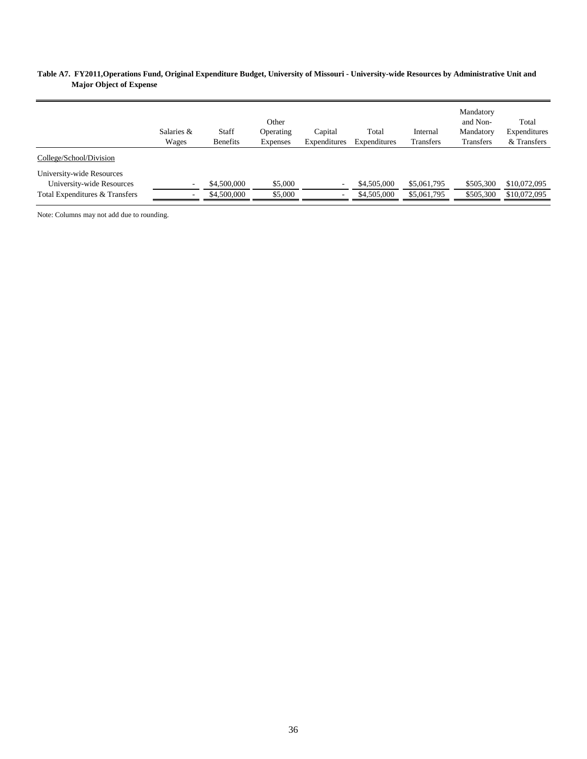**Table A7. FY2011,Operations Fund, Original Expenditure Budget, University of Missouri - University-wide Resources by Administrative Unit and Major Object of Expense**

| | Salaries & Wages | Staff Benefits | Other Operating Expenses | Capital Expenditures | Total Expenditures | Internal Transfers | Mandatory and Non-Mandatory Transfers | Total Expenditures & Transfers |
|---|---|---|---|---|---|---|---|---|
| College/School/Division | | | | | | | | |
| University-wide Resources | | | | | | | | |
| University-wide Resources | - | $4,500,000 | $5,000 | - | $4,505,000 | $5,061,795 | $505,300 | $10,072,095 |
| Total Expenditures & Transfers | - | $4,500,000 | $5,000 | - | $4,505,000 | $5,061,795 | $505,300 | $10,072,095 |

Note: Columns may not add due to rounding.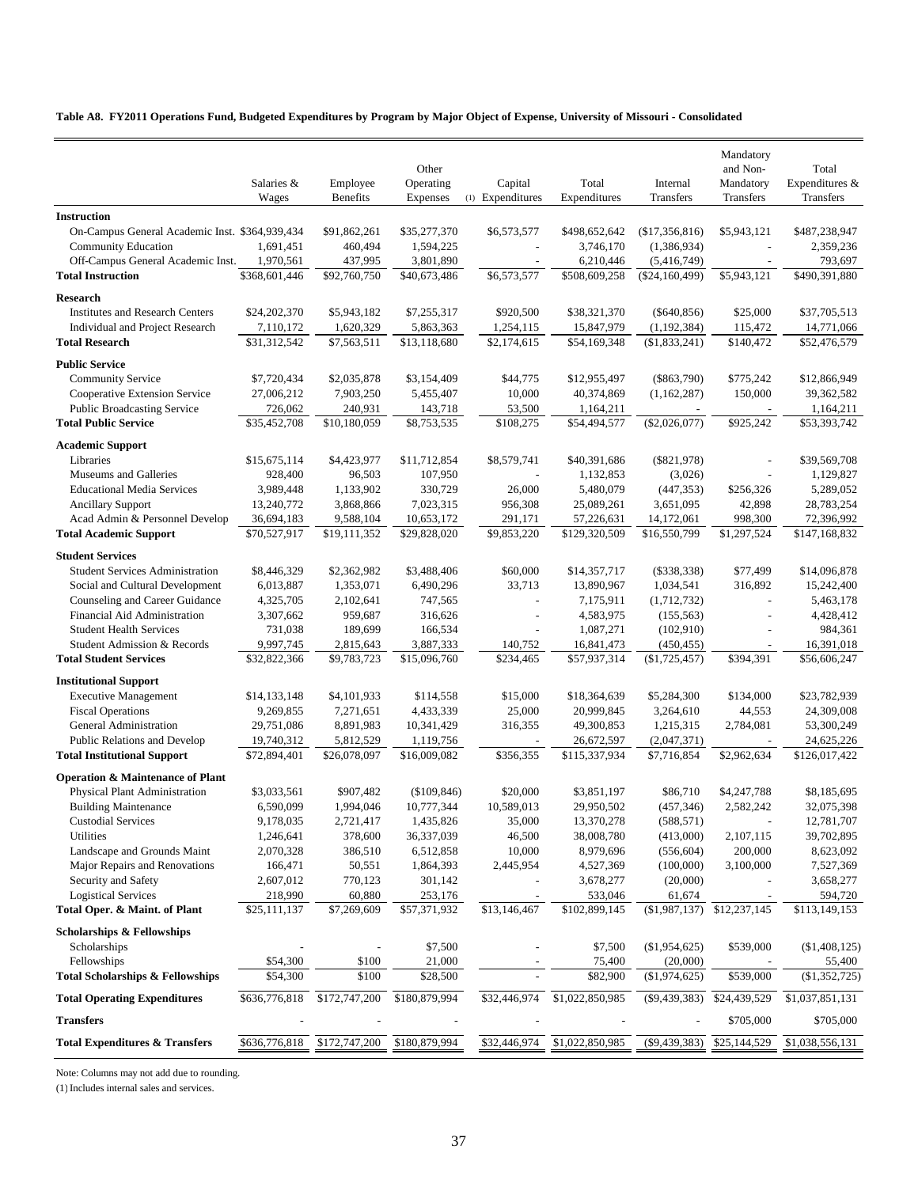**Table A8. FY2011 Operations Fund, Budgeted Expenditures by Program by Major Object of Expense, University of Missouri - Consolidated**

| | Salaries & Wages | Employee Benefits | Other Operating Expenses (1) | Capital Expenditures | Total Expenditures | Internal Transfers | Mandatory and Non-Mandatory Transfers | Total Expenditures & Transfers |
|---|---|---|---|---|---|---|---|---|
| **Instruction** | | | | | | | | |
| On-Campus General Academic Inst. | $364,939,434 | $91,862,261 | $35,277,370 | $6,573,577 | $498,652,642 | ($17,356,816) | $5,943,121 | $487,238,947 |
| Community Education | 1,691,451 | 460,494 | 1,594,225 | - | 3,746,170 | (1,386,934) | - | 2,359,236 |
| Off-Campus General Academic Inst. | 1,970,561 | 437,995 | 3,801,890 | - | 6,210,446 | (5,416,749) | - | 793,697 |
| **Total Instruction** | $368,601,446 | $92,760,750 | $40,673,486 | $6,573,577 | $508,609,258 | ($24,160,499) | $5,943,121 | $490,391,880 |
| **Research** | | | | | | | | |
| Institutes and Research Centers | $24,202,370 | $5,943,182 | $7,255,317 | $920,500 | $38,321,370 | ($640,856) | $25,000 | $37,705,513 |
| Individual and Project Research | 7,110,172 | 1,620,329 | 5,863,363 | 1,254,115 | 15,847,979 | (1,192,384) | 115,472 | 14,771,066 |
| **Total Research** | $31,312,542 | $7,563,511 | $13,118,680 | $2,174,615 | $54,169,348 | ($1,833,241) | $140,472 | $52,476,579 |
| **Public Service** | | | | | | | | |
| Community Service | $7,720,434 | $2,035,878 | $3,154,409 | $44,775 | $12,955,497 | ($863,790) | $775,242 | $12,866,949 |
| Cooperative Extension Service | 27,006,212 | 7,903,250 | 5,455,407 | 10,000 | 40,374,869 | (1,162,287) | 150,000 | 39,362,582 |
| Public Broadcasting Service | 726,062 | 240,931 | 143,718 | 53,500 | 1,164,211 | - | - | 1,164,211 |
| **Total Public Service** | $35,452,708 | $10,180,059 | $8,753,535 | $108,275 | $54,494,577 | ($2,026,077) | $925,242 | $53,393,742 |
| **Academic Support** | | | | | | | | |
| Libraries | $15,675,114 | $4,423,977 | $11,712,854 | $8,579,741 | $40,391,686 | ($821,978) | - | $39,569,708 |
| Museums and Galleries | 928,400 | 96,503 | 107,950 | - | 1,132,853 | (3,026) | - | 1,129,827 |
| Educational Media Services | 3,989,448 | 1,133,902 | 330,729 | 26,000 | 5,480,079 | (447,353) | $256,326 | 5,289,052 |
| Ancillary Support | 13,240,772 | 3,868,866 | 7,023,315 | 956,308 | 25,089,261 | 3,651,095 | 42,898 | 28,783,254 |
| Acad Admin & Personnel Develop | 36,694,183 | 9,588,104 | 10,653,172 | 291,171 | 57,226,631 | 14,172,061 | 998,300 | 72,396,992 |
| **Total Academic Support** | $70,527,917 | $19,111,352 | $29,828,020 | $9,853,220 | $129,320,509 | $16,550,799 | $1,297,524 | $147,168,832 |
| **Student Services** | | | | | | | | |
| Student Services Administration | $8,446,329 | $2,362,982 | $3,488,406 | $60,000 | $14,357,717 | ($338,338) | $77,499 | $14,096,878 |
| Social and Cultural Development | 6,013,887 | 1,353,071 | 6,490,296 | 33,713 | 13,890,967 | 1,034,541 | 316,892 | 15,242,400 |
| Counseling and Career Guidance | 4,325,705 | 2,102,641 | 747,565 | - | 7,175,911 | (1,712,732) | - | 5,463,178 |
| Financial Aid Administration | 3,307,662 | 959,687 | 316,626 | - | 4,583,975 | (155,563) | - | 4,428,412 |
| Student Health Services | 731,038 | 189,699 | 166,534 | - | 1,087,271 | (102,910) | - | 984,361 |
| Student Admission & Records | 9,997,745 | 2,815,643 | 3,887,333 | 140,752 | 16,841,473 | (450,455) | - | 16,391,018 |
| **Total Student Services** | $32,822,366 | $9,783,723 | $15,096,760 | $234,465 | $57,937,314 | ($1,725,457) | $394,391 | $56,606,247 |
| **Institutional Support** | | | | | | | | |
| Executive Management | $14,133,148 | $4,101,933 | $114,558 | $15,000 | $18,364,639 | $5,284,300 | $134,000 | $23,782,939 |
| Fiscal Operations | 9,269,855 | 7,271,651 | 4,433,339 | 25,000 | 20,999,845 | 3,264,610 | 44,553 | 24,309,008 |
| General Administration | 29,751,086 | 8,891,983 | 10,341,429 | 316,355 | 49,300,853 | 1,215,315 | 2,784,081 | 53,300,249 |
| Public Relations and Develop | 19,740,312 | 5,812,529 | 1,119,756 | - | 26,672,597 | (2,047,371) | - | 24,625,226 |
| **Total Institutional Support** | $72,894,401 | $26,078,097 | $16,009,082 | $356,355 | $115,337,934 | $7,716,854 | $2,962,634 | $126,017,422 |
| **Operation & Maintenance of Plant** | | | | | | | | |
| Physical Plant Administration | $3,033,561 | $907,482 | ($109,846) | $20,000 | $3,851,197 | $86,710 | $4,247,788 | $8,185,695 |
| Building Maintenance | 6,590,099 | 1,994,046 | 10,777,344 | 10,589,013 | 29,950,502 | (457,346) | 2,582,242 | 32,075,398 |
| Custodial Services | 9,178,035 | 2,721,417 | 1,435,826 | 35,000 | 13,370,278 | (588,571) | - | 12,781,707 |
| Utilities | 1,246,641 | 378,600 | 36,337,039 | 46,500 | 38,008,780 | (413,000) | 2,107,115 | 39,702,895 |
| Landscape and Grounds Maint | 2,070,328 | 386,510 | 6,512,858 | 10,000 | 8,979,696 | (556,604) | 200,000 | 8,623,092 |
| Major Repairs and Renovations | 166,471 | 50,551 | 1,864,393 | 2,445,954 | 4,527,369 | (100,000) | 3,100,000 | 7,527,369 |
| Security and Safety | 2,607,012 | 770,123 | 301,142 | - | 3,678,277 | (20,000) | - | 3,658,277 |
| Logistical Services | 218,990 | 60,880 | 253,176 | - | 533,046 | 61,674 | - | 594,720 |
| **Total Oper. & Maint. of Plant** | $25,111,137 | $7,269,609 | $57,371,932 | $13,146,467 | $102,899,145 | ($1,987,137) | $12,237,145 | $113,149,153 |
| **Scholarships & Fellowships** | | | | | | | | |
| Scholarships | - | - | $7,500 | - | $7,500 | ($1,954,625) | $539,000 | ($1,408,125) |
| Fellowships | $54,300 | $100 | 21,000 | - | 75,400 | (20,000) | - | 55,400 |
| **Total Scholarships & Fellowships** | $54,300 | $100 | $28,500 | - | $82,900 | ($1,974,625) | $539,000 | ($1,352,725) |
| **Total Operating Expenditures** | $636,776,818 | $172,747,200 | $180,879,994 | $32,446,974 | $1,022,850,985 | ($9,439,383) | $24,439,529 | $1,037,851,131 |
| **Transfers** | - | - | - | - | - | - | $705,000 | $705,000 |
| **Total Expenditures & Transfers** | $636,776,818 | $172,747,200 | $180,879,994 | $32,446,974 | $1,022,850,985 | ($9,439,383) | $25,144,529 | $1,038,556,131 |

Note: Columns may not add due to rounding.

(1) Includes internal sales and services.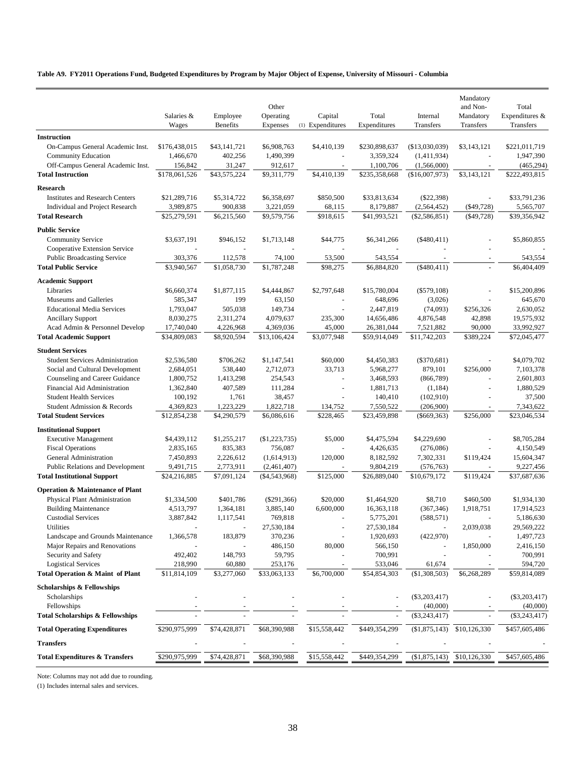**Table A9. FY2011 Operations Fund, Budgeted Expenditures by Program by Major Object of Expense, University of Missouri - Columbia**

| | Salaries & Wages | Employee Benefits | Other Operating Expenses | Capital (1) Expenditures | Total Expenditures | Internal Transfers | Mandatory and Non-Mandatory Transfers | Total Expenditures & Transfers |
|---|---|---|---|---|---|---|---|---|
| **Instruction** | | | | | | | | |
| On-Campus General Academic Inst. | $176,438,015 | $43,141,721 | $6,908,763 | $4,410,139 | $230,898,637 | ($13,030,039) | $3,143,121 | $221,011,719 |
| Community Education | 1,466,670 | 402,256 | 1,490,399 | - | 3,359,324 | (1,411,934) | - | 1,947,390 |
| Off-Campus General Academic Inst. | 156,842 | 31,247 | 912,617 | - | 1,100,706 | (1,566,000) | - | (465,294) |
| **Total Instruction** | $178,061,526 | $43,575,224 | $9,311,779 | $4,410,139 | $235,358,668 | ($16,007,973) | $3,143,121 | $222,493,815 |
| **Research** | | | | | | | | |
| Institutes and Research Centers | $21,289,716 | $5,314,722 | $6,358,697 | $850,500 | $33,813,634 | ($22,398) | - | $33,791,236 |
| Individual and Project Research | 3,989,875 | 900,838 | 3,221,059 | 68,115 | 8,179,887 | (2,564,452) | ($49,728) | 5,565,707 |
| **Total Research** | $25,279,591 | $6,215,560 | $9,579,756 | $918,615 | $41,993,521 | ($2,586,851) | ($49,728) | $39,356,942 |
| **Public Service** | | | | | | | | |
| Community Service | $3,637,191 | $946,152 | $1,713,148 | $44,775 | $6,341,266 | ($480,411) | - | $5,860,855 |
| Cooperative Extension Service | - | - | - | - | - | - | - | - |
| Public Broadcasting Service | 303,376 | 112,578 | 74,100 | 53,500 | 543,554 | - | - | 543,554 |
| **Total Public Service** | $3,940,567 | $1,058,730 | $1,787,248 | $98,275 | $6,884,820 | ($480,411) | - | $6,404,409 |
| **Academic Support** | | | | | | | | |
| Libraries | $6,660,374 | $1,877,115 | $4,444,867 | $2,797,648 | $15,780,004 | ($579,108) | - | $15,200,896 |
| Museums and Galleries | 585,347 | 199 | 63,150 | - | 648,696 | (3,026) | - | 645,670 |
| Educational Media Services | 1,793,047 | 505,038 | 149,734 | - | 2,447,819 | (74,093) | $256,326 | 2,630,052 |
| Ancillary Support | 8,030,275 | 2,311,274 | 4,079,637 | 235,300 | 14,656,486 | 4,876,548 | 42,898 | 19,575,932 |
| Acad Admin & Personnel Develop | 17,740,040 | 4,226,968 | 4,369,036 | 45,000 | 26,381,044 | 7,521,882 | 90,000 | 33,992,927 |
| **Total Academic Support** | $34,809,083 | $8,920,594 | $13,106,424 | $3,077,948 | $59,914,049 | $11,742,203 | $389,224 | $72,045,477 |
| **Student Services** | | | | | | | | |
| Student Services Administration | $2,536,580 | $706,262 | $1,147,541 | $60,000 | $4,450,383 | ($370,681) | - | $4,079,702 |
| Social and Cultural Development | 2,684,051 | 538,440 | 2,712,073 | 33,713 | 5,968,277 | 879,101 | $256,000 | 7,103,378 |
| Counseling and Career Guidance | 1,800,752 | 1,413,298 | 254,543 | - | 3,468,593 | (866,789) | - | 2,601,803 |
| Financial Aid Administration | 1,362,840 | 407,589 | 111,284 | - | 1,881,713 | (1,184) | - | 1,880,529 |
| Student Health Services | 100,192 | 1,761 | 38,457 | - | 140,410 | (102,910) | - | 37,500 |
| Student Admission & Records | 4,369,823 | 1,223,229 | 1,822,718 | 134,752 | 7,550,522 | (206,900) | - | 7,343,622 |
| **Total Student Services** | $12,854,238 | $4,290,579 | $6,086,616 | $228,465 | $23,459,898 | ($669,363) | $256,000 | $23,046,534 |
| **Institutional Support** | | | | | | | | |
| Executive Management | $4,439,112 | $1,255,217 | ($1,223,735) | $5,000 | $4,475,594 | $4,229,690 | - | $8,705,284 |
| Fiscal Operations | 2,835,165 | 835,383 | 756,087 | - | 4,426,635 | (276,086) | - | 4,150,549 |
| General Administration | 7,450,893 | 2,226,612 | (1,614,913) | 120,000 | 8,182,592 | 7,302,331 | $119,424 | 15,604,347 |
| Public Relations and Development | 9,491,715 | 2,773,911 | (2,461,407) | - | 9,804,219 | (576,763) | - | 9,227,456 |
| **Total Institutional Support** | $24,216,885 | $7,091,124 | ($4,543,968) | $125,000 | $26,889,040 | $10,679,172 | $119,424 | $37,687,636 |
| **Operation & Maintenance of Plant** | | | | | | | | |
| Physical Plant Administration | $1,334,500 | $401,786 | ($291,366) | $20,000 | $1,464,920 | $8,710 | $460,500 | $1,934,130 |
| Building Maintenance | 4,513,797 | 1,364,181 | 3,885,140 | 6,600,000 | 16,363,118 | (367,346) | 1,918,751 | 17,914,523 |
| Custodial Services | 3,887,842 | 1,117,541 | 769,818 | - | 5,775,201 | (588,571) | - | 5,186,630 |
| Utilities | - | - | 27,530,184 | - | 27,530,184 | - | 2,039,038 | 29,569,222 |
| Landscape and Grounds Maintenance | 1,366,578 | 183,879 | 370,236 | - | 1,920,693 | (422,970) | - | 1,497,723 |
| Major Repairs and Renovations | - | - | 486,150 | 80,000 | 566,150 | - | 1,850,000 | 2,416,150 |
| Security and Safety | 492,402 | 148,793 | 59,795 | - | 700,991 | - | - | 700,991 |
| Logistical Services | 218,990 | 60,880 | 253,176 | - | 533,046 | 61,674 | - | 594,720 |
| **Total Operation & Maint of Plant** | $11,814,109 | $3,277,060 | $33,063,133 | $6,700,000 | $54,854,303 | ($1,308,503) | $6,268,289 | $59,814,089 |
| **Scholarships & Fellowships** | | | | | | | | |
| Scholarships | - | - | - | - | - | ($3,203,417) | - | ($3,203,417) |
| Fellowships | - | - | - | - | - | (40,000) | - | (40,000) |
| **Total Scholarships & Fellowships** | - | - | - | - | - | ($3,243,417) | - | ($3,243,417) |
| **Total Operating Expenditures** | $290,975,999 | $74,428,871 | $68,390,988 | $15,558,442 | $449,354,299 | ($1,875,143) | $10,126,330 | $457,605,486 |
| **Transfers** | - | - | - | - | - | - | - | - |
| **Total Expenditures & Transfers** | $290,975,999 | $74,428,871 | $68,390,988 | $15,558,442 | $449,354,299 | ($1,875,143) | $10,126,330 | $457,605,486 |

Note: Columns may not add due to rounding.

(1) Includes internal sales and services.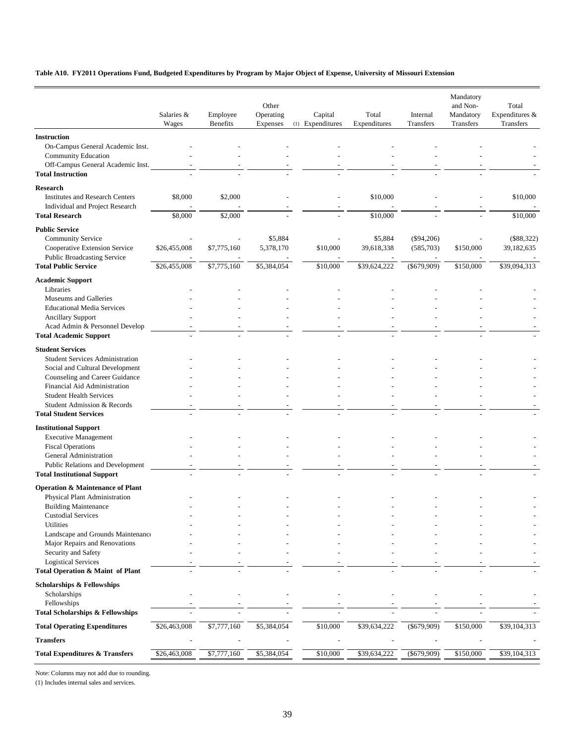**Table A10. FY2011 Operations Fund, Budgeted Expenditures by Program by Major Object of Expense, University of Missouri Extension**

| | Salaries & Wages | Employee Benefits | Other Operating Expenses (1) | Capital Expenditures | Total Expenditures | Internal Transfers | Mandatory and Non-Mandatory Transfers | Total Expenditures & Transfers |
|---|---|---|---|---|---|---|---|---|
| **Instruction** | | | | | | | | |
| On-Campus General Academic Inst. | - | - | - | - | - | - | - | - |
| Community Education | - | - | - | - | - | - | - | - |
| Off-Campus General Academic Inst. | - | - | - | - | - | - | - | - |
| **Total Instruction** | - | - | - | - | - | - | - | - |
| **Research** | | | | | | | | |
| Institutes and Research Centers | $8,000 | $2,000 | - | - | $10,000 | - | - | $10,000 |
| Individual and Project Research | - | - | - | - | - | - | - | - |
| **Total Research** | $8,000 | $2,000 | - | - | $10,000 | - | - | $10,000 |
| **Public Service** | | | | | | | | |
| Community Service | - | - | $5,884 | - | $5,884 | ($94,206) | - | ($88,322) |
| Cooperative Extension Service | $26,455,008 | $7,775,160 | 5,378,170 | $10,000 | 39,618,338 | (585,703) | $150,000 | 39,182,635 |
| Public Broadcasting Service | - | - | - | - | - | - | - | - |
| **Total Public Service** | $26,455,008 | $7,775,160 | $5,384,054 | $10,000 | $39,624,222 | ($679,909) | $150,000 | $39,094,313 |
| **Academic Support** | | | | | | | | |
| Libraries | - | - | - | - | - | - | - | - |
| Museums and Galleries | - | - | - | - | - | - | - | - |
| Educational Media Services | - | - | - | - | - | - | - | - |
| Ancillary Support | - | - | - | - | - | - | - | - |
| Acad Admin & Personnel Develop | - | - | - | - | - | - | - | - |
| **Total Academic Support** | - | - | - | - | - | - | - | - |
| **Student Services** | | | | | | | | |
| Student Services Administration | - | - | - | - | - | - | - | - |
| Social and Cultural Development | - | - | - | - | - | - | - | - |
| Counseling and Career Guidance | - | - | - | - | - | - | - | - |
| Financial Aid Administration | - | - | - | - | - | - | - | - |
| Student Health Services | - | - | - | - | - | - | - | - |
| Student Admission & Records | - | - | - | - | - | - | - | - |
| **Total Student Services** | - | - | - | - | - | - | - | - |
| **Institutional Support** | | | | | | | | |
| Executive Management | - | - | - | - | - | - | - | - |
| Fiscal Operations | - | - | - | - | - | - | - | - |
| General Administration | - | - | - | - | - | - | - | - |
| Public Relations and Development | - | - | - | - | - | - | - | - |
| **Total Institutional Support** | - | - | - | - | - | - | - | - |
| **Operation & Maintenance of Plant** | | | | | | | | |
| Physical Plant Administration | - | - | - | - | - | - | - | - |
| Building Maintenance | - | - | - | - | - | - | - | - |
| Custodial Services | - | - | - | - | - | - | - | - |
| Utilities | - | - | - | - | - | - | - | - |
| Landscape and Grounds Maintenance | - | - | - | - | - | - | - | - |
| Major Repairs and Renovations | - | - | - | - | - | - | - | - |
| Security and Safety | - | - | - | - | - | - | - | - |
| Logistical Services | - | - | - | - | - | - | - | - |
| **Total Operation & Maint of Plant** | - | - | - | - | - | - | - | - |
| **Scholarships & Fellowships** | | | | | | | | |
| Scholarships | - | - | - | - | - | - | - | - |
| Fellowships | - | - | - | - | - | - | - | - |
| **Total Scholarships & Fellowships** | - | - | - | - | - | - | - | - |
| **Total Operating Expenditures** | $26,463,008 | $7,777,160 | $5,384,054 | $10,000 | $39,634,222 | ($679,909) | $150,000 | $39,104,313 |
| **Transfers** | - | - | - | - | - | - | - | - |
| **Total Expenditures & Transfers** | $26,463,008 | $7,777,160 | $5,384,054 | $10,000 | $39,634,222 | ($679,909) | $150,000 | $39,104,313 |

Note: Columns may not add due to rounding.

(1) Includes internal sales and services.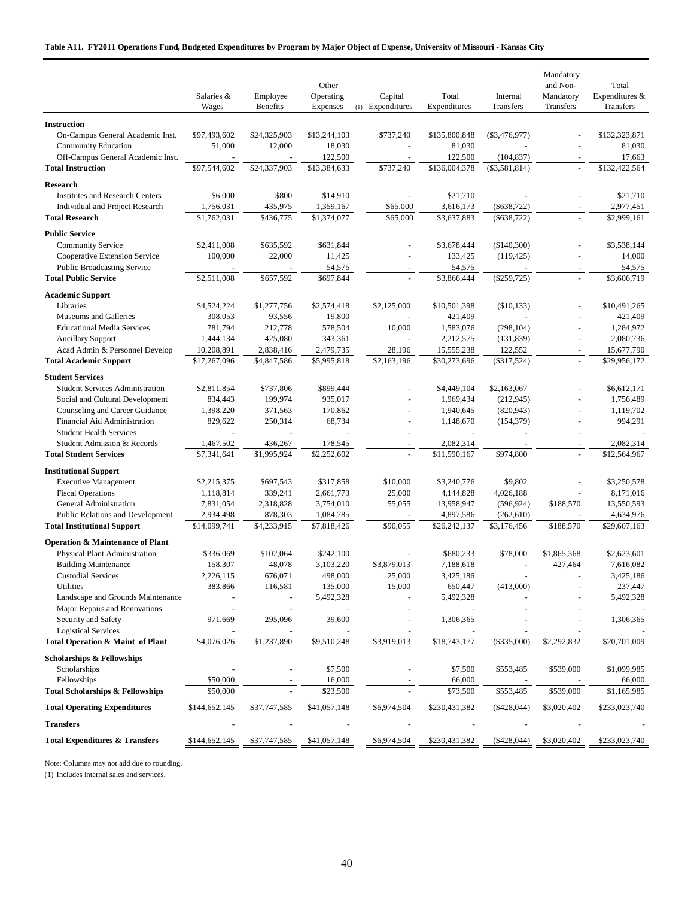**Table A11. FY2011 Operations Fund, Budgeted Expenditures by Program by Major Object of Expense, University of Missouri - Kansas City**

| | Salaries & Wages | Employee Benefits | Other Operating Expenses (1) | Capital Expenditures | Total Expenditures | Internal Transfers | Mandatory and Non-Mandatory Transfers | Total Expenditures & Transfers |
|---|---|---|---|---|---|---|---|---|
| **Instruction** | | | | | | | | |
| On-Campus General Academic Inst. | $97,493,602 | $24,325,903 | $13,244,103 | $737,240 | $135,800,848 | ($3,476,977) | - | $132,323,871 |
| Community Education | 51,000 | 12,000 | 18,030 | - | 81,030 | - | - | 81,030 |
| Off-Campus General Academic Inst. | - | - | 122,500 | - | 122,500 | (104,837) | - | 17,663 |
| **Total Instruction** | $97,544,602 | $24,337,903 | $13,384,633 | $737,240 | $136,004,378 | ($3,581,814) | - | $132,422,564 |
| **Research** | | | | | | | | |
| Institutes and Research Centers | $6,000 | $800 | $14,910 | - | $21,710 | - | - | $21,710 |
| Individual and Project Research | 1,756,031 | 435,975 | 1,359,167 | $65,000 | 3,616,173 | ($638,722) | - | 2,977,451 |
| **Total Research** | $1,762,031 | $436,775 | $1,374,077 | $65,000 | $3,637,883 | ($638,722) | - | $2,999,161 |
| **Public Service** | | | | | | | | |
| Community Service | $2,411,008 | $635,592 | $631,844 | - | $3,678,444 | ($140,300) | - | $3,538,144 |
| Cooperative Extension Service | 100,000 | 22,000 | 11,425 | - | 133,425 | (119,425) | - | 14,000 |
| Public Broadcasting Service | - | - | 54,575 | - | 54,575 | - | - | 54,575 |
| **Total Public Service** | $2,511,008 | $657,592 | $697,844 | - | $3,866,444 | ($259,725) | - | $3,606,719 |
| **Academic Support** | | | | | | | | |
| Libraries | $4,524,224 | $1,277,756 | $2,574,418 | $2,125,000 | $10,501,398 | ($10,133) | - | $10,491,265 |
| Museums and Galleries | 308,053 | 93,556 | 19,800 | - | 421,409 | - | - | 421,409 |
| Educational Media Services | 781,794 | 212,778 | 578,504 | 10,000 | 1,583,076 | (298,104) | - | 1,284,972 |
| Ancillary Support | 1,444,134 | 425,080 | 343,361 | - | 2,212,575 | (131,839) | - | 2,080,736 |
| Acad Admin & Personnel Develop | 10,208,891 | 2,838,416 | 2,479,735 | 28,196 | 15,555,238 | 122,552 | - | 15,677,790 |
| **Total Academic Support** | $17,267,096 | $4,847,586 | $5,995,818 | $2,163,196 | $30,273,696 | ($317,524) | - | $29,956,172 |
| **Student Services** | | | | | | | | |
| Student Services Administration | $2,811,854 | $737,806 | $899,444 | - | $4,449,104 | $2,163,067 | - | $6,612,171 |
| Social and Cultural Development | 834,443 | 199,974 | 935,017 | - | 1,969,434 | (212,945) | - | 1,756,489 |
| Counseling and Career Guidance | 1,398,220 | 371,563 | 170,862 | - | 1,940,645 | (820,943) | - | 1,119,702 |
| Financial Aid Administration | 829,622 | 250,314 | 68,734 | - | 1,148,670 | (154,379) | - | 994,291 |
| Student Health Services | - | - | - | - | - | - | - | - |
| Student Admission & Records | 1,467,502 | 436,267 | 178,545 | - | 2,082,314 | - | - | 2,082,314 |
| **Total Student Services** | $7,341,641 | $1,995,924 | $2,252,602 | - | $11,590,167 | $974,800 | - | $12,564,967 |
| **Institutional Support** | | | | | | | | |
| Executive Management | $2,215,375 | $697,543 | $317,858 | $10,000 | $3,240,776 | $9,802 | - | $3,250,578 |
| Fiscal Operations | 1,118,814 | 339,241 | 2,661,773 | 25,000 | 4,144,828 | 4,026,188 | - | 8,171,016 |
| General Administration | 7,831,054 | 2,318,828 | 3,754,010 | 55,055 | 13,958,947 | (596,924) | $188,570 | 13,550,593 |
| Public Relations and Development | 2,934,498 | 878,303 | 1,084,785 | - | 4,897,586 | (262,610) | - | 4,634,976 |
| **Total Institutional Support** | $14,099,741 | $4,233,915 | $7,818,426 | $90,055 | $26,242,137 | $3,176,456 | $188,570 | $29,607,163 |
| **Operation & Maintenance of Plant** | | | | | | | | |
| Physical Plant Administration | $336,069 | $102,064 | $242,100 | - | $680,233 | $78,000 | $1,865,368 | $2,623,601 |
| Building Maintenance | 158,307 | 48,078 | 3,103,220 | $3,879,013 | 7,188,618 | - | 427,464 | 7,616,082 |
| Custodial Services | 2,226,115 | 676,071 | 498,000 | 25,000 | 3,425,186 | - | - | 3,425,186 |
| Utilities | 383,866 | 116,581 | 135,000 | 15,000 | 650,447 | (413,000) | - | 237,447 |
| Landscape and Grounds Maintenance | - | - | 5,492,328 | - | 5,492,328 | - | - | 5,492,328 |
| Major Repairs and Renovations | - | - | - | - | - | - | - | - |
| Security and Safety | 971,669 | 295,096 | 39,600 | - | 1,306,365 | - | - | 1,306,365 |
| Logistical Services | - | - | - | - | - | - | - | - |
| **Total Operation & Maint of Plant** | $4,076,026 | $1,237,890 | $9,510,248 | $3,919,013 | $18,743,177 | ($335,000) | $2,292,832 | $20,701,009 |
| **Scholarships & Fellowships** | | | | | | | | |
| Scholarships | - | - | $7,500 | - | $7,500 | $553,485 | $539,000 | $1,099,985 |
| Fellowships | $50,000 | - | 16,000 | - | 66,000 | - | - | 66,000 |
| **Total Scholarships & Fellowships** | $50,000 | - | $23,500 | - | $73,500 | $553,485 | $539,000 | $1,165,985 |
| **Total Operating Expenditures** | $144,652,145 | $37,747,585 | $41,057,148 | $6,974,504 | $230,431,382 | ($428,044) | $3,020,402 | $233,023,740 |
| **Transfers** | - | - | - | - | - | - | - | - |
| **Total Expenditures & Transfers** | $144,652,145 | $37,747,585 | $41,057,148 | $6,974,504 | $230,431,382 | ($428,044) | $3,020,402 | $233,023,740 |

Note: Columns may not add due to rounding.

(1) Includes internal sales and services.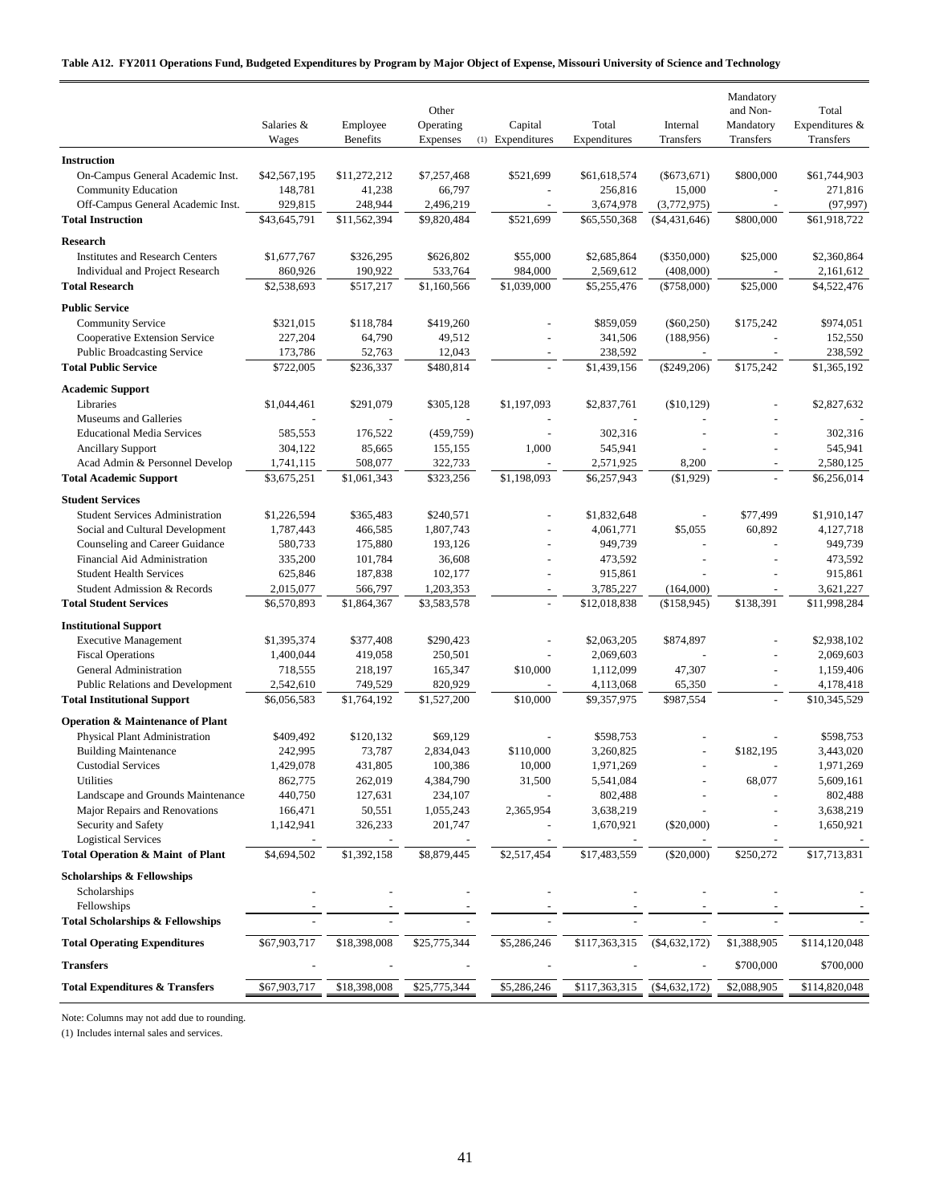**Table A12. FY2011 Operations Fund, Budgeted Expenditures by Program by Major Object of Expense, Missouri University of Science and Technology**

| | Salaries & Wages | Employee Benefits | Other Operating Expenses (1) | Capital Expenditures | Total Expenditures | Internal Transfers | Mandatory and Non-Mandatory Transfers | Total Expenditures & Transfers |
|---|---|---|---|---|---|---|---|---|
| **Instruction** | | | | | | | | |
| On-Campus General Academic Inst. | $42,567,195 | $11,272,212 | $7,257,468 | $521,699 | $61,618,574 | ($673,671) | $800,000 | $61,744,903 |
| Community Education | 148,781 | 41,238 | 66,797 | - | 256,816 | 15,000 | - | 271,816 |
| Off-Campus General Academic Inst. | 929,815 | 248,944 | 2,496,219 | - | 3,674,978 | (3,772,975) | - | (97,997) |
| **Total Instruction** | $43,645,791 | $11,562,394 | $9,820,484 | $521,699 | $65,550,368 | ($4,431,646) | $800,000 | $61,918,722 |
| **Research** | | | | | | | | |
| Institutes and Research Centers | $1,677,767 | $326,295 | $626,802 | $55,000 | $2,685,864 | ($350,000) | $25,000 | $2,360,864 |
| Individual and Project Research | 860,926 | 190,922 | 533,764 | 984,000 | 2,569,612 | (408,000) | - | 2,161,612 |
| **Total Research** | $2,538,693 | $517,217 | $1,160,566 | $1,039,000 | $5,255,476 | ($758,000) | $25,000 | $4,522,476 |
| **Public Service** | | | | | | | | |
| Community Service | $321,015 | $118,784 | $419,260 | - | $859,059 | ($60,250) | $175,242 | $974,051 |
| Cooperative Extension Service | 227,204 | 64,790 | 49,512 | - | 341,506 | (188,956) | - | 152,550 |
| Public Broadcasting Service | 173,786 | 52,763 | 12,043 | - | 238,592 | - | - | 238,592 |
| **Total Public Service** | $722,005 | $236,337 | $480,814 | - | $1,439,156 | ($249,206) | $175,242 | $1,365,192 |
| **Academic Support** | | | | | | | | |
| Libraries | $1,044,461 | $291,079 | $305,128 | $1,197,093 | $2,837,761 | ($10,129) | - | $2,827,632 |
| Museums and Galleries | - | - | - | - | - | - | - | - |
| Educational Media Services | 585,553 | 176,522 | (459,759) | - | 302,316 | - | - | 302,316 |
| Ancillary Support | 304,122 | 85,665 | 155,155 | 1,000 | 545,941 | - | - | 545,941 |
| Acad Admin & Personnel Develop | 1,741,115 | 508,077 | 322,733 | - | 2,571,925 | 8,200 | - | 2,580,125 |
| **Total Academic Support** | $3,675,251 | $1,061,343 | $323,256 | $1,198,093 | $6,257,943 | ($1,929) | - | $6,256,014 |
| **Student Services** | | | | | | | | |
| Student Services Administration | $1,226,594 | $365,483 | $240,571 | - | $1,832,648 | - | $77,499 | $1,910,147 |
| Social and Cultural Development | 1,787,443 | 466,585 | 1,807,743 | - | 4,061,771 | $5,055 | 60,892 | 4,127,718 |
| Counseling and Career Guidance | 580,733 | 175,880 | 193,126 | - | 949,739 | - | - | 949,739 |
| Financial Aid Administration | 335,200 | 101,784 | 36,608 | - | 473,592 | - | - | 473,592 |
| Student Health Services | 625,846 | 187,838 | 102,177 | - | 915,861 | - | - | 915,861 |
| Student Admission & Records | 2,015,077 | 566,797 | 1,203,353 | - | 3,785,227 | (164,000) | - | 3,621,227 |
| **Total Student Services** | $6,570,893 | $1,864,367 | $3,583,578 | - | $12,018,838 | ($158,945) | $138,391 | $11,998,284 |
| **Institutional Support** | | | | | | | | |
| Executive Management | $1,395,374 | $377,408 | $290,423 | - | $2,063,205 | $874,897 | - | $2,938,102 |
| Fiscal Operations | 1,400,044 | 419,058 | 250,501 | - | 2,069,603 | - | - | 2,069,603 |
| General Administration | 718,555 | 218,197 | 165,347 | $10,000 | 1,112,099 | 47,307 | - | 1,159,406 |
| Public Relations and Development | 2,542,610 | 749,529 | 820,929 | - | 4,113,068 | 65,350 | - | 4,178,418 |
| **Total Institutional Support** | $6,056,583 | $1,764,192 | $1,527,200 | $10,000 | $9,357,975 | $987,554 | - | $10,345,529 |
| **Operation & Maintenance of Plant** | | | | | | | | |
| Physical Plant Administration | $409,492 | $120,132 | $69,129 | - | $598,753 | - | - | $598,753 |
| Building Maintenance | 242,995 | 73,787 | 2,834,043 | $110,000 | 3,260,825 | - | $182,195 | 3,443,020 |
| Custodial Services | 1,429,078 | 431,805 | 100,386 | 10,000 | 1,971,269 | - | - | 1,971,269 |
| Utilities | 862,775 | 262,019 | 4,384,790 | 31,500 | 5,541,084 | - | 68,077 | 5,609,161 |
| Landscape and Grounds Maintenance | 440,750 | 127,631 | 234,107 | - | 802,488 | - | - | 802,488 |
| Major Repairs and Renovations | 166,471 | 50,551 | 1,055,243 | 2,365,954 | 3,638,219 | - | - | 3,638,219 |
| Security and Safety | 1,142,941 | 326,233 | 201,747 | - | 1,670,921 | ($20,000) | - | 1,650,921 |
| Logistical Services | - | - | - | - | - | - | - | - |
| **Total Operation & Maint of Plant** | $4,694,502 | $1,392,158 | $8,879,445 | $2,517,454 | $17,483,559 | ($20,000) | $250,272 | $17,713,831 |
| **Scholarships & Fellowships** | | | | | | | | |
| Scholarships | - | - | - | - | - | - | - | - |
| Fellowships | - | - | - | - | - | - | - | - |
| **Total Scholarships & Fellowships** | - | - | - | - | - | - | - | - |
| **Total Operating Expenditures** | $67,903,717 | $18,398,008 | $25,775,344 | $5,286,246 | $117,363,315 | ($4,632,172) | $1,388,905 | $114,120,048 |
| **Transfers** | - | - | - | - | - | - | $700,000 | $700,000 |
| **Total Expenditures & Transfers** | $67,903,717 | $18,398,008 | $25,775,344 | $5,286,246 | $117,363,315 | ($4,632,172) | $2,088,905 | $114,820,048 |

Note: Columns may not add due to rounding.

(1) Includes internal sales and services.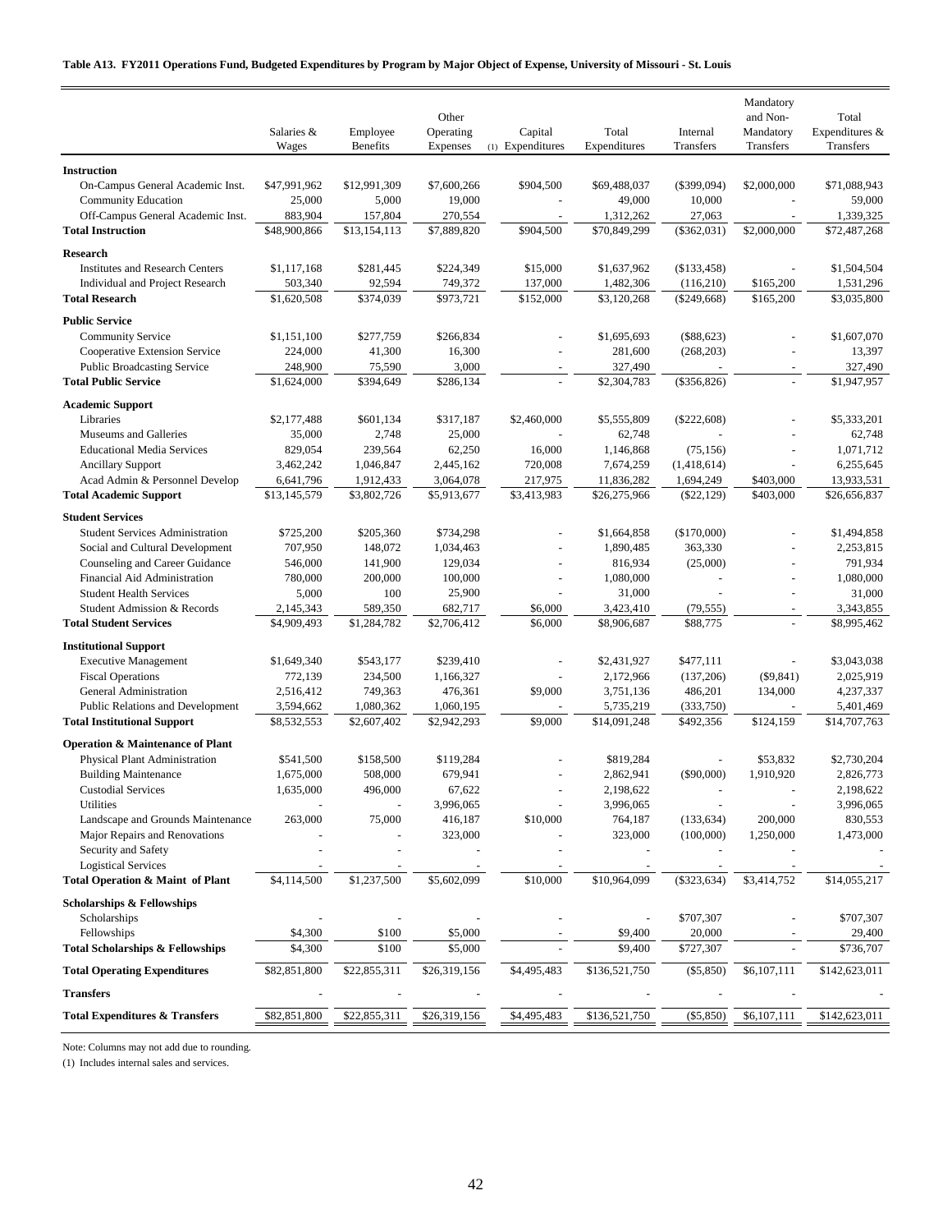**Table A13. FY2011 Operations Fund, Budgeted Expenditures by Program by Major Object of Expense, University of Missouri - St. Louis**

| | Salaries & Wages | Employee Benefits | Other Operating Expenses | Capital Expenditures (1) | Total Expenditures | Internal Transfers | Mandatory and Non-Mandatory Transfers | Total Expenditures & Transfers |
|---|---|---|---|---|---|---|---|---|
| **Instruction** | | | | | | | | |
| On-Campus General Academic Inst. | $47,991,962 | $12,991,309 | $7,600,266 | $904,500 | $69,488,037 | ($399,094) | $2,000,000 | $71,088,943 |
| Community Education | 25,000 | 5,000 | 19,000 | - | 49,000 | 10,000 | - | 59,000 |
| Off-Campus General Academic Inst. | 883,904 | 157,804 | 270,554 | - | 1,312,262 | 27,063 | - | 1,339,325 |
| **Total Instruction** | $48,900,866 | $13,154,113 | $7,889,820 | $904,500 | $70,849,299 | ($362,031) | $2,000,000 | $72,487,268 |
| **Research** | | | | | | | | |
| Institutes and Research Centers | $1,117,168 | $281,445 | $224,349 | $15,000 | $1,637,962 | ($133,458) | - | $1,504,504 |
| Individual and Project Research | 503,340 | 92,594 | 749,372 | 137,000 | 1,482,306 | (116,210) | $165,200 | 1,531,296 |
| **Total Research** | $1,620,508 | $374,039 | $973,721 | $152,000 | $3,120,268 | ($249,668) | $165,200 | $3,035,800 |
| **Public Service** | | | | | | | | |
| Community Service | $1,151,100 | $277,759 | $266,834 | - | $1,695,693 | ($88,623) | - | $1,607,070 |
| Cooperative Extension Service | 224,000 | 41,300 | 16,300 | - | 281,600 | (268,203) | - | 13,397 |
| Public Broadcasting Service | 248,900 | 75,590 | 3,000 | - | 327,490 | - | - | 327,490 |
| **Total Public Service** | $1,624,000 | $394,649 | $286,134 | - | $2,304,783 | ($356,826) | - | $1,947,957 |
| **Academic Support** | | | | | | | | |
| Libraries | $2,177,488 | $601,134 | $317,187 | $2,460,000 | $5,555,809 | ($222,608) | - | $5,333,201 |
| Museums and Galleries | 35,000 | 2,748 | 25,000 | - | 62,748 | - | - | 62,748 |
| Educational Media Services | 829,054 | 239,564 | 62,250 | 16,000 | 1,146,868 | (75,156) | - | 1,071,712 |
| Ancillary Support | 3,462,242 | 1,046,847 | 2,445,162 | 720,008 | 7,674,259 | (1,418,614) | - | 6,255,645 |
| Acad Admin & Personnel Develop | 6,641,796 | 1,912,433 | 3,064,078 | 217,975 | 11,836,282 | 1,694,249 | $403,000 | 13,933,531 |
| **Total Academic Support** | $13,145,579 | $3,802,726 | $5,913,677 | $3,413,983 | $26,275,966 | ($22,129) | $403,000 | $26,656,837 |
| **Student Services** | | | | | | | | |
| Student Services Administration | $725,200 | $205,360 | $734,298 | - | $1,664,858 | ($170,000) | - | $1,494,858 |
| Social and Cultural Development | 707,950 | 148,072 | 1,034,463 | - | 1,890,485 | 363,330 | - | 2,253,815 |
| Counseling and Career Guidance | 546,000 | 141,900 | 129,034 | - | 816,934 | (25,000) | - | 791,934 |
| Financial Aid Administration | 780,000 | 200,000 | 100,000 | - | 1,080,000 | - | - | 1,080,000 |
| Student Health Services | 5,000 | 100 | 25,900 | - | 31,000 | - | - | 31,000 |
| Student Admission & Records | 2,145,343 | 589,350 | 682,717 | $6,000 | 3,423,410 | (79,555) | - | 3,343,855 |
| **Total Student Services** | $4,909,493 | $1,284,782 | $2,706,412 | $6,000 | $8,906,687 | $88,775 | - | $8,995,462 |
| **Institutional Support** | | | | | | | | |
| Executive Management | $1,649,340 | $543,177 | $239,410 | - | $2,431,927 | $477,111 | - | $3,043,038 |
| Fiscal Operations | 772,139 | 234,500 | 1,166,327 | - | 2,172,966 | (137,206) | ($9,841) | 2,025,919 |
| General Administration | 2,516,412 | 749,363 | 476,361 | $9,000 | 3,751,136 | 486,201 | 134,000 | 4,237,337 |
| Public Relations and Development | 3,594,662 | 1,080,362 | 1,060,195 | - | 5,735,219 | (333,750) | - | 5,401,469 |
| **Total Institutional Support** | $8,532,553 | $2,607,402 | $2,942,293 | $9,000 | $14,091,248 | $492,356 | $124,159 | $14,707,763 |
| **Operation & Maintenance of Plant** | | | | | | | | |
| Physical Plant Administration | $541,500 | $158,500 | $119,284 | - | $819,284 | - | $53,832 | $2,730,204 |
| Building Maintenance | 1,675,000 | 508,000 | 679,941 | - | 2,862,941 | ($90,000) | 1,910,920 | 2,826,773 |
| Custodial Services | 1,635,000 | 496,000 | 67,622 | - | 2,198,622 | - | - | 2,198,622 |
| Utilities | - | - | 3,996,065 | - | 3,996,065 | - | - | 3,996,065 |
| Landscape and Grounds Maintenance | 263,000 | 75,000 | 416,187 | $10,000 | 764,187 | (133,634) | 200,000 | 830,553 |
| Major Repairs and Renovations | - | - | 323,000 | - | 323,000 | (100,000) | 1,250,000 | 1,473,000 |
| Security and Safety | - | - | - | - | - | - | - | - |
| Logistical Services | - | - | - | - | - | - | - | - |
| **Total Operation & Maint of Plant** | $4,114,500 | $1,237,500 | $5,602,099 | $10,000 | $10,964,099 | ($323,634) | $3,414,752 | $14,055,217 |
| **Scholarships & Fellowships** | | | | | | | | |
| Scholarships | - | - | - | - | - | $707,307 | - | $707,307 |
| Fellowships | $4,300 | $100 | $5,000 | - | $9,400 | 20,000 | - | 29,400 |
| **Total Scholarships & Fellowships** | $4,300 | $100 | $5,000 | - | $9,400 | $727,307 | - | $736,707 |
| **Total Operating Expenditures** | $82,851,800 | $22,855,311 | $26,319,156 | $4,495,483 | $136,521,750 | ($5,850) | $6,107,111 | $142,623,011 |
| **Transfers** | - | - | - | - | - | - | - | - |
| **Total Expenditures & Transfers** | $82,851,800 | $22,855,311 | $26,319,156 | $4,495,483 | $136,521,750 | ($5,850) | $6,107,111 | $142,623,011 |

Note: Columns may not add due to rounding.

(1) Includes internal sales and services.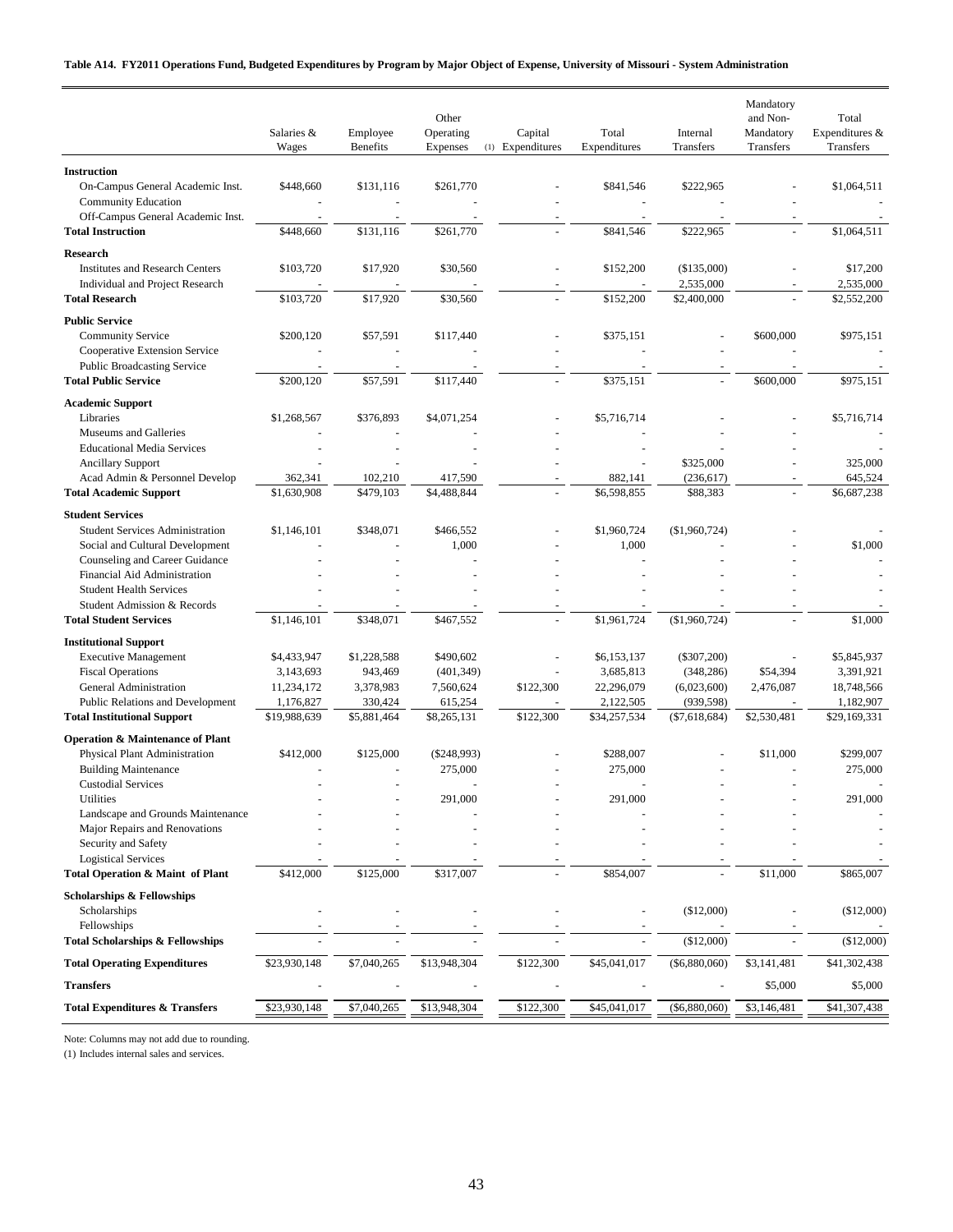**Table A14. FY2011 Operations Fund, Budgeted Expenditures by Program by Major Object of Expense, University of Missouri - System Administration**

| | Salaries & Wages | Employee Benefits | Other Operating Expenses (1) | Capital Expenditures | Total Expenditures | Internal Transfers | Mandatory and Non-Mandatory Transfers | Total Expenditures & Transfers |
|---|---|---|---|---|---|---|---|---|
| **Instruction** | | | | | | | | |
| On-Campus General Academic Inst. | $448,660 | $131,116 | $261,770 | - | $841,546 | $222,965 | - | $1,064,511 |
| Community Education | - | - | - | - | - | - | - | - |
| Off-Campus General Academic Inst. | - | - | - | - | - | - | - | - |
| **Total Instruction** | $448,660 | $131,116 | $261,770 | - | $841,546 | $222,965 | - | $1,064,511 |
| **Research** | | | | | | | | |
| Institutes and Research Centers | $103,720 | $17,920 | $30,560 | - | $152,200 | ($135,000) | - | $17,200 |
| Individual and Project Research | - | - | - | - | - | 2,535,000 | - | 2,535,000 |
| **Total Research** | $103,720 | $17,920 | $30,560 | - | $152,200 | $2,400,000 | - | $2,552,200 |
| **Public Service** | | | | | | | | |
| Community Service | $200,120 | $57,591 | $117,440 | - | $375,151 | - | $600,000 | $975,151 |
| Cooperative Extension Service | - | - | - | - | - | - | - | - |
| Public Broadcasting Service | - | - | - | - | - | - | - | - |
| **Total Public Service** | $200,120 | $57,591 | $117,440 | - | $375,151 | - | $600,000 | $975,151 |
| **Academic Support** | | | | | | | | |
| Libraries | $1,268,567 | $376,893 | $4,071,254 | - | $5,716,714 | - | - | $5,716,714 |
| Museums and Galleries | - | - | - | - | - | - | - | - |
| Educational Media Services | - | - | - | - | - | - | - | - |
| Ancillary Support | - | - | - | - | - | $325,000 | - | 325,000 |
| Acad Admin & Personnel Develop | 362,341 | 102,210 | 417,590 | - | 882,141 | (236,617) | - | 645,524 |
| **Total Academic Support** | $1,630,908 | $479,103 | $4,488,844 | - | $6,598,855 | $88,383 | - | $6,687,238 |
| **Student Services** | | | | | | | | |
| Student Services Administration | $1,146,101 | $348,071 | $466,552 | - | $1,960,724 | ($1,960,724) | - | - |
| Social and Cultural Development | - | - | 1,000 | - | 1,000 | - | - | $1,000 |
| Counseling and Career Guidance | - | - | - | - | - | - | - | - |
| Financial Aid Administration | - | - | - | - | - | - | - | - |
| Student Health Services | - | - | - | - | - | - | - | - |
| Student Admission & Records | - | - | - | - | - | - | - | - |
| **Total Student Services** | $1,146,101 | $348,071 | $467,552 | - | $1,961,724 | ($1,960,724) | - | $1,000 |
| **Institutional Support** | | | | | | | | |
| Executive Management | $4,433,947 | $1,228,588 | $490,602 | - | $6,153,137 | ($307,200) | - | $5,845,937 |
| Fiscal Operations | 3,143,693 | 943,469 | (401,349) | - | 3,685,813 | (348,286) | $54,394 | 3,391,921 |
| General Administration | 11,234,172 | 3,378,983 | 7,560,624 | $122,300 | 22,296,079 | (6,023,600) | 2,476,087 | 18,748,566 |
| Public Relations and Development | 1,176,827 | 330,424 | 615,254 | - | 2,122,505 | (939,598) | - | 1,182,907 |
| **Total Institutional Support** | $19,988,639 | $5,881,464 | $8,265,131 | $122,300 | $34,257,534 | ($7,618,684) | $2,530,481 | $29,169,331 |
| **Operation & Maintenance of Plant** | | | | | | | | |
| Physical Plant Administration | $412,000 | $125,000 | ($248,993) | - | $288,007 | - | $11,000 | $299,007 |
| Building Maintenance | - | - | 275,000 | - | 275,000 | - | - | 275,000 |
| Custodial Services | - | - | - | - | - | - | - | - |
| Utilities | - | - | 291,000 | - | 291,000 | - | - | 291,000 |
| Landscape and Grounds Maintenance | - | - | - | - | - | - | - | - |
| Major Repairs and Renovations | - | - | - | - | - | - | - | - |
| Security and Safety | - | - | - | - | - | - | - | - |
| Logistical Services | - | - | - | - | - | - | - | - |
| **Total Operation & Maint of Plant** | $412,000 | $125,000 | $317,007 | - | $854,007 | - | $11,000 | $865,007 |
| **Scholarships & Fellowships** | | | | | | | | |
| Scholarships | - | - | - | - | - | ($12,000) | - | ($12,000) |
| Fellowships | - | - | - | - | - | - | - | - |
| **Total Scholarships & Fellowships** | - | - | - | - | - | ($12,000) | - | ($12,000) |
| **Total Operating Expenditures** | $23,930,148 | $7,040,265 | $13,948,304 | $122,300 | $45,041,017 | ($6,880,060) | $3,141,481 | $41,302,438 |
| **Transfers** | - | - | - | - | - | - | $5,000 | $5,000 |
| **Total Expenditures & Transfers** | $23,930,148 | $7,040,265 | $13,948,304 | $122,300 | $45,041,017 | ($6,880,060) | $3,146,481 | $41,307,438 |

Note: Columns may not add due to rounding.

(1) Includes internal sales and services.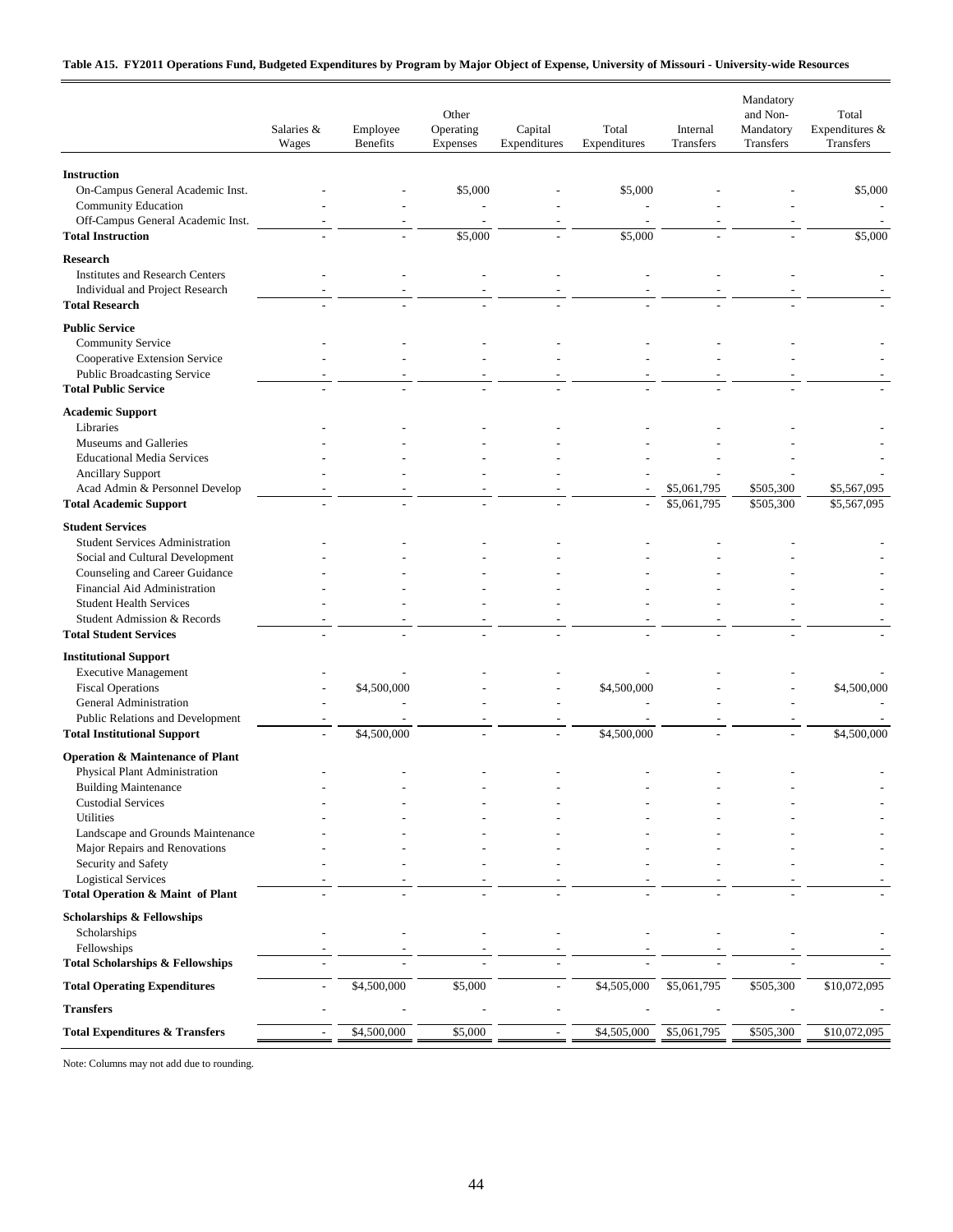**Table A15. FY2011 Operations Fund, Budgeted Expenditures by Program by Major Object of Expense, University of Missouri - University-wide Resources**

| | Salaries & Wages | Employee Benefits | Other Operating Expenses | Capital Expenditures | Total Expenditures | Internal Transfers | Mandatory and Non-Mandatory Transfers | Total Expenditures & Transfers |
|---|---|---|---|---|---|---|---|---|
| **Instruction** | | | | | | | | |
| On-Campus General Academic Inst. | - | - | $5,000 | - | $5,000 | - | - | $5,000 |
| Community Education | - | - | - | - | - | - | - | - |
| Off-Campus General Academic Inst. | - | - | - | - | - | - | - | - |
| **Total Instruction** | - | - | $5,000 | - | $5,000 | - | - | $5,000 |
| **Research** | | | | | | | | |
| Institutes and Research Centers | - | - | - | - | - | - | - | - |
| Individual and Project Research | - | - | - | - | - | - | - | - |
| **Total Research** | - | - | - | - | - | - | - | - |
| **Public Service** | | | | | | | | |
| Community Service | - | - | - | - | - | - | - | - |
| Cooperative Extension Service | - | - | - | - | - | - | - | - |
| Public Broadcasting Service | - | - | - | - | - | - | - | - |
| **Total Public Service** | - | - | - | - | - | - | - | - |
| **Academic Support** | | | | | | | | |
| Libraries | - | - | - | - | - | - | - | - |
| Museums and Galleries | - | - | - | - | - | - | - | - |
| Educational Media Services | - | - | - | - | - | - | - | - |
| Ancillary Support | - | - | - | - | - | - | - | - |
| Acad Admin & Personnel Develop | - | - | - | - | - | $5,061,795 | $505,300 | $5,567,095 |
| **Total Academic Support** | - | - | - | - | - | $5,061,795 | $505,300 | $5,567,095 |
| **Student Services** | | | | | | | | |
| Student Services Administration | - | - | - | - | - | - | - | - |
| Social and Cultural Development | - | - | - | - | - | - | - | - |
| Counseling and Career Guidance | - | - | - | - | - | - | - | - |
| Financial Aid Administration | - | - | - | - | - | - | - | - |
| Student Health Services | - | - | - | - | - | - | - | - |
| Student Admission & Records | - | - | - | - | - | - | - | - |
| **Total Student Services** | - | - | - | - | - | - | - | - |
| **Institutional Support** | | | | | | | | |
| Executive Management | - | - | - | - | - | - | - | - |
| Fiscal Operations | - | $4,500,000 | - | - | $4,500,000 | - | - | $4,500,000 |
| General Administration | - | - | - | - | - | - | - | - |
| Public Relations and Development | - | - | - | - | - | - | - | - |
| **Total Institutional Support** | - | $4,500,000 | - | - | $4,500,000 | - | - | $4,500,000 |
| **Operation & Maintenance of Plant** | | | | | | | | |
| Physical Plant Administration | - | - | - | - | - | - | - | - |
| Building Maintenance | - | - | - | - | - | - | - | - |
| Custodial Services | - | - | - | - | - | - | - | - |
| Utilities | - | - | - | - | - | - | - | - |
| Landscape and Grounds Maintenance | - | - | - | - | - | - | - | - |
| Major Repairs and Renovations | - | - | - | - | - | - | - | - |
| Security and Safety | - | - | - | - | - | - | - | - |
| Logistical Services | - | - | - | - | - | - | - | - |
| **Total Operation & Maint of Plant** | - | - | - | - | - | - | - | - |
| **Scholarships & Fellowships** | | | | | | | | |
| Scholarships | - | - | - | - | - | - | - | - |
| Fellowships | - | - | - | - | - | - | - | - |
| **Total Scholarships & Fellowships** | - | - | - | - | - | - | - | - |
| **Total Operating Expenditures** | - | $4,500,000 | $5,000 | - | $4,505,000 | $5,061,795 | $505,300 | $10,072,095 |
| **Transfers** | - | - | - | - | - | - | - | - |
| **Total Expenditures & Transfers** | - | $4,500,000 | $5,000 | - | $4,505,000 | $5,061,795 | $505,300 | $10,072,095 |

Note: Columns may not add due to rounding.